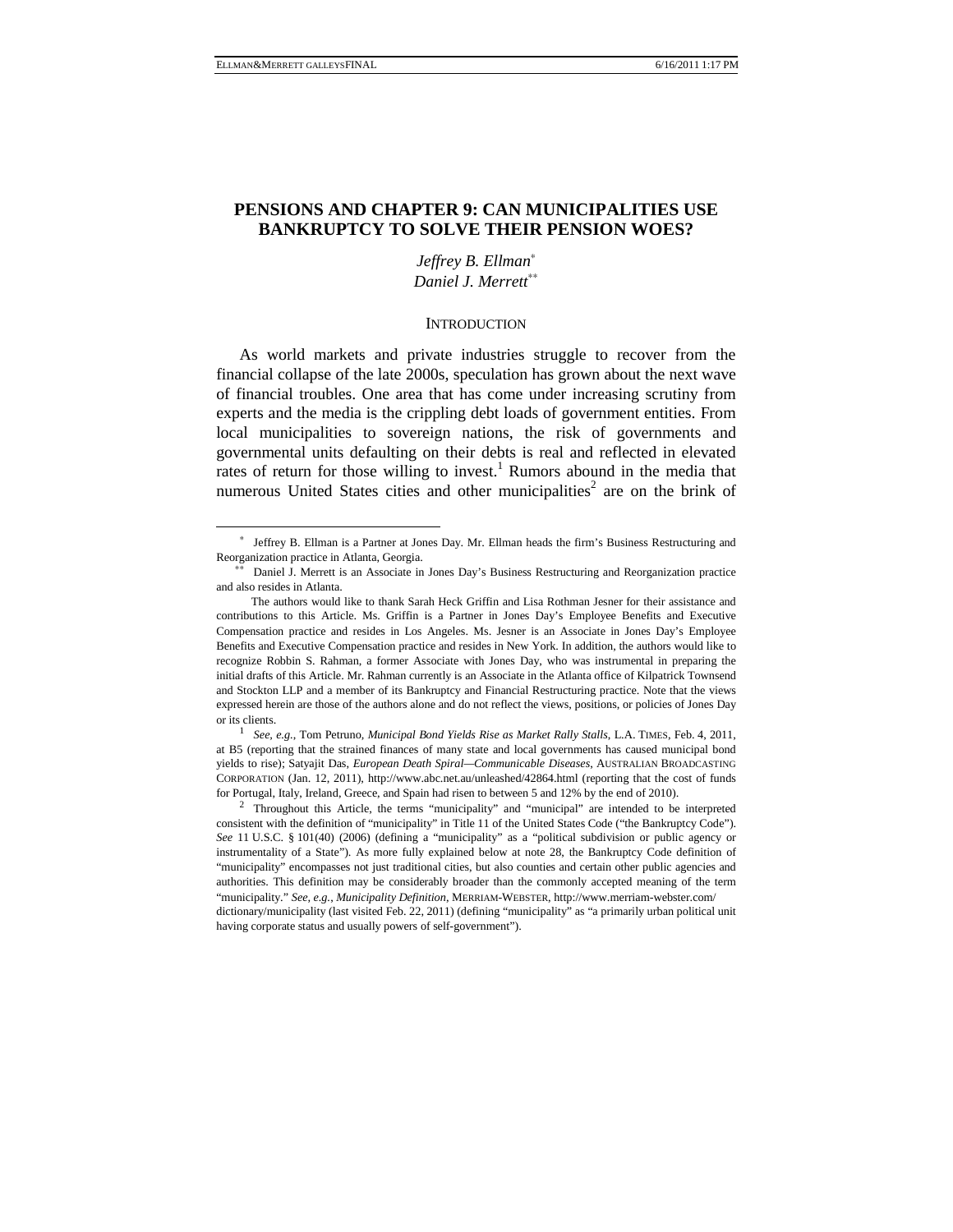# PENSIONS AND CHAPTER 9: CAN MUNICIPALITIES USE BANKRUPTCY TO SOLVE THEIR PENSION WOES?

*Jeffrey B. Ellman*[*]
*Daniel J. Merrett*[**]

## INTRODUCTION

As world markets and private industries struggle to recover from the financial collapse of the late 2000s, speculation has grown about the next wave of financial troubles. One area that has come under increasing scrutiny from experts and the media is the crippling debt loads of government entities. From local municipalities to sovereign nations, the risk of governments and governmental units defaulting on their debts is real and reflected in elevated rates of return for those willing to invest.[1] Rumors abound in the media that numerous United States cities and other municipalities[2] are on the brink of

---

[*] Jeffrey B. Ellman is a Partner at Jones Day. Mr. Ellman heads the firm's Business Restructuring and Reorganization practice in Atlanta, Georgia.

[**] Daniel J. Merrett is an Associate in Jones Day's Business Restructuring and Reorganization practice and also resides in Atlanta.

The authors would like to thank Sarah Heck Griffin and Lisa Rothman Jesner for their assistance and contributions to this Article. Ms. Griffin is a Partner in Jones Day's Employee Benefits and Executive Compensation practice and resides in Los Angeles. Ms. Jesner is an Associate in Jones Day's Employee Benefits and Executive Compensation practice and resides in New York. In addition, the authors would like to recognize Robbin S. Rahman, a former Associate with Jones Day, who was instrumental in preparing the initial drafts of this Article. Mr. Rahman currently is an Associate in the Atlanta office of Kilpatrick Townsend and Stockton LLP and a member of its Bankruptcy and Financial Restructuring practice. Note that the views expressed herein are those of the authors alone and do not reflect the views, positions, or policies of Jones Day or its clients.

[1] *See, e.g.*, Tom Petruno, *Municipal Bond Yields Rise as Market Rally Stalls*, L.A. TIMES, Feb. 4, 2011, at B5 (reporting that the strained finances of many state and local governments has caused municipal bond yields to rise); Satyajit Das, *European Death Spiral—Communicable Diseases*, AUSTRALIAN BROADCASTING CORPORATION (Jan. 12, 2011), http://www.abc.net.au/unleashed/42864.html (reporting that the cost of funds for Portugal, Italy, Ireland, Greece, and Spain had risen to between 5 and 12% by the end of 2010).

[2] Throughout this Article, the terms "municipality" and "municipal" are intended to be interpreted consistent with the definition of "municipality" in Title 11 of the United States Code ("the Bankruptcy Code"). *See* 11 U.S.C. § 101(40) (2006) (defining a "municipality" as a "political subdivision or public agency or instrumentality of a State"). As more fully explained below at note 28, the Bankruptcy Code definition of "municipality" encompasses not just traditional cities, but also counties and certain other public agencies and authorities. This definition may be considerably broader than the commonly accepted meaning of the term "municipality." *See, e.g.*, *Municipality Definition*, MERRIAM-WEBSTER, http://www.merriam-webster.com/dictionary/municipality (last visited Feb. 22, 2011) (defining "municipality" as "a primarily urban political unit having corporate status and usually powers of self-government").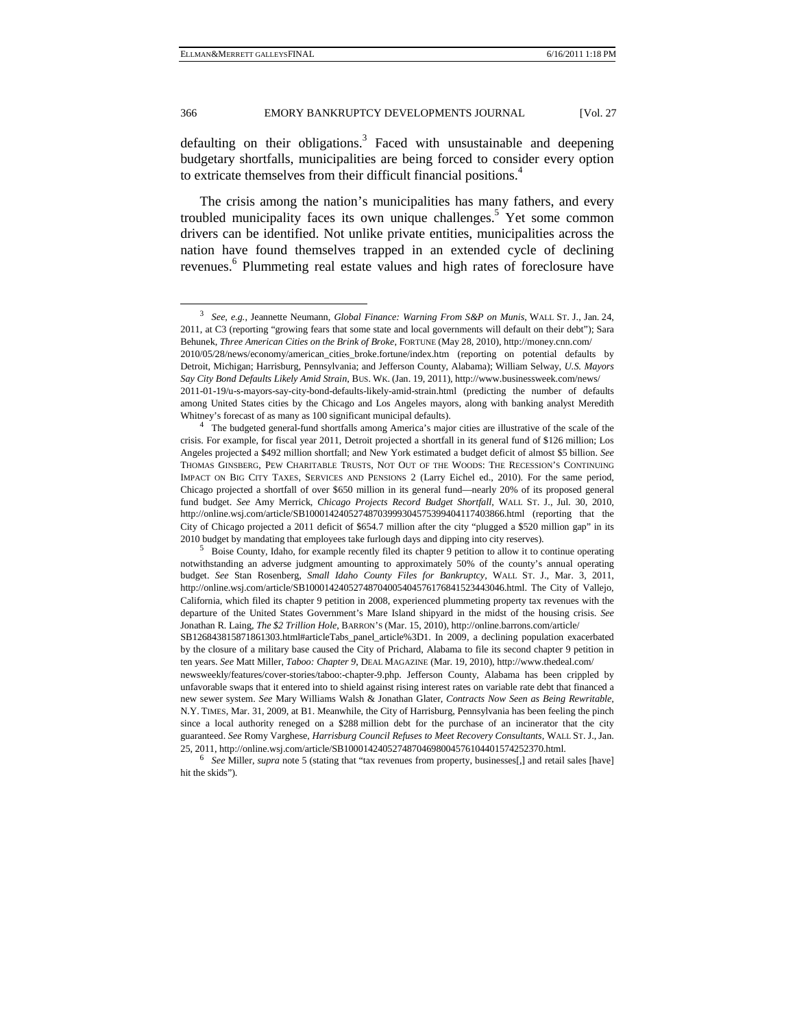defaulting on their obligations.[3] Faced with unsustainable and deepening budgetary shortfalls, municipalities are being forced to consider every option to extricate themselves from their difficult financial positions.[4]

The crisis among the nation's municipalities has many fathers, and every troubled municipality faces its own unique challenges.[5] Yet some common drivers can be identified. Not unlike private entities, municipalities across the nation have found themselves trapped in an extended cycle of declining revenues.[6] Plummeting real estate values and high rates of foreclosure have

---

[3] *See, e.g.*, Jeannette Neumann, *Global Finance: Warning From S&P on Munis*, WALL ST. J., Jan. 24, 2011, at C3 (reporting "growing fears that some state and local governments will default on their debt"); Sara Behunek, *Three American Cities on the Brink of Broke*, FORTUNE (May 28, 2010), http://money.cnn.com/2010/05/28/news/economy/american_cities_broke.fortune/index.htm (reporting on potential defaults by Detroit, Michigan; Harrisburg, Pennsylvania; and Jefferson County, Alabama); William Selway, *U.S. Mayors Say City Bond Defaults Likely Amid Strain*, BUS. WK. (Jan. 19, 2011), http://www.businessweek.com/news/2011-01-19/u-s-mayors-say-city-bond-defaults-likely-amid-strain.html (predicting the number of defaults among United States cities by the Chicago and Los Angeles mayors, along with banking analyst Meredith Whitney's forecast of as many as 100 significant municipal defaults).

[4] The budgeted general-fund shortfalls among America's major cities are illustrative of the scale of the crisis. For example, for fiscal year 2011, Detroit projected a shortfall in its general fund of $126 million; Los Angeles projected a $492 million shortfall; and New York estimated a budget deficit of almost $5 billion. *See* THOMAS GINSBERG, PEW CHARITABLE TRUSTS, NOT OUT OF THE WOODS: THE RECESSION'S CONTINUING IMPACT ON BIG CITY TAXES, SERVICES AND PENSIONS 2 (Larry Eichel ed., 2010). For the same period, Chicago projected a shortfall of over $650 million in its general fund—nearly 20% of its proposed general fund budget. *See* Amy Merrick, *Chicago Projects Record Budget Shortfall*, WALL ST. J., Jul. 30, 2010, http://online.wsj.com/article/SB10001424052748703999304575399404117403866.html (reporting that the City of Chicago projected a 2011 deficit of $654.7 million after the city "plugged a $520 million gap" in its 2010 budget by mandating that employees take furlough days and dipping into city reserves).

[5] Boise County, Idaho, for example recently filed its chapter 9 petition to allow it to continue operating notwithstanding an adverse judgment amounting to approximately 50% of the county's annual operating budget. *See* Stan Rosenberg, *Small Idaho County Files for Bankruptcy*, WALL ST. J., Mar. 3, 2011, http://online.wsj.com/article/SB10001424052748704005404576176841523443046.html. The City of Vallejo, California, which filed its chapter 9 petition in 2008, experienced plummeting property tax revenues with the departure of the United States Government's Mare Island shipyard in the midst of the housing crisis. *See* Jonathan R. Laing, *The $2 Trillion Hole*, BARRON'S (Mar. 15, 2010), http://online.barrons.com/article/SB126843815871861303.html#articleTabs_panel_article%3D1. In 2009, a declining population exacerbated by the closure of a military base caused the City of Prichard, Alabama to file its second chapter 9 petition in ten years. *See* Matt Miller, *Taboo: Chapter 9*, DEAL MAGAZINE (Mar. 19, 2010), http://www.thedeal.com/newsweekly/features/cover-stories/taboo:-chapter-9.php. Jefferson County, Alabama has been crippled by unfavorable swaps that it entered into to shield against rising interest rates on variable rate debt that financed a new sewer system. *See* Mary Williams Walsh & Jonathan Glater, *Contracts Now Seen as Being Rewritable*, N.Y. TIMES, Mar. 31, 2009, at B1. Meanwhile, the City of Harrisburg, Pennsylvania has been feeling the pinch since a local authority reneged on a $288 million debt for the purchase of an incinerator that the city guaranteed. *See* Romy Varghese, *Harrisburg Council Refuses to Meet Recovery Consultants*, WALL ST. J., Jan. 25, 2011, http://online.wsj.com/article/SB10001424052748704698004576104401574252370.html.

[6] *See* Miller, *supra* note 5 (stating that "tax revenues from property, businesses[,] and retail sales [have] hit the skids").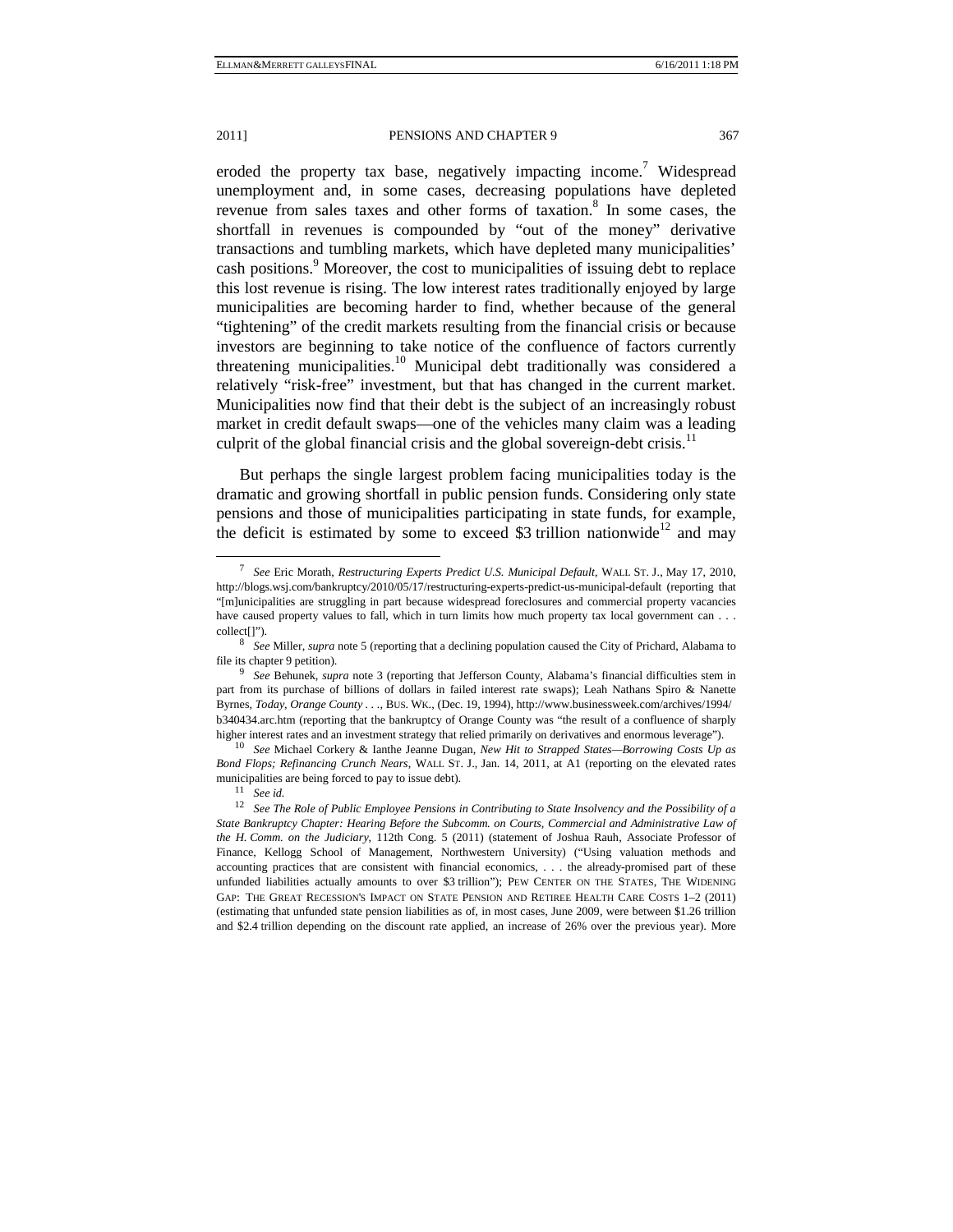eroded the property tax base, negatively impacting income.[7] Widespread unemployment and, in some cases, decreasing populations have depleted revenue from sales taxes and other forms of taxation.[8] In some cases, the shortfall in revenues is compounded by "out of the money" derivative transactions and tumbling markets, which have depleted many municipalities' cash positions.[9] Moreover, the cost to municipalities of issuing debt to replace this lost revenue is rising. The low interest rates traditionally enjoyed by large municipalities are becoming harder to find, whether because of the general "tightening" of the credit markets resulting from the financial crisis or because investors are beginning to take notice of the confluence of factors currently threatening municipalities.[10] Municipal debt traditionally was considered a relatively "risk-free" investment, but that has changed in the current market. Municipalities now find that their debt is the subject of an increasingly robust market in credit default swaps—one of the vehicles many claim was a leading culprit of the global financial crisis and the global sovereign-debt crisis.[11]

But perhaps the single largest problem facing municipalities today is the dramatic and growing shortfall in public pension funds. Considering only state pensions and those of municipalities participating in state funds, for example, the deficit is estimated by some to exceed $3 trillion nationwide[12] and may

---

[7] *See* Eric Morath, *Restructuring Experts Predict U.S. Municipal Default*, WALL ST. J., May 17, 2010, http://blogs.wsj.com/bankruptcy/2010/05/17/restructuring-experts-predict-us-municipal-default (reporting that "[m]unicipalities are struggling in part because widespread foreclosures and commercial property vacancies have caused property values to fall, which in turn limits how much property tax local government can . . . collect[]").

[8] *See* Miller, *supra* note 5 (reporting that a declining population caused the City of Prichard, Alabama to file its chapter 9 petition).

[9] *See* Behunek, *supra* note 3 (reporting that Jefferson County, Alabama's financial difficulties stem in part from its purchase of billions of dollars in failed interest rate swaps); Leah Nathans Spiro & Nanette Byrnes, *Today, Orange County . . .*, BUS. WK., (Dec. 19, 1994), http://www.businessweek.com/archives/1994/b340434.arc.htm (reporting that the bankruptcy of Orange County was "the result of a confluence of sharply higher interest rates and an investment strategy that relied primarily on derivatives and enormous leverage").

[10] *See* Michael Corkery & Ianthe Jeanne Dugan, *New Hit to Strapped States—Borrowing Costs Up as Bond Flops; Refinancing Crunch Nears*, WALL ST. J., Jan. 14, 2011, at A1 (reporting on the elevated rates municipalities are being forced to pay to issue debt).

[11] *See id.*

[12] *See The Role of Public Employee Pensions in Contributing to State Insolvency and the Possibility of a State Bankruptcy Chapter: Hearing Before the Subcomm. on Courts, Commercial and Administrative Law of the H. Comm. on the Judiciary*, 112th Cong. 5 (2011) (statement of Joshua Rauh, Associate Professor of Finance, Kellogg School of Management, Northwestern University) ("Using valuation methods and accounting practices that are consistent with financial economics, . . . the already-promised part of these unfunded liabilities actually amounts to over $3 trillion"); PEW CENTER ON THE STATES, THE WIDENING GAP: THE GREAT RECESSION'S IMPACT ON STATE PENSION AND RETIREE HEALTH CARE COSTS 1–2 (2011) (estimating that unfunded state pension liabilities as of, in most cases, June 2009, were between $1.26 trillion and $2.4 trillion depending on the discount rate applied, an increase of 26% over the previous year). More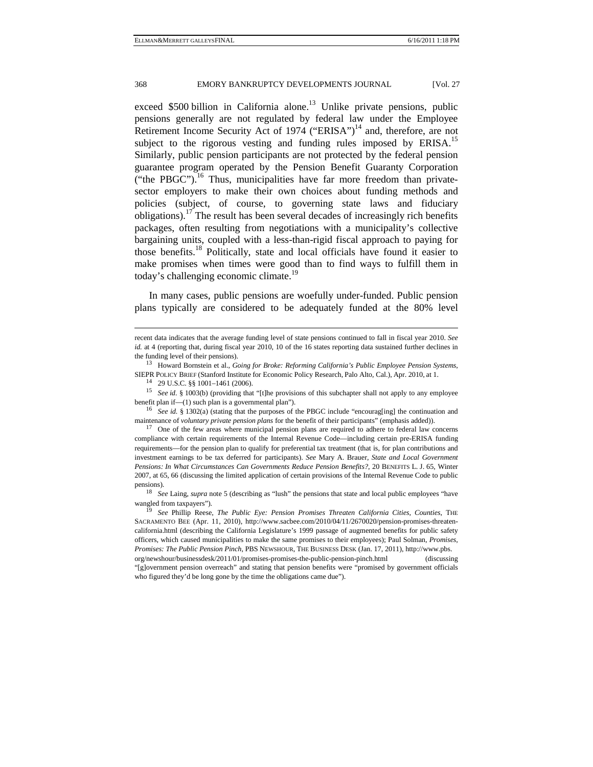exceed $500 billion in California alone.[13] Unlike private pensions, public pensions generally are not regulated by federal law under the Employee Retirement Income Security Act of 1974 ("ERISA")[14] and, therefore, are not subject to the rigorous vesting and funding rules imposed by ERISA.[15] Similarly, public pension participants are not protected by the federal pension guarantee program operated by the Pension Benefit Guaranty Corporation ("the PBGC").[16] Thus, municipalities have far more freedom than private-sector employers to make their own choices about funding methods and policies (subject, of course, to governing state laws and fiduciary obligations).[17] The result has been several decades of increasingly rich benefits packages, often resulting from negotiations with a municipality's collective bargaining units, coupled with a less-than-rigid fiscal approach to paying for those benefits.[18] Politically, state and local officials have found it easier to make promises when times were good than to find ways to fulfill them in today's challenging economic climate.[19]

In many cases, public pensions are woefully under-funded. Public pension plans typically are considered to be adequately funded at the 80% level

---

recent data indicates that the average funding level of state pensions continued to fall in fiscal year 2010. *See id.* at 4 (reporting that, during fiscal year 2010, 10 of the 16 states reporting data sustained further declines in the funding level of their pensions).

[13] Howard Bornstein et al., *Going for Broke: Reforming California's Public Employee Pension Systems*, SIEPR POLICY BRIEF (Stanford Institute for Economic Policy Research, Palo Alto, Cal.), Apr. 2010, at 1.

[14] 29 U.S.C. §§ 1001–1461 (2006).

[15] *See id*. § 1003(b) (providing that "[t]he provisions of this subchapter shall not apply to any employee benefit plan if—(1) such plan is a governmental plan").

[16] *See id.* § 1302(a) (stating that the purposes of the PBGC include "encourag[ing] the continuation and maintenance of *voluntary private pension plans* for the benefit of their participants" (emphasis added)).

[17] One of the few areas where municipal pension plans are required to adhere to federal law concerns compliance with certain requirements of the Internal Revenue Code—including certain pre-ERISA funding requirements—for the pension plan to qualify for preferential tax treatment (that is, for plan contributions and investment earnings to be tax deferred for participants). *See* Mary A. Brauer, *State and Local Government Pensions: In What Circumstances Can Governments Reduce Pension Benefits?*, 20 BENEFITS L. J. 65, Winter 2007, at 65, 66 (discussing the limited application of certain provisions of the Internal Revenue Code to public pensions).

[18] *See* Laing, *supra* note 5 (describing as "lush" the pensions that state and local public employees "have wangled from taxpayers").

[19] *See* Phillip Reese, *The Public Eye: Pension Promises Threaten California Cities, Counties*, THE SACRAMENTO BEE (Apr. 11, 2010), http://www.sacbee.com/2010/04/11/2670020/pension-promises-threaten-california.html (describing the California Legislature's 1999 passage of augmented benefits for public safety officers, which caused municipalities to make the same promises to their employees); Paul Solman, *Promises, Promises: The Public Pension Pinch*, PBS NEWSHOUR, THE BUSINESS DESK (Jan. 17, 2011), http://www.pbs.org/newshour/businessdesk/2011/01/promises-promises-the-public-pension-pinch.html (discussing "[g]overnment pension overreach" and stating that pension benefits were "promised by government officials who figured they'd be long gone by the time the obligations came due").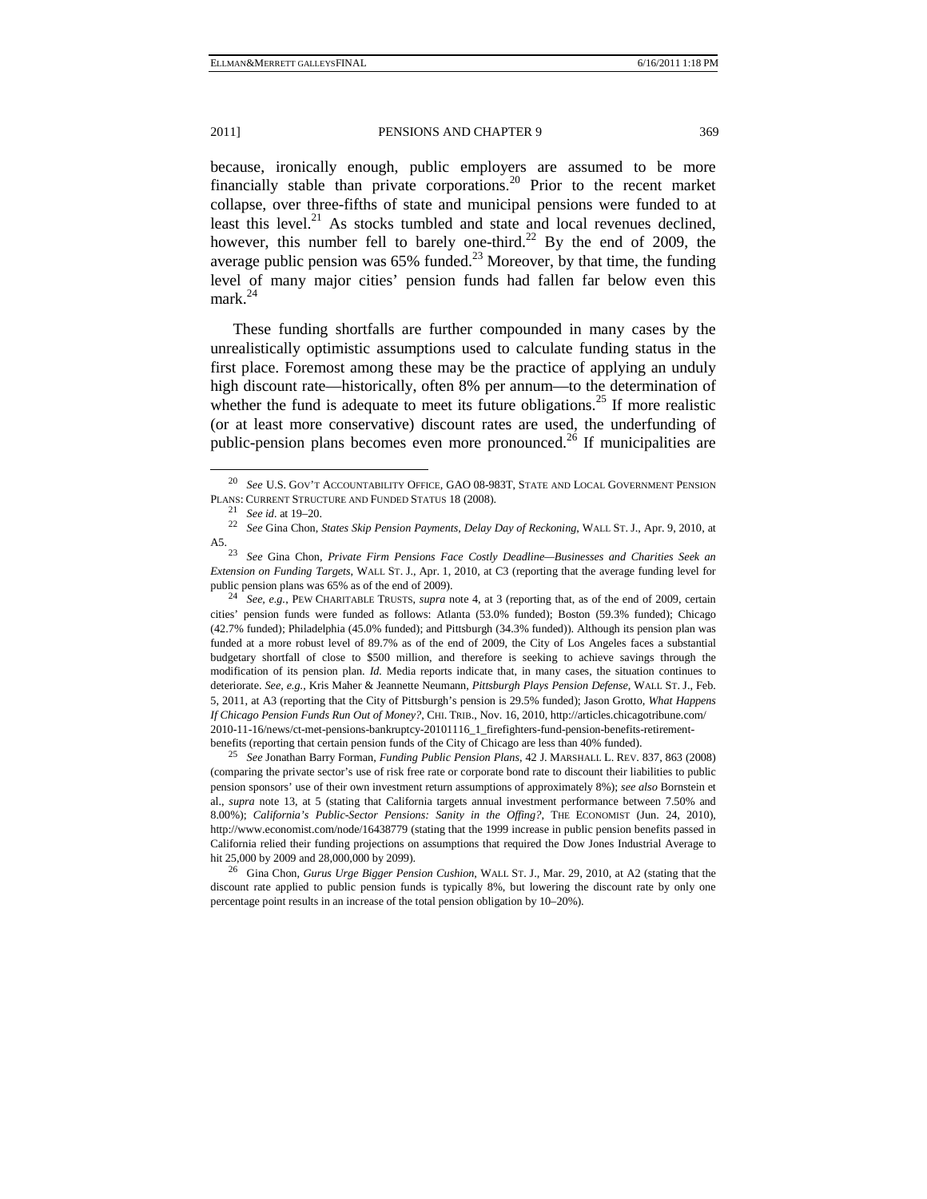because, ironically enough, public employers are assumed to be more financially stable than private corporations.[20] Prior to the recent market collapse, over three-fifths of state and municipal pensions were funded to at least this level.[21] As stocks tumbled and state and local revenues declined, however, this number fell to barely one-third.[22] By the end of 2009, the average public pension was 65% funded.[23] Moreover, by that time, the funding level of many major cities' pension funds had fallen far below even this mark.[24]

These funding shortfalls are further compounded in many cases by the unrealistically optimistic assumptions used to calculate funding status in the first place. Foremost among these may be the practice of applying an unduly high discount rate—historically, often 8% per annum—to the determination of whether the fund is adequate to meet its future obligations.[25] If more realistic (or at least more conservative) discount rates are used, the underfunding of public-pension plans becomes even more pronounced.[26] If municipalities are

---

[20] *See* U.S. GOV'T ACCOUNTABILITY OFFICE, GAO 08-983T, STATE AND LOCAL GOVERNMENT PENSION PLANS: CURRENT STRUCTURE AND FUNDED STATUS 18 (2008).

[21] *See id*. at 19–20.

[22] *See* Gina Chon, *States Skip Pension Payments, Delay Day of Reckoning*, WALL ST. J., Apr. 9, 2010, at A5.

[23] *See* Gina Chon, *Private Firm Pensions Face Costly Deadline—Businesses and Charities Seek an Extension on Funding Targets*, WALL ST. J., Apr. 1, 2010, at C3 (reporting that the average funding level for public pension plans was 65% as of the end of 2009).

[24] *See, e.g.*, PEW CHARITABLE TRUSTS, *supra* note 4, at 3 (reporting that, as of the end of 2009, certain cities' pension funds were funded as follows: Atlanta (53.0% funded); Boston (59.3% funded); Chicago (42.7% funded); Philadelphia (45.0% funded); and Pittsburgh (34.3% funded)). Although its pension plan was funded at a more robust level of 89.7% as of the end of 2009, the City of Los Angeles faces a substantial budgetary shortfall of close to $500 million, and therefore is seeking to achieve savings through the modification of its pension plan. *Id.* Media reports indicate that, in many cases, the situation continues to deteriorate. *See, e.g.*, Kris Maher & Jeannette Neumann, *Pittsburgh Plays Pension Defense*, WALL ST. J., Feb. 5, 2011, at A3 (reporting that the City of Pittsburgh's pension is 29.5% funded); Jason Grotto, *What Happens If Chicago Pension Funds Run Out of Money?*, CHI. TRIB., Nov. 16, 2010, http://articles.chicagotribune.com/2010-11-16/news/ct-met-pensions-bankruptcy-20101116_1_firefighters-fund-pension-benefits-retirement-benefits (reporting that certain pension funds of the City of Chicago are less than 40% funded).

[25] *See* Jonathan Barry Forman, *Funding Public Pension Plans*, 42 J. MARSHALL L. REV. 837, 863 (2008) (comparing the private sector's use of risk free rate or corporate bond rate to discount their liabilities to public pension sponsors' use of their own investment return assumptions of approximately 8%); *see also* Bornstein et al., *supra* note 13, at 5 (stating that California targets annual investment performance between 7.50% and 8.00%); *California's Public-Sector Pensions: Sanity in the Offing?*, THE ECONOMIST (Jun. 24, 2010), http://www.economist.com/node/16438779 (stating that the 1999 increase in public pension benefits passed in California relied their funding projections on assumptions that required the Dow Jones Industrial Average to hit 25,000 by 2009 and 28,000,000 by 2099).

[26] Gina Chon, *Gurus Urge Bigger Pension Cushion*, WALL ST. J., Mar. 29, 2010, at A2 (stating that the discount rate applied to public pension funds is typically 8%, but lowering the discount rate by only one percentage point results in an increase of the total pension obligation by 10–20%).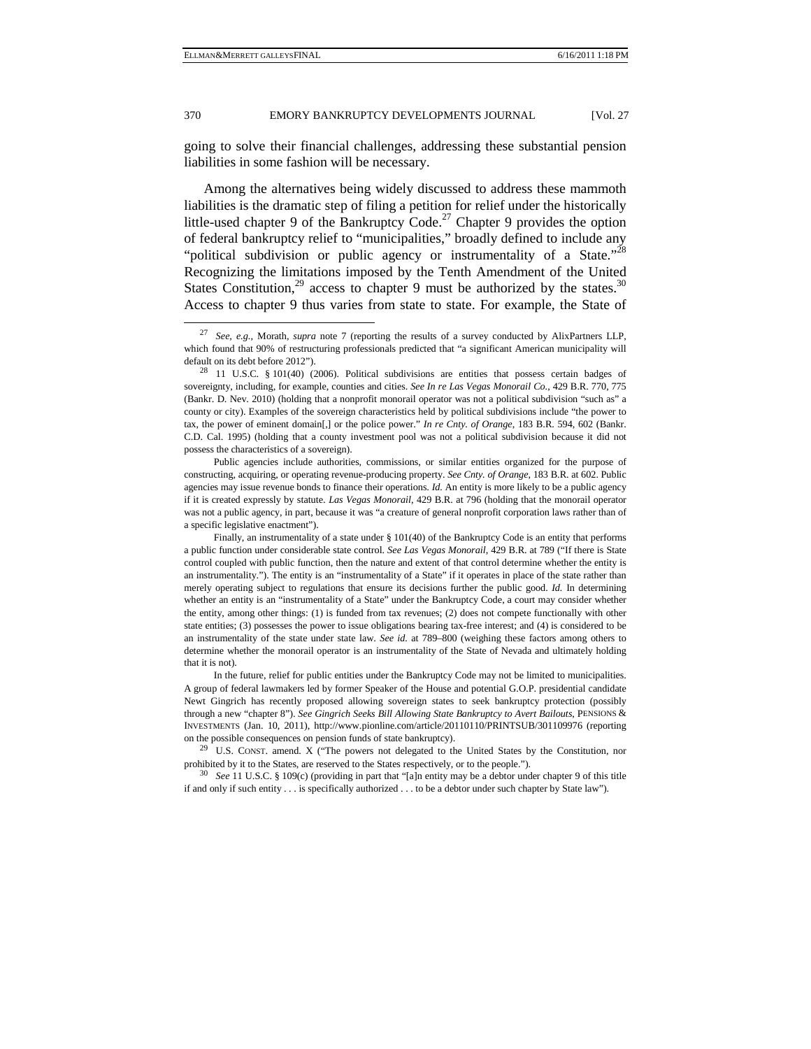going to solve their financial challenges, addressing these substantial pension liabilities in some fashion will be necessary.

Among the alternatives being widely discussed to address these mammoth liabilities is the dramatic step of filing a petition for relief under the historically little-used chapter 9 of the Bankruptcy Code.[27] Chapter 9 provides the option of federal bankruptcy relief to "municipalities," broadly defined to include any "political subdivision or public agency or instrumentality of a State."[28] Recognizing the limitations imposed by the Tenth Amendment of the United States Constitution,[29] access to chapter 9 must be authorized by the states.[30] Access to chapter 9 thus varies from state to state. For example, the State of

---

[27] *See, e.g.*, Morath, *supra* note 7 (reporting the results of a survey conducted by AlixPartners LLP, which found that 90% of restructuring professionals predicted that "a significant American municipality will default on its debt before 2012").

[28] 11 U.S.C. § 101(40) (2006). Political subdivisions are entities that possess certain badges of sovereignty, including, for example, counties and cities. *See In re Las Vegas Monorail Co.*, 429 B.R. 770, 775 (Bankr. D. Nev. 2010) (holding that a nonprofit monorail operator was not a political subdivision "such as" a county or city). Examples of the sovereign characteristics held by political subdivisions include "the power to tax, the power of eminent domain[,] or the police power." *In re Cnty. of Orange*, 183 B.R. 594, 602 (Bankr. C.D. Cal. 1995) (holding that a county investment pool was not a political subdivision because it did not possess the characteristics of a sovereign).

Public agencies include authorities, commissions, or similar entities organized for the purpose of constructing, acquiring, or operating revenue-producing property. *See Cnty. of Orange*, 183 B.R. at 602. Public agencies may issue revenue bonds to finance their operations. *Id.* An entity is more likely to be a public agency if it is created expressly by statute. *Las Vegas Monorail*, 429 B.R. at 796 (holding that the monorail operator was not a public agency, in part, because it was "a creature of general nonprofit corporation laws rather than of a specific legislative enactment").

Finally, an instrumentality of a state under § 101(40) of the Bankruptcy Code is an entity that performs a public function under considerable state control. *See Las Vegas Monorail*, 429 B.R. at 789 ("If there is State control coupled with public function, then the nature and extent of that control determine whether the entity is an instrumentality."). The entity is an "instrumentality of a State" if it operates in place of the state rather than merely operating subject to regulations that ensure its decisions further the public good. *Id.* In determining whether an entity is an "instrumentality of a State" under the Bankruptcy Code, a court may consider whether the entity, among other things: (1) is funded from tax revenues; (2) does not compete functionally with other state entities; (3) possesses the power to issue obligations bearing tax-free interest; and (4) is considered to be an instrumentality of the state under state law. *See id.* at 789–800 (weighing these factors among others to determine whether the monorail operator is an instrumentality of the State of Nevada and ultimately holding that it is not).

In the future, relief for public entities under the Bankruptcy Code may not be limited to municipalities. A group of federal lawmakers led by former Speaker of the House and potential G.O.P. presidential candidate Newt Gingrich has recently proposed allowing sovereign states to seek bankruptcy protection (possibly through a new "chapter 8"). *See Gingrich Seeks Bill Allowing State Bankruptcy to Avert Bailouts*, PENSIONS & INVESTMENTS (Jan. 10, 2011), http://www.pionline.com/article/20110110/PRINTSUB/301109976 (reporting on the possible consequences on pension funds of state bankruptcy).

[29] U.S. CONST. amend. X ("The powers not delegated to the United States by the Constitution, nor prohibited by it to the States, are reserved to the States respectively, or to the people.").

[30] *See* 11 U.S.C. § 109(c) (providing in part that "[a]n entity may be a debtor under chapter 9 of this title if and only if such entity . . . is specifically authorized . . . to be a debtor under such chapter by State law").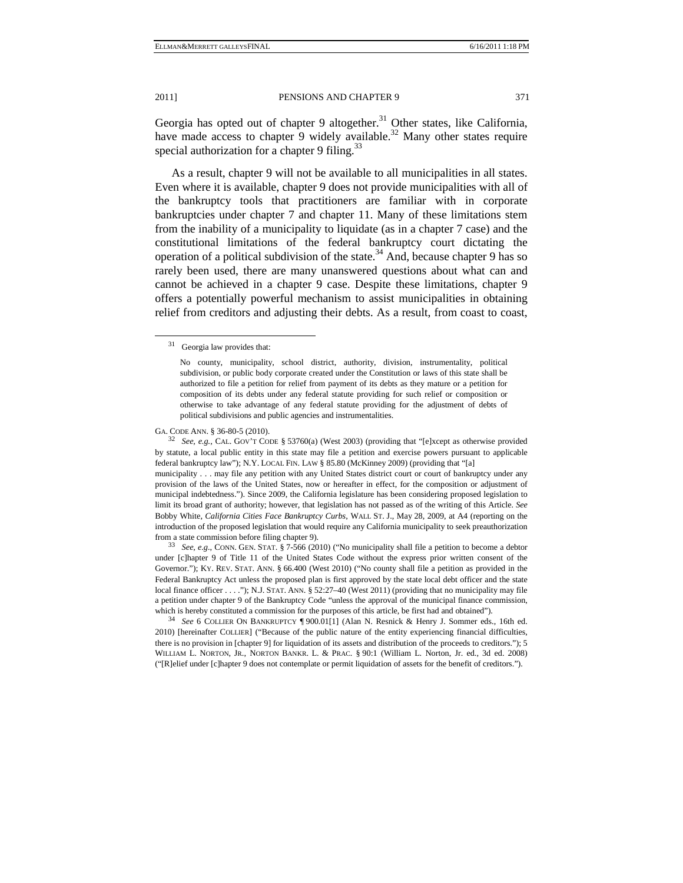Georgia has opted out of chapter 9 altogether.[31] Other states, like California, have made access to chapter 9 widely available.[32] Many other states require special authorization for a chapter 9 filing.[33]

As a result, chapter 9 will not be available to all municipalities in all states. Even where it is available, chapter 9 does not provide municipalities with all of the bankruptcy tools that practitioners are familiar with in corporate bankruptcies under chapter 7 and chapter 11. Many of these limitations stem from the inability of a municipality to liquidate (as in a chapter 7 case) and the constitutional limitations of the federal bankruptcy court dictating the operation of a political subdivision of the state.[34] And, because chapter 9 has so rarely been used, there are many unanswered questions about what can and cannot be achieved in a chapter 9 case. Despite these limitations, chapter 9 offers a potentially powerful mechanism to assist municipalities in obtaining relief from creditors and adjusting their debts. As a result, from coast to coast,

---

[31] Georgia law provides that:

> No county, municipality, school district, authority, division, instrumentality, political subdivision, or public body corporate created under the Constitution or laws of this state shall be authorized to file a petition for relief from payment of its debts as they mature or a petition for composition of its debts under any federal statute providing for such relief or composition or otherwise to take advantage of any federal statute providing for the adjustment of debts of political subdivisions and public agencies and instrumentalities.

GA. CODE ANN. § 36-80-5 (2010).

[32] *See, e.g.*, CAL. GOV'T CODE § 53760(a) (West 2003) (providing that "[e]xcept as otherwise provided by statute, a local public entity in this state may file a petition and exercise powers pursuant to applicable federal bankruptcy law"); N.Y. LOCAL FIN. LAW § 85.80 (McKinney 2009) (providing that "[a] municipality . . . may file any petition with any United States district court or court of bankruptcy under any provision of the laws of the United States, now or hereafter in effect, for the composition or adjustment of municipal indebtedness."). Since 2009, the California legislature has been considering proposed legislation to limit its broad grant of authority; however, that legislation has not passed as of the writing of this Article. *See* Bobby White, *California Cities Face Bankruptcy Curbs*, WALL ST. J., May 28, 2009, at A4 (reporting on the introduction of the proposed legislation that would require any California municipality to seek preauthorization from a state commission before filing chapter 9).

[33] *See, e.g.*, CONN. GEN. STAT. § 7-566 (2010) ("No municipality shall file a petition to become a debtor under [c]hapter 9 of Title 11 of the United States Code without the express prior written consent of the Governor."); KY. REV. STAT. ANN. § 66.400 (West 2010) ("No county shall file a petition as provided in the Federal Bankruptcy Act unless the proposed plan is first approved by the state local debt officer and the state local finance officer . . . ."); N.J. STAT. ANN. § 52:27–40 (West 2011) (providing that no municipality may file a petition under chapter 9 of the Bankruptcy Code "unless the approval of the municipal finance commission, which is hereby constituted a commission for the purposes of this article, be first had and obtained").

[34] *See* 6 COLLIER ON BANKRUPTCY ¶ 900.01[1] (Alan N. Resnick & Henry J. Sommer eds., 16th ed. 2010) [hereinafter COLLIER] ("Because of the public nature of the entity experiencing financial difficulties, there is no provision in [chapter 9] for liquidation of its assets and distribution of the proceeds to creditors."); 5 WILLIAM L. NORTON, JR., NORTON BANKR. L. & PRAC. § 90:1 (William L. Norton, Jr. ed., 3d ed. 2008) ("[R]elief under [c]hapter 9 does not contemplate or permit liquidation of assets for the benefit of creditors.").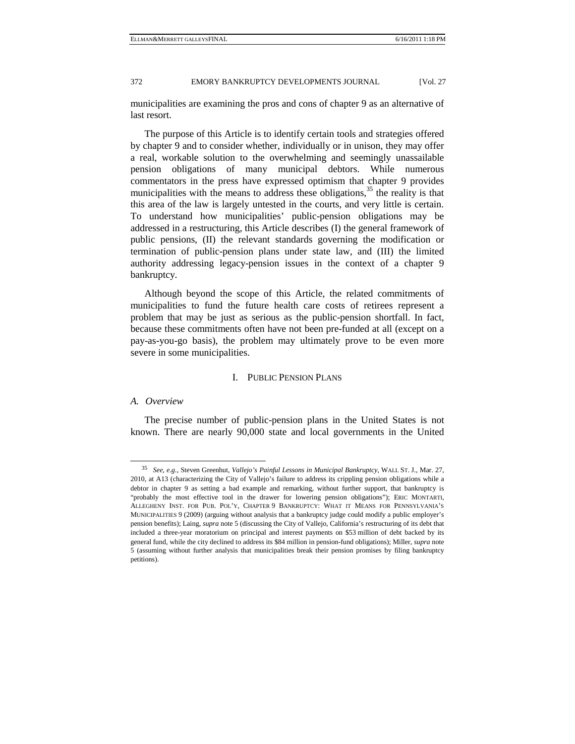municipalities are examining the pros and cons of chapter 9 as an alternative of last resort.

The purpose of this Article is to identify certain tools and strategies offered by chapter 9 and to consider whether, individually or in unison, they may offer a real, workable solution to the overwhelming and seemingly unassailable pension obligations of many municipal debtors. While numerous commentators in the press have expressed optimism that chapter 9 provides municipalities with the means to address these obligations,[35] the reality is that this area of the law is largely untested in the courts, and very little is certain. To understand how municipalities' public-pension obligations may be addressed in a restructuring, this Article describes (I) the general framework of public pensions, (II) the relevant standards governing the modification or termination of public-pension plans under state law, and (III) the limited authority addressing legacy-pension issues in the context of a chapter 9 bankruptcy.

Although beyond the scope of this Article, the related commitments of municipalities to fund the future health care costs of retirees represent a problem that may be just as serious as the public-pension shortfall. In fact, because these commitments often have not been pre-funded at all (except on a pay-as-you-go basis), the problem may ultimately prove to be even more severe in some municipalities.

## I. PUBLIC PENSION PLANS

### *A. Overview*

The precise number of public-pension plans in the United States is not known. There are nearly 90,000 state and local governments in the United

---

[35] *See, e.g.*, Steven Greenhut, *Vallejo's Painful Lessons in Municipal Bankruptcy*, WALL ST. J., Mar. 27, 2010, at A13 (characterizing the City of Vallejo's failure to address its crippling pension obligations while a debtor in chapter 9 as setting a bad example and remarking, without further support, that bankruptcy is "probably the most effective tool in the drawer for lowering pension obligations"); ERIC MONTARTI, ALLEGHENY INST. FOR PUB. POL'Y, CHAPTER 9 BANKRUPTCY: WHAT IT MEANS FOR PENNSYLVANIA'S MUNICIPALITIES 9 (2009) (arguing without analysis that a bankruptcy judge could modify a public employer's pension benefits); Laing, *supra* note 5 (discussing the City of Vallejo, California's restructuring of its debt that included a three-year moratorium on principal and interest payments on $53 million of debt backed by its general fund, while the city declined to address its $84 million in pension-fund obligations); Miller, *supra* note 5 (assuming without further analysis that municipalities break their pension promises by filing bankruptcy petitions).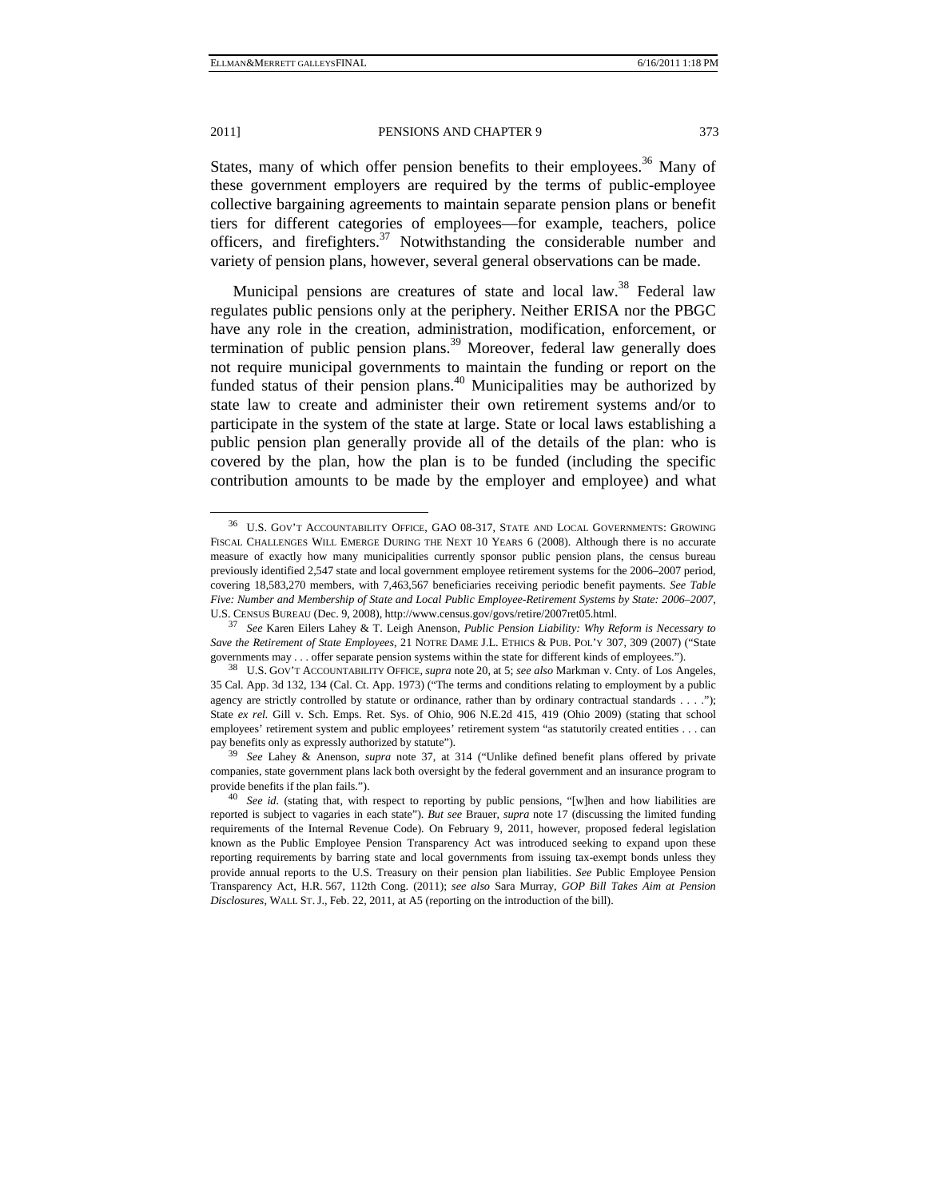States, many of which offer pension benefits to their employees.[36] Many of these government employers are required by the terms of public-employee collective bargaining agreements to maintain separate pension plans or benefit tiers for different categories of employees—for example, teachers, police officers, and firefighters.[37] Notwithstanding the considerable number and variety of pension plans, however, several general observations can be made.

Municipal pensions are creatures of state and local law.[38] Federal law regulates public pensions only at the periphery. Neither ERISA nor the PBGC have any role in the creation, administration, modification, enforcement, or termination of public pension plans.[39] Moreover, federal law generally does not require municipal governments to maintain the funding or report on the funded status of their pension plans.[40] Municipalities may be authorized by state law to create and administer their own retirement systems and/or to participate in the system of the state at large. State or local laws establishing a public pension plan generally provide all of the details of the plan: who is covered by the plan, how the plan is to be funded (including the specific contribution amounts to be made by the employer and employee) and what

---

[36] U.S. GOV'T ACCOUNTABILITY OFFICE, GAO 08-317, STATE AND LOCAL GOVERNMENTS: GROWING FISCAL CHALLENGES WILL EMERGE DURING THE NEXT 10 YEARS 6 (2008). Although there is no accurate measure of exactly how many municipalities currently sponsor public pension plans, the census bureau previously identified 2,547 state and local government employee retirement systems for the 2006–2007 period, covering 18,583,270 members, with 7,463,567 beneficiaries receiving periodic benefit payments. *See Table Five: Number and Membership of State and Local Public Employee-Retirement Systems by State: 2006–2007*, U.S. CENSUS BUREAU (Dec. 9, 2008), http://www.census.gov/govs/retire/2007ret05.html.

[37] *See* Karen Eilers Lahey & T. Leigh Anenson, *Public Pension Liability: Why Reform is Necessary to Save the Retirement of State Employees*, 21 NOTRE DAME J.L. ETHICS & PUB. POL'Y 307, 309 (2007) ("State governments may . . . offer separate pension systems within the state for different kinds of employees.").

[38] U.S. GOV'T ACCOUNTABILITY OFFICE, *supra* note 20, at 5; *see also* Markman v. Cnty. of Los Angeles, 35 Cal. App. 3d 132, 134 (Cal. Ct. App. 1973) ("The terms and conditions relating to employment by a public agency are strictly controlled by statute or ordinance, rather than by ordinary contractual standards . . . ."); State *ex rel.* Gill v. Sch. Emps. Ret. Sys. of Ohio, 906 N.E.2d 415, 419 (Ohio 2009) (stating that school employees' retirement system and public employees' retirement system "as statutorily created entities . . . can pay benefits only as expressly authorized by statute").

[39] *See* Lahey & Anenson, *supra* note 37, at 314 ("Unlike defined benefit plans offered by private companies, state government plans lack both oversight by the federal government and an insurance program to provide benefits if the plan fails.").

[40] *See id*. (stating that, with respect to reporting by public pensions, "[w]hen and how liabilities are reported is subject to vagaries in each state"). *But see* Brauer, *supra* note 17 (discussing the limited funding requirements of the Internal Revenue Code). On February 9, 2011, however, proposed federal legislation known as the Public Employee Pension Transparency Act was introduced seeking to expand upon these reporting requirements by barring state and local governments from issuing tax-exempt bonds unless they provide annual reports to the U.S. Treasury on their pension plan liabilities. *See* Public Employee Pension Transparency Act, H.R. 567, 112th Cong. (2011); *see also* Sara Murray, *GOP Bill Takes Aim at Pension Disclosures*, WALL ST. J., Feb. 22, 2011, at A5 (reporting on the introduction of the bill).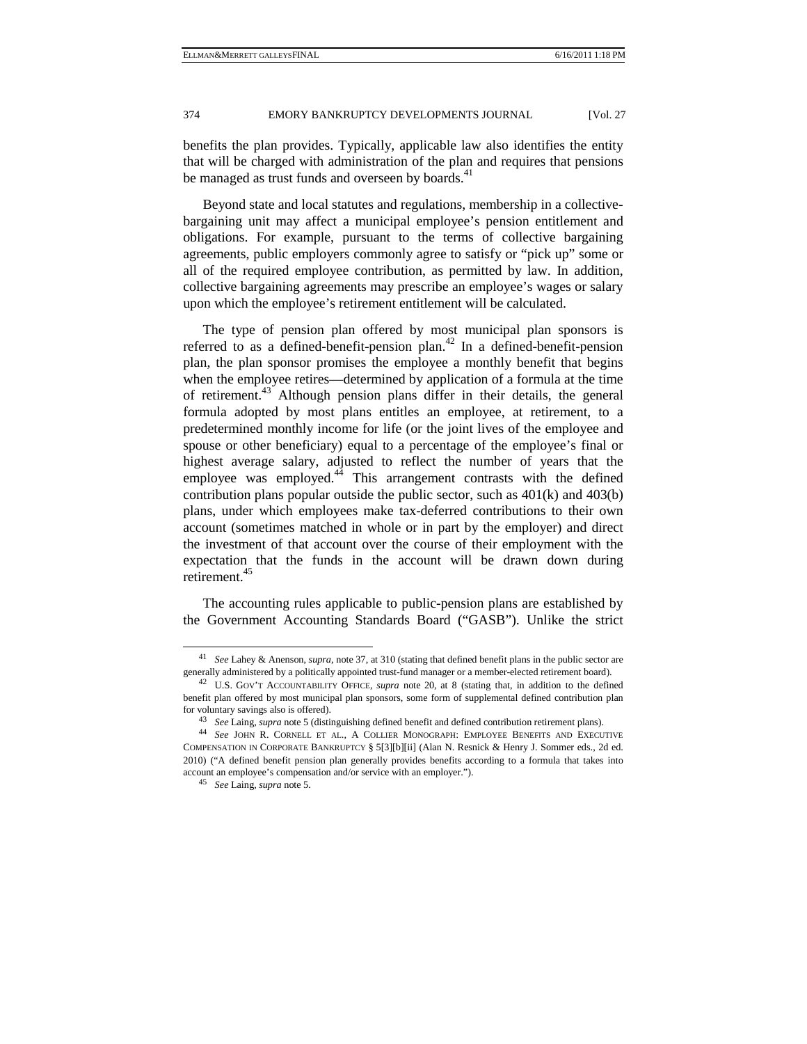benefits the plan provides. Typically, applicable law also identifies the entity that will be charged with administration of the plan and requires that pensions be managed as trust funds and overseen by boards.[41]

Beyond state and local statutes and regulations, membership in a collective-bargaining unit may affect a municipal employee's pension entitlement and obligations. For example, pursuant to the terms of collective bargaining agreements, public employers commonly agree to satisfy or "pick up" some or all of the required employee contribution, as permitted by law. In addition, collective bargaining agreements may prescribe an employee's wages or salary upon which the employee's retirement entitlement will be calculated.

The type of pension plan offered by most municipal plan sponsors is referred to as a defined-benefit-pension plan.[42] In a defined-benefit-pension plan, the plan sponsor promises the employee a monthly benefit that begins when the employee retires—determined by application of a formula at the time of retirement.[43] Although pension plans differ in their details, the general formula adopted by most plans entitles an employee, at retirement, to a predetermined monthly income for life (or the joint lives of the employee and spouse or other beneficiary) equal to a percentage of the employee's final or highest average salary, adjusted to reflect the number of years that the employee was employed.[44] This arrangement contrasts with the defined contribution plans popular outside the public sector, such as 401(k) and 403(b) plans, under which employees make tax-deferred contributions to their own account (sometimes matched in whole or in part by the employer) and direct the investment of that account over the course of their employment with the expectation that the funds in the account will be drawn down during retirement.[45]

The accounting rules applicable to public-pension plans are established by the Government Accounting Standards Board ("GASB"). Unlike the strict

---

[41] *See* Lahey & Anenson, *supra*, note 37, at 310 (stating that defined benefit plans in the public sector are generally administered by a politically appointed trust-fund manager or a member-elected retirement board).

[42] U.S. GOV'T ACCOUNTABILITY OFFICE, *supra* note 20, at 8 (stating that, in addition to the defined benefit plan offered by most municipal plan sponsors, some form of supplemental defined contribution plan for voluntary savings also is offered).

[43] *See* Laing, *supra* note 5 (distinguishing defined benefit and defined contribution retirement plans).

[44] *See* JOHN R. CORNELL ET AL., A COLLIER MONOGRAPH: EMPLOYEE BENEFITS AND EXECUTIVE COMPENSATION IN CORPORATE BANKRUPTCY § 5[3][b][ii] (Alan N. Resnick & Henry J. Sommer eds., 2d ed. 2010) ("A defined benefit pension plan generally provides benefits according to a formula that takes into account an employee's compensation and/or service with an employer.").

[45] *See* Laing, *supra* note 5.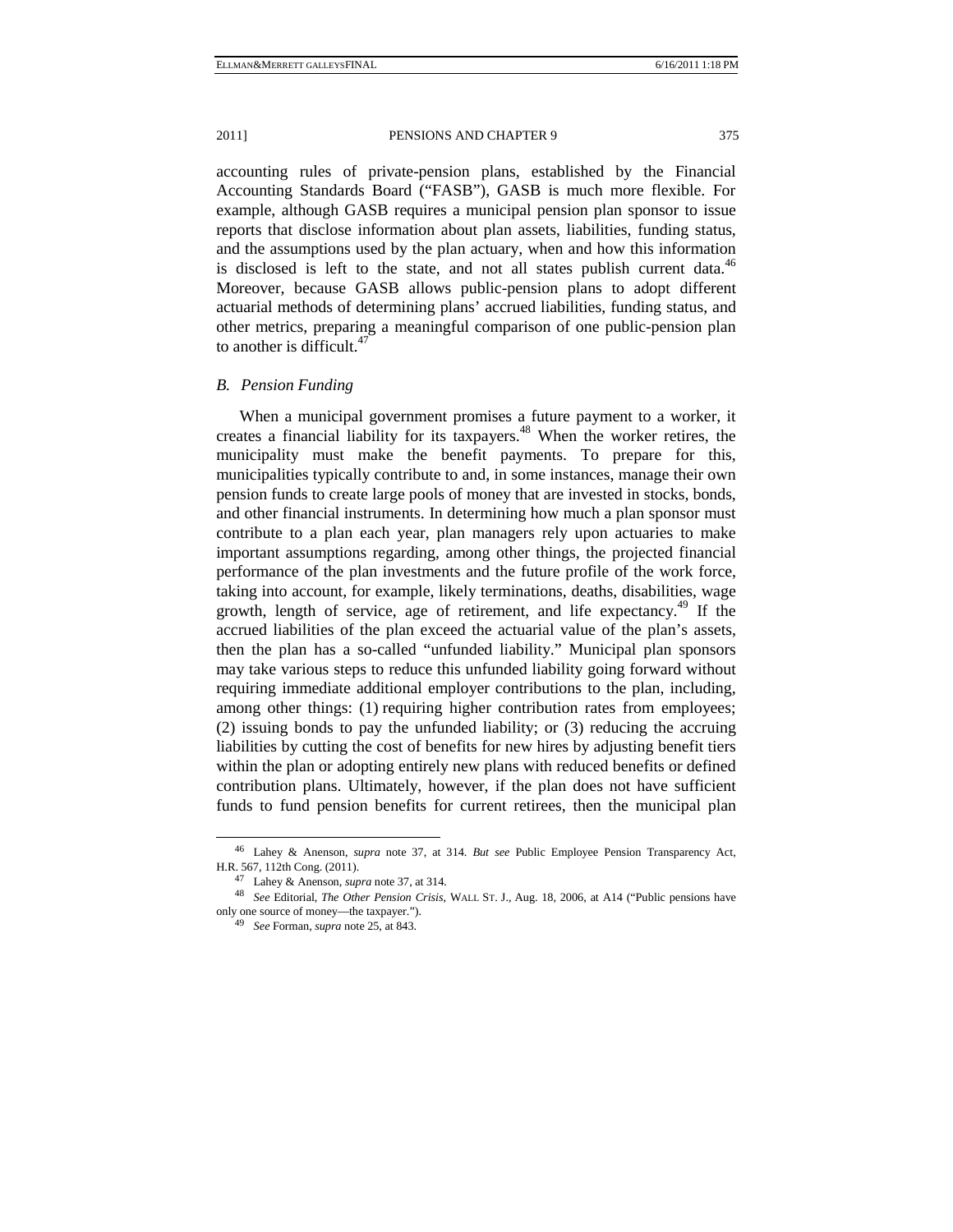accounting rules of private-pension plans, established by the Financial Accounting Standards Board ("FASB"), GASB is much more flexible. For example, although GASB requires a municipal pension plan sponsor to issue reports that disclose information about plan assets, liabilities, funding status, and the assumptions used by the plan actuary, when and how this information is disclosed is left to the state, and not all states publish current data.[46] Moreover, because GASB allows public-pension plans to adopt different actuarial methods of determining plans' accrued liabilities, funding status, and other metrics, preparing a meaningful comparison of one public-pension plan to another is difficult.[47]

### *B. Pension Funding*

When a municipal government promises a future payment to a worker, it creates a financial liability for its taxpayers.[48] When the worker retires, the municipality must make the benefit payments. To prepare for this, municipalities typically contribute to and, in some instances, manage their own pension funds to create large pools of money that are invested in stocks, bonds, and other financial instruments. In determining how much a plan sponsor must contribute to a plan each year, plan managers rely upon actuaries to make important assumptions regarding, among other things, the projected financial performance of the plan investments and the future profile of the work force, taking into account, for example, likely terminations, deaths, disabilities, wage growth, length of service, age of retirement, and life expectancy.[49] If the accrued liabilities of the plan exceed the actuarial value of the plan's assets, then the plan has a so-called "unfunded liability." Municipal plan sponsors may take various steps to reduce this unfunded liability going forward without requiring immediate additional employer contributions to the plan, including, among other things: (1) requiring higher contribution rates from employees; (2) issuing bonds to pay the unfunded liability; or (3) reducing the accruing liabilities by cutting the cost of benefits for new hires by adjusting benefit tiers within the plan or adopting entirely new plans with reduced benefits or defined contribution plans. Ultimately, however, if the plan does not have sufficient funds to fund pension benefits for current retirees, then the municipal plan

---

[46] Lahey & Anenson, *supra* note 37, at 314. *But see* Public Employee Pension Transparency Act, H.R. 567, 112th Cong. (2011).

[47] Lahey & Anenson, *supra* note 37, at 314.

[48] *See* Editorial, *The Other Pension Crisis*, WALL ST. J., Aug. 18, 2006, at A14 ("Public pensions have only one source of money—the taxpayer.").

[49] *See* Forman, *supra* note 25, at 843.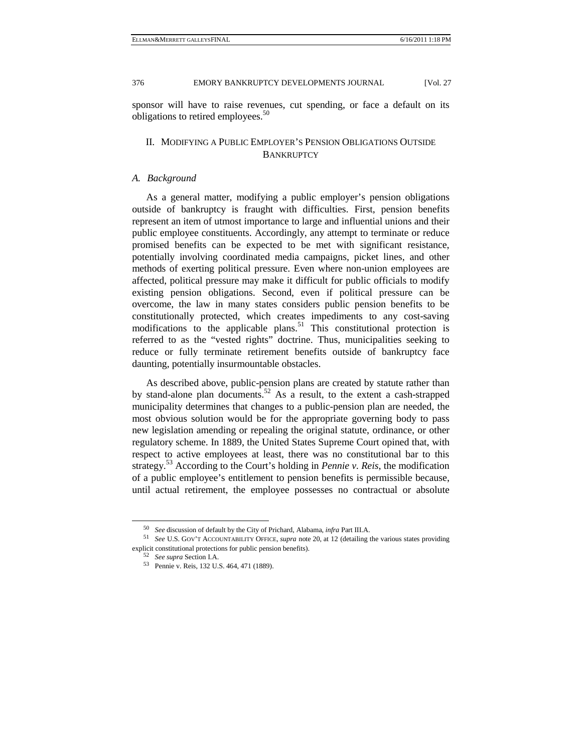sponsor will have to raise revenues, cut spending, or face a default on its obligations to retired employees.[50]

## II. MODIFYING A PUBLIC EMPLOYER'S PENSION OBLIGATIONS OUTSIDE BANKRUPTCY

### *A. Background*

As a general matter, modifying a public employer's pension obligations outside of bankruptcy is fraught with difficulties. First, pension benefits represent an item of utmost importance to large and influential unions and their public employee constituents. Accordingly, any attempt to terminate or reduce promised benefits can be expected to be met with significant resistance, potentially involving coordinated media campaigns, picket lines, and other methods of exerting political pressure. Even where non-union employees are affected, political pressure may make it difficult for public officials to modify existing pension obligations. Second, even if political pressure can be overcome, the law in many states considers public pension benefits to be constitutionally protected, which creates impediments to any cost-saving modifications to the applicable plans.[51] This constitutional protection is referred to as the "vested rights" doctrine. Thus, municipalities seeking to reduce or fully terminate retirement benefits outside of bankruptcy face daunting, potentially insurmountable obstacles.

As described above, public-pension plans are created by statute rather than by stand-alone plan documents.[52] As a result, to the extent a cash-strapped municipality determines that changes to a public-pension plan are needed, the most obvious solution would be for the appropriate governing body to pass new legislation amending or repealing the original statute, ordinance, or other regulatory scheme. In 1889, the United States Supreme Court opined that, with respect to active employees at least, there was no constitutional bar to this strategy.[53] According to the Court's holding in *Pennie v. Reis*, the modification of a public employee's entitlement to pension benefits is permissible because, until actual retirement, the employee possesses no contractual or absolute

---

[50] *See* discussion of default by the City of Prichard, Alabama, *infra* Part III.A.

[51] *See* U.S. GOV'T ACCOUNTABILITY OFFICE, *supra* note 20, at 12 (detailing the various states providing explicit constitutional protections for public pension benefits).

[52] *See supra* Section I.A.

[53] Pennie v. Reis, 132 U.S. 464, 471 (1889).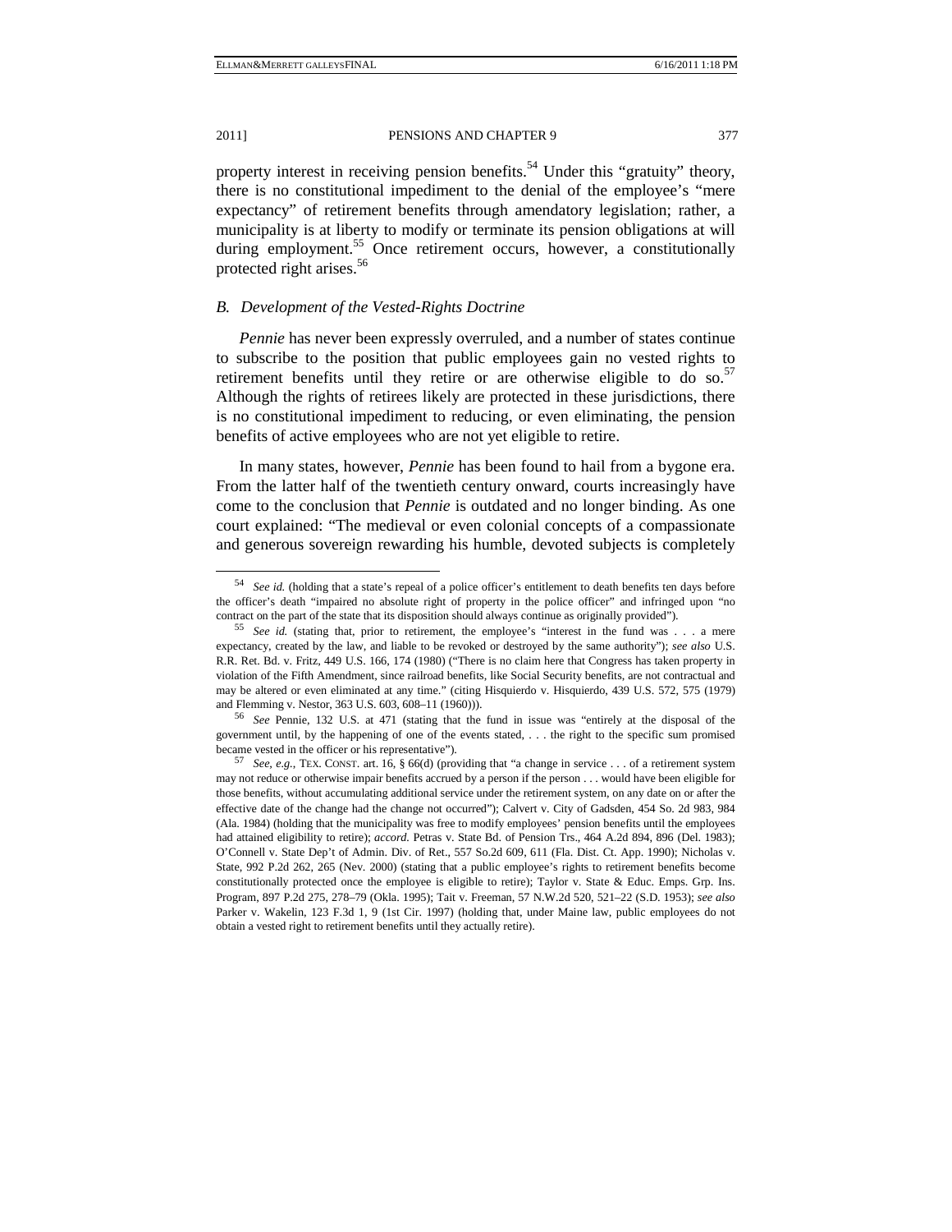property interest in receiving pension benefits.[54] Under this "gratuity" theory, there is no constitutional impediment to the denial of the employee's "mere expectancy" of retirement benefits through amendatory legislation; rather, a municipality is at liberty to modify or terminate its pension obligations at will during employment.[55] Once retirement occurs, however, a constitutionally protected right arises.[56]

### *B. Development of the Vested-Rights Doctrine*

*Pennie* has never been expressly overruled, and a number of states continue to subscribe to the position that public employees gain no vested rights to retirement benefits until they retire or are otherwise eligible to do so.[57] Although the rights of retirees likely are protected in these jurisdictions, there is no constitutional impediment to reducing, or even eliminating, the pension benefits of active employees who are not yet eligible to retire.

In many states, however, *Pennie* has been found to hail from a bygone era. From the latter half of the twentieth century onward, courts increasingly have come to the conclusion that *Pennie* is outdated and no longer binding. As one court explained: "The medieval or even colonial concepts of a compassionate and generous sovereign rewarding his humble, devoted subjects is completely

---

54 *See id.* (holding that a state's repeal of a police officer's entitlement to death benefits ten days before the officer's death "impaired no absolute right of property in the police officer" and infringed upon "no contract on the part of the state that its disposition should always continue as originally provided").

55 *See id.* (stating that, prior to retirement, the employee's "interest in the fund was . . . a mere expectancy, created by the law, and liable to be revoked or destroyed by the same authority"); *see also* U.S. R.R. Ret. Bd. v. Fritz, 449 U.S. 166, 174 (1980) ("There is no claim here that Congress has taken property in violation of the Fifth Amendment, since railroad benefits, like Social Security benefits, are not contractual and may be altered or even eliminated at any time." (citing Hisquierdo v. Hisquierdo, 439 U.S. 572, 575 (1979) and Flemming v. Nestor, 363 U.S. 603, 608–11 (1960))).

56 *See* Pennie, 132 U.S. at 471 (stating that the fund in issue was "entirely at the disposal of the government until, by the happening of one of the events stated, . . . the right to the specific sum promised became vested in the officer or his representative").

57 *See, e.g.*, TEX. CONST. art. 16, § 66(d) (providing that "a change in service . . . of a retirement system may not reduce or otherwise impair benefits accrued by a person if the person . . . would have been eligible for those benefits, without accumulating additional service under the retirement system, on any date on or after the effective date of the change had the change not occurred"); Calvert v. City of Gadsden, 454 So. 2d 983, 984 (Ala. 1984) (holding that the municipality was free to modify employees' pension benefits until the employees had attained eligibility to retire); *accord.* Petras v. State Bd. of Pension Trs., 464 A.2d 894, 896 (Del. 1983); O'Connell v. State Dep't of Admin. Div. of Ret., 557 So.2d 609, 611 (Fla. Dist. Ct. App. 1990); Nicholas v. State, 992 P.2d 262, 265 (Nev. 2000) (stating that a public employee's rights to retirement benefits become constitutionally protected once the employee is eligible to retire); Taylor v. State & Educ. Emps. Grp. Ins. Program, 897 P.2d 275, 278–79 (Okla. 1995); Tait v. Freeman, 57 N.W.2d 520, 521–22 (S.D. 1953); *see also* Parker v. Wakelin, 123 F.3d 1, 9 (1st Cir. 1997) (holding that, under Maine law, public employees do not obtain a vested right to retirement benefits until they actually retire).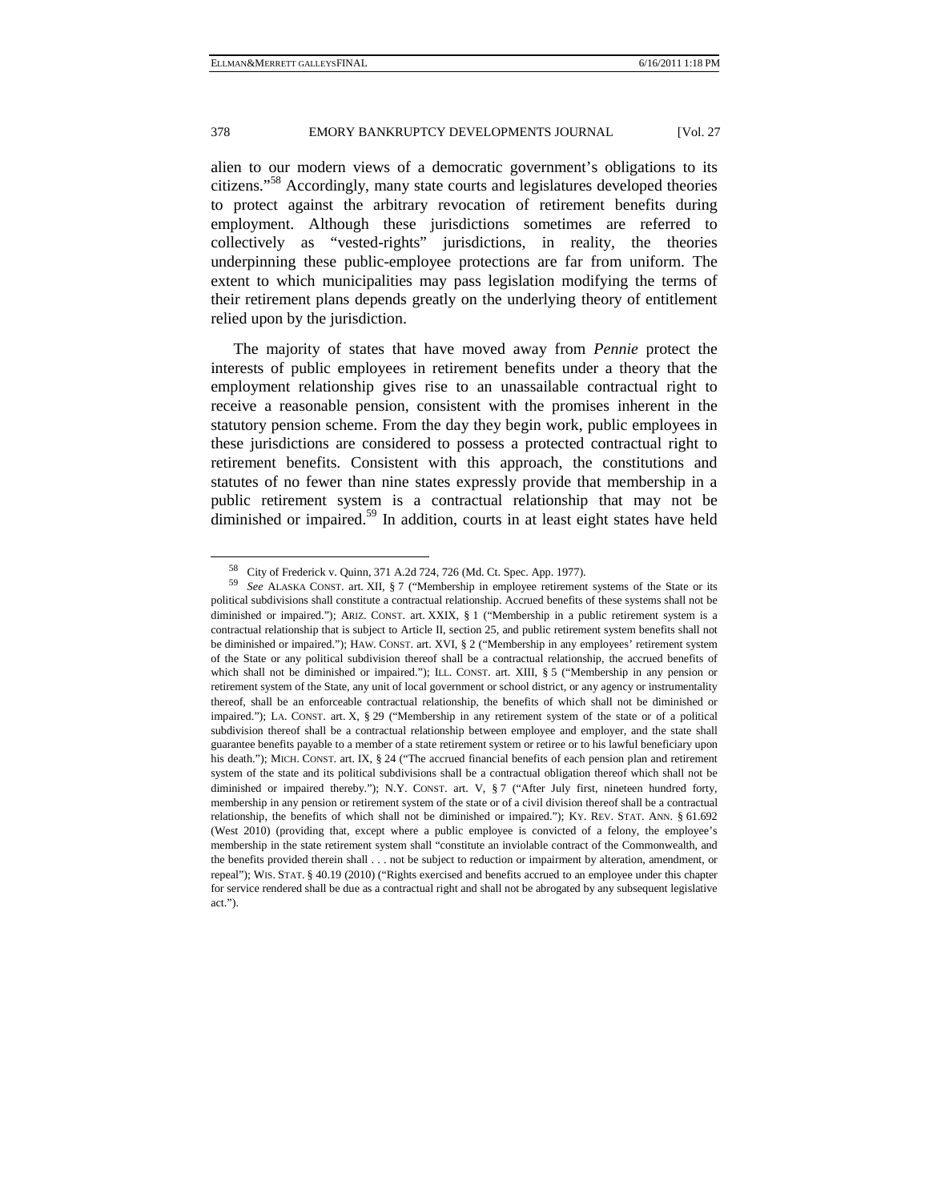alien to our modern views of a democratic government's obligations to its citizens."[58] Accordingly, many state courts and legislatures developed theories to protect against the arbitrary revocation of retirement benefits during employment. Although these jurisdictions sometimes are referred to collectively as "vested-rights" jurisdictions, in reality, the theories underpinning these public-employee protections are far from uniform. The extent to which municipalities may pass legislation modifying the terms of their retirement plans depends greatly on the underlying theory of entitlement relied upon by the jurisdiction.

The majority of states that have moved away from *Pennie* protect the interests of public employees in retirement benefits under a theory that the employment relationship gives rise to an unassailable contractual right to receive a reasonable pension, consistent with the promises inherent in the statutory pension scheme. From the day they begin work, public employees in these jurisdictions are considered to possess a protected contractual right to retirement benefits. Consistent with this approach, the constitutions and statutes of no fewer than nine states expressly provide that membership in a public retirement system is a contractual relationship that may not be diminished or impaired.[59] In addition, courts in at least eight states have held

---

[58] City of Frederick v. Quinn, 371 A.2d 724, 726 (Md. Ct. Spec. App. 1977).

[59] *See* ALASKA CONST. art. XII, § 7 ("Membership in employee retirement systems of the State or its political subdivisions shall constitute a contractual relationship. Accrued benefits of these systems shall not be diminished or impaired."); ARIZ. CONST. art. XXIX, § 1 ("Membership in a public retirement system is a contractual relationship that is subject to Article II, section 25, and public retirement system benefits shall not be diminished or impaired."); HAW. CONST. art. XVI, § 2 ("Membership in any employees' retirement system of the State or any political subdivision thereof shall be a contractual relationship, the accrued benefits of which shall not be diminished or impaired."); ILL. CONST. art. XIII, § 5 ("Membership in any pension or retirement system of the State, any unit of local government or school district, or any agency or instrumentality thereof, shall be an enforceable contractual relationship, the benefits of which shall not be diminished or impaired."); LA. CONST. art. X, § 29 ("Membership in any retirement system of the state or of a political subdivision thereof shall be a contractual relationship between employee and employer, and the state shall guarantee benefits payable to a member of a state retirement system or retiree or to his lawful beneficiary upon his death."); MICH. CONST. art. IX, § 24 ("The accrued financial benefits of each pension plan and retirement system of the state and its political subdivisions shall be a contractual obligation thereof which shall not be diminished or impaired thereby."); N.Y. CONST. art. V, § 7 ("After July first, nineteen hundred forty, membership in any pension or retirement system of the state or of a civil division thereof shall be a contractual relationship, the benefits of which shall not be diminished or impaired."); KY. REV. STAT. ANN. § 61.692 (West 2010) (providing that, except where a public employee is convicted of a felony, the employee's membership in the state retirement system shall "constitute an inviolable contract of the Commonwealth, and the benefits provided therein shall . . . not be subject to reduction or impairment by alteration, amendment, or repeal"); WIS. STAT. § 40.19 (2010) ("Rights exercised and benefits accrued to an employee under this chapter for service rendered shall be due as a contractual right and shall not be abrogated by any subsequent legislative act.").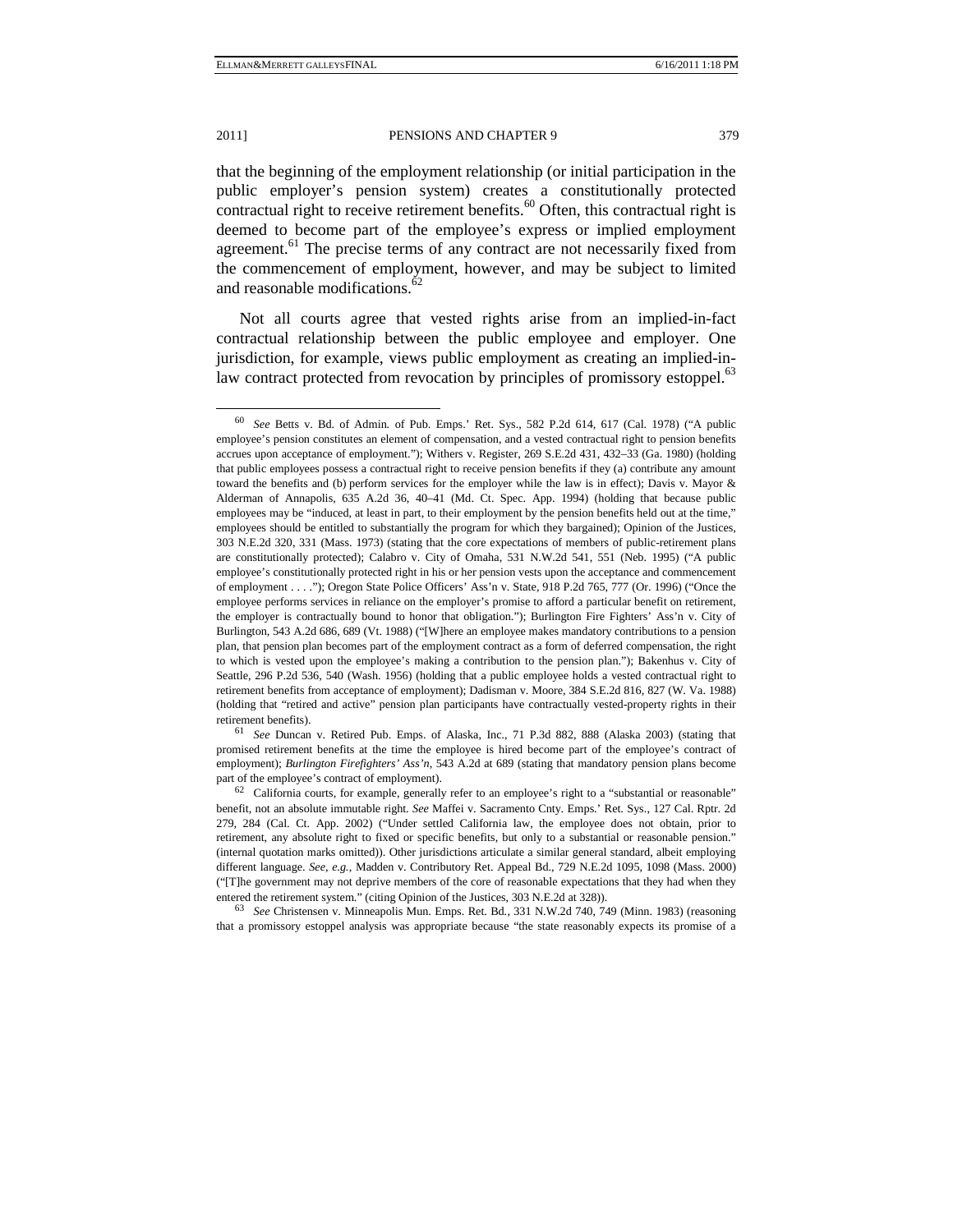that the beginning of the employment relationship (or initial participation in the public employer's pension system) creates a constitutionally protected contractual right to receive retirement benefits.[60] Often, this contractual right is deemed to become part of the employee's express or implied employment agreement.[61] The precise terms of any contract are not necessarily fixed from the commencement of employment, however, and may be subject to limited and reasonable modifications.[62]

Not all courts agree that vested rights arise from an implied-in-fact contractual relationship between the public employee and employer. One jurisdiction, for example, views public employment as creating an implied-in-law contract protected from revocation by principles of promissory estoppel.[63]

---

[60] *See* Betts v. Bd. of Admin. of Pub. Emps.' Ret. Sys., 582 P.2d 614, 617 (Cal. 1978) ("A public employee's pension constitutes an element of compensation, and a vested contractual right to pension benefits accrues upon acceptance of employment."); Withers v. Register, 269 S.E.2d 431, 432–33 (Ga. 1980) (holding that public employees possess a contractual right to receive pension benefits if they (a) contribute any amount toward the benefits and (b) perform services for the employer while the law is in effect); Davis v. Mayor & Alderman of Annapolis, 635 A.2d 36, 40–41 (Md. Ct. Spec. App. 1994) (holding that because public employees may be "induced, at least in part, to their employment by the pension benefits held out at the time," employees should be entitled to substantially the program for which they bargained); Opinion of the Justices, 303 N.E.2d 320, 331 (Mass. 1973) (stating that the core expectations of members of public-retirement plans are constitutionally protected); Calabro v. City of Omaha, 531 N.W.2d 541, 551 (Neb. 1995) ("A public employee's constitutionally protected right in his or her pension vests upon the acceptance and commencement of employment . . . ."); Oregon State Police Officers' Ass'n v. State, 918 P.2d 765, 777 (Or. 1996) ("Once the employee performs services in reliance on the employer's promise to afford a particular benefit on retirement, the employer is contractually bound to honor that obligation."); Burlington Fire Fighters' Ass'n v. City of Burlington, 543 A.2d 686, 689 (Vt. 1988) ("[W]here an employee makes mandatory contributions to a pension plan, that pension plan becomes part of the employment contract as a form of deferred compensation, the right to which is vested upon the employee's making a contribution to the pension plan."); Bakenhus v. City of Seattle, 296 P.2d 536, 540 (Wash. 1956) (holding that a public employee holds a vested contractual right to retirement benefits from acceptance of employment); Dadisman v. Moore, 384 S.E.2d 816, 827 (W. Va. 1988) (holding that "retired and active" pension plan participants have contractually vested-property rights in their retirement benefits).

[61] *See* Duncan v. Retired Pub. Emps. of Alaska, Inc., 71 P.3d 882, 888 (Alaska 2003) (stating that promised retirement benefits at the time the employee is hired become part of the employee's contract of employment); *Burlington Firefighters' Ass'n*, 543 A.2d at 689 (stating that mandatory pension plans become part of the employee's contract of employment).

[62] California courts, for example, generally refer to an employee's right to a "substantial or reasonable" benefit, not an absolute immutable right. *See* Maffei v. Sacramento Cnty. Emps.' Ret. Sys., 127 Cal. Rptr. 2d 279, 284 (Cal. Ct. App. 2002) ("Under settled California law, the employee does not obtain, prior to retirement, any absolute right to fixed or specific benefits, but only to a substantial or reasonable pension." (internal quotation marks omitted)). Other jurisdictions articulate a similar general standard, albeit employing different language. *See, e.g.*, Madden v. Contributory Ret. Appeal Bd., 729 N.E.2d 1095, 1098 (Mass. 2000) ("[T]he government may not deprive members of the core of reasonable expectations that they had when they entered the retirement system." (citing Opinion of the Justices, 303 N.E.2d at 328)).

[63] *See* Christensen v. Minneapolis Mun. Emps. Ret. Bd., 331 N.W.2d 740, 749 (Minn. 1983) (reasoning that a promissory estoppel analysis was appropriate because "the state reasonably expects its promise of a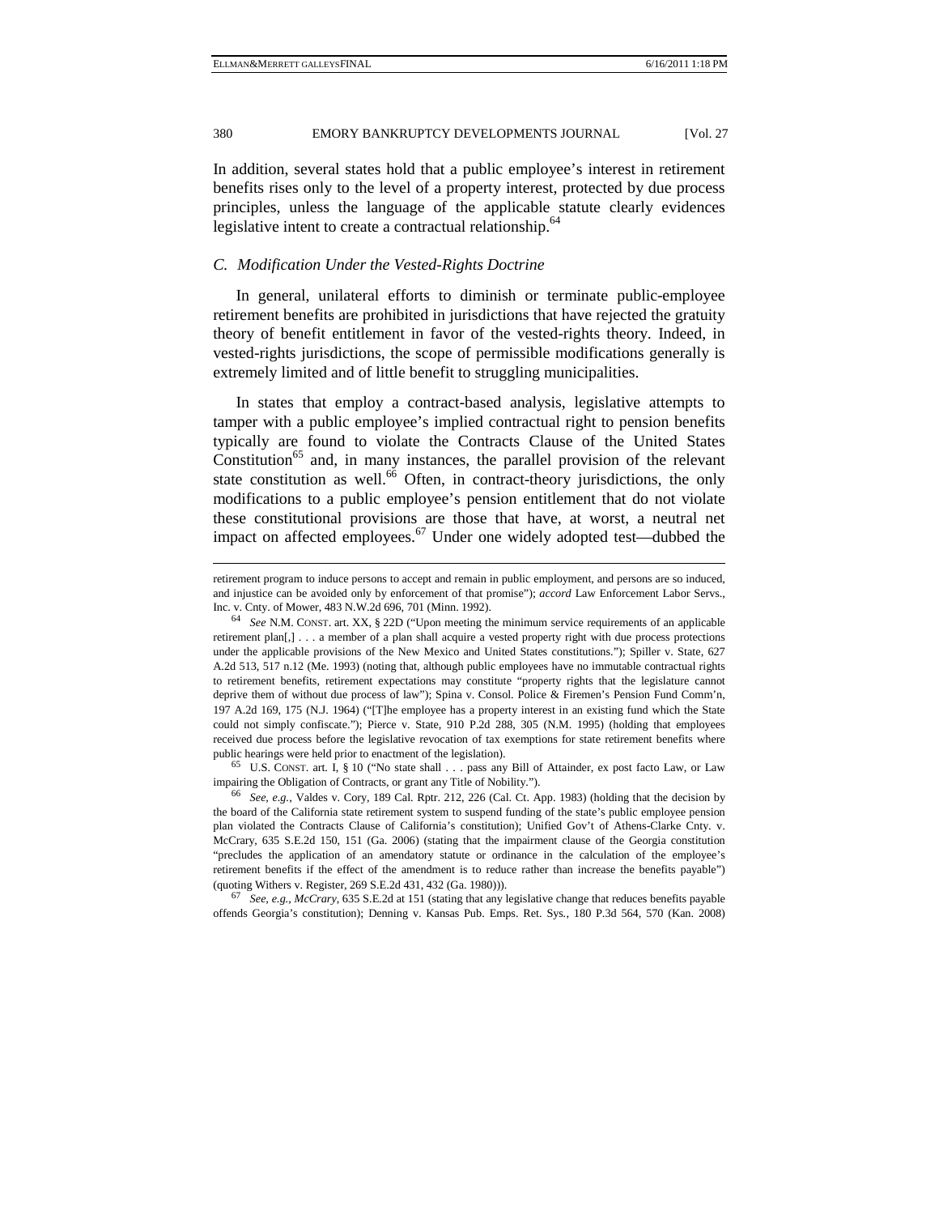In addition, several states hold that a public employee's interest in retirement benefits rises only to the level of a property interest, protected by due process principles, unless the language of the applicable statute clearly evidences legislative intent to create a contractual relationship.[64]

### C. Modification Under the Vested-Rights Doctrine

In general, unilateral efforts to diminish or terminate public-employee retirement benefits are prohibited in jurisdictions that have rejected the gratuity theory of benefit entitlement in favor of the vested-rights theory. Indeed, in vested-rights jurisdictions, the scope of permissible modifications generally is extremely limited and of little benefit to struggling municipalities.

In states that employ a contract-based analysis, legislative attempts to tamper with a public employee's implied contractual right to pension benefits typically are found to violate the Contracts Clause of the United States Constitution[65] and, in many instances, the parallel provision of the relevant state constitution as well.[66] Often, in contract-theory jurisdictions, the only modifications to a public employee's pension entitlement that do not violate these constitutional provisions are those that have, at worst, a neutral net impact on affected employees.[67] Under one widely adopted test—dubbed the

---

retirement program to induce persons to accept and remain in public employment, and persons are so induced, and injustice can be avoided only by enforcement of that promise"); *accord* Law Enforcement Labor Servs., Inc. v. Cnty. of Mower, 483 N.W.2d 696, 701 (Minn. 1992).

[64] *See* N.M. CONST. art. XX, § 22D ("Upon meeting the minimum service requirements of an applicable retirement plan[,] . . . a member of a plan shall acquire a vested property right with due process protections under the applicable provisions of the New Mexico and United States constitutions."); Spiller v. State, 627 A.2d 513, 517 n.12 (Me. 1993) (noting that, although public employees have no immutable contractual rights to retirement benefits, retirement expectations may constitute "property rights that the legislature cannot deprive them of without due process of law"); Spina v. Consol. Police & Firemen's Pension Fund Comm'n, 197 A.2d 169, 175 (N.J. 1964) ("[T]he employee has a property interest in an existing fund which the State could not simply confiscate."); Pierce v. State, 910 P.2d 288, 305 (N.M. 1995) (holding that employees received due process before the legislative revocation of tax exemptions for state retirement benefits where public hearings were held prior to enactment of the legislation).

[65] U.S. CONST. art. I, § 10 ("No state shall . . . pass any Bill of Attainder, ex post facto Law, or Law impairing the Obligation of Contracts, or grant any Title of Nobility.").

[66] *See, e.g.*, Valdes v. Cory, 189 Cal. Rptr. 212, 226 (Cal. Ct. App. 1983) (holding that the decision by the board of the California state retirement system to suspend funding of the state's public employee pension plan violated the Contracts Clause of California's constitution); Unified Gov't of Athens-Clarke Cnty. v. McCrary, 635 S.E.2d 150, 151 (Ga. 2006) (stating that the impairment clause of the Georgia constitution "precludes the application of an amendatory statute or ordinance in the calculation of the employee's retirement benefits if the effect of the amendment is to reduce rather than increase the benefits payable") (quoting Withers v. Register, 269 S.E.2d 431, 432 (Ga. 1980))).

[67] *See, e.g.*, *McCrary*, 635 S.E.2d at 151 (stating that any legislative change that reduces benefits payable offends Georgia's constitution); Denning v. Kansas Pub. Emps. Ret. Sys., 180 P.3d 564, 570 (Kan. 2008)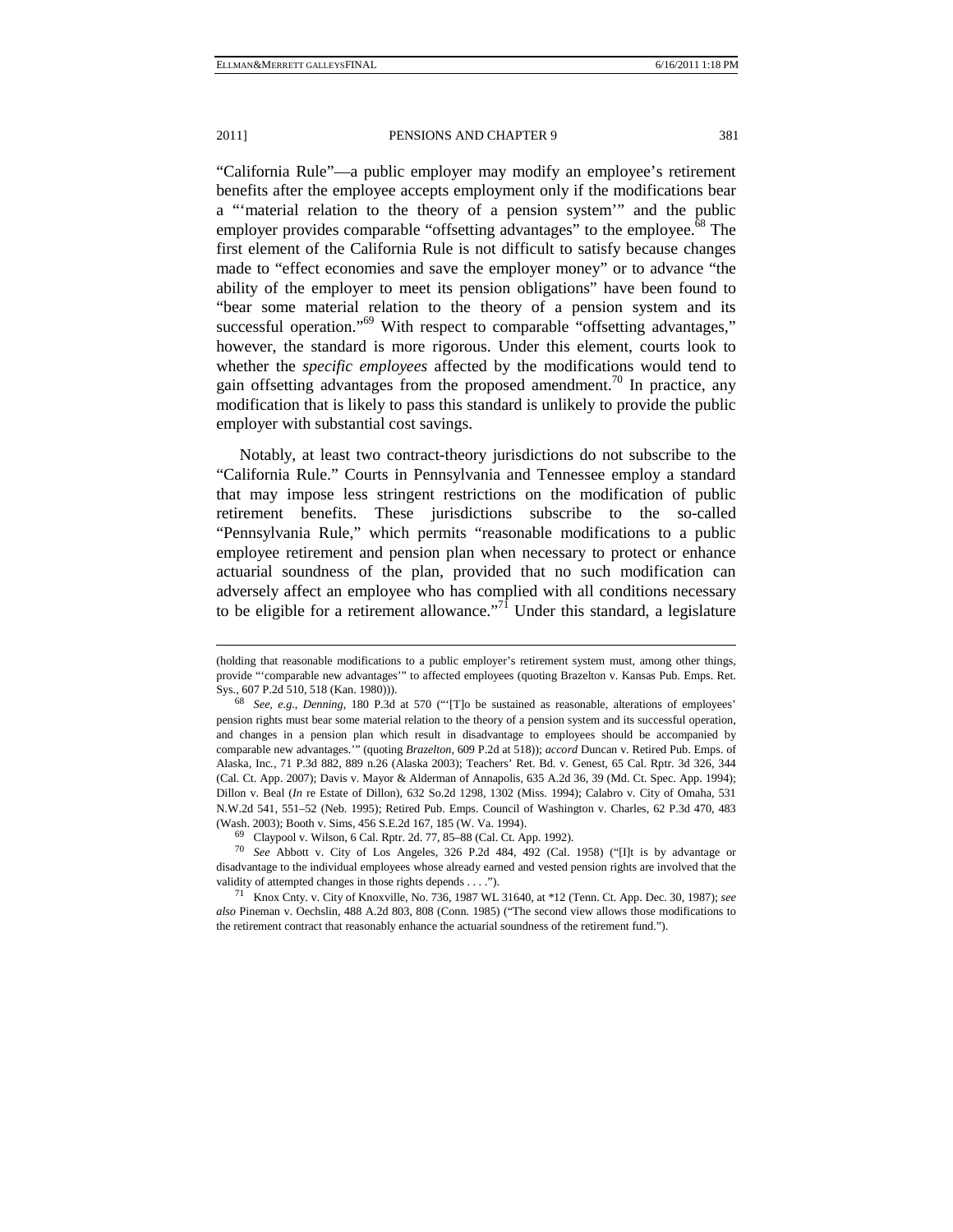"California Rule"—a public employer may modify an employee's retirement benefits after the employee accepts employment only if the modifications bear a "'material relation to the theory of a pension system'" and the public employer provides comparable "offsetting advantages" to the employee.[68] The first element of the California Rule is not difficult to satisfy because changes made to "effect economies and save the employer money" or to advance "the ability of the employer to meet its pension obligations" have been found to "bear some material relation to the theory of a pension system and its successful operation."[69] With respect to comparable "offsetting advantages," however, the standard is more rigorous. Under this element, courts look to whether the *specific employees* affected by the modifications would tend to gain offsetting advantages from the proposed amendment.[70] In practice, any modification that is likely to pass this standard is unlikely to provide the public employer with substantial cost savings.

Notably, at least two contract-theory jurisdictions do not subscribe to the "California Rule." Courts in Pennsylvania and Tennessee employ a standard that may impose less stringent restrictions on the modification of public retirement benefits. These jurisdictions subscribe to the so-called "Pennsylvania Rule," which permits "reasonable modifications to a public employee retirement and pension plan when necessary to protect or enhance actuarial soundness of the plan, provided that no such modification can adversely affect an employee who has complied with all conditions necessary to be eligible for a retirement allowance."[71] Under this standard, a legislature

---

(holding that reasonable modifications to a public employer's retirement system must, among other things, provide "'comparable new advantages'" to affected employees (quoting Brazelton v. Kansas Pub. Emps. Ret. Sys., 607 P.2d 510, 518 (Kan. 1980))).

[68] *See, e.g.*, *Denning*, 180 P.3d at 570 ("'[T]o be sustained as reasonable, alterations of employees' pension rights must bear some material relation to the theory of a pension system and its successful operation, and changes in a pension plan which result in disadvantage to employees should be accompanied by comparable new advantages.'" (quoting *Brazelton*, 609 P.2d at 518)); *accord* Duncan v. Retired Pub. Emps. of Alaska, Inc., 71 P.3d 882, 889 n.26 (Alaska 2003); Teachers' Ret. Bd. v. Genest, 65 Cal. Rptr. 3d 326, 344 (Cal. Ct. App. 2007); Davis v. Mayor & Alderman of Annapolis, 635 A.2d 36, 39 (Md. Ct. Spec. App. 1994); Dillon v. Beal (*In* re Estate of Dillon), 632 So.2d 1298, 1302 (Miss. 1994); Calabro v. City of Omaha, 531 N.W.2d 541, 551–52 (Neb. 1995); Retired Pub. Emps. Council of Washington v. Charles, 62 P.3d 470, 483 (Wash. 2003); Booth v. Sims, 456 S.E.2d 167, 185 (W. Va. 1994).

[69] Claypool v. Wilson, 6 Cal. Rptr. 2d. 77, 85–88 (Cal. Ct. App. 1992).

[70] *See* Abbott v. City of Los Angeles, 326 P.2d 484, 492 (Cal. 1958) ("[I]t is by advantage or disadvantage to the individual employees whose already earned and vested pension rights are involved that the validity of attempted changes in those rights depends . . . .").

[71] Knox Cnty. v. City of Knoxville, No. 736, 1987 WL 31640, at *12 (Tenn. Ct. App. Dec. 30, 1987); *see also* Pineman v. Oechslin, 488 A.2d 803, 808 (Conn. 1985) ("The second view allows those modifications to the retirement contract that reasonably enhance the actuarial soundness of the retirement fund.").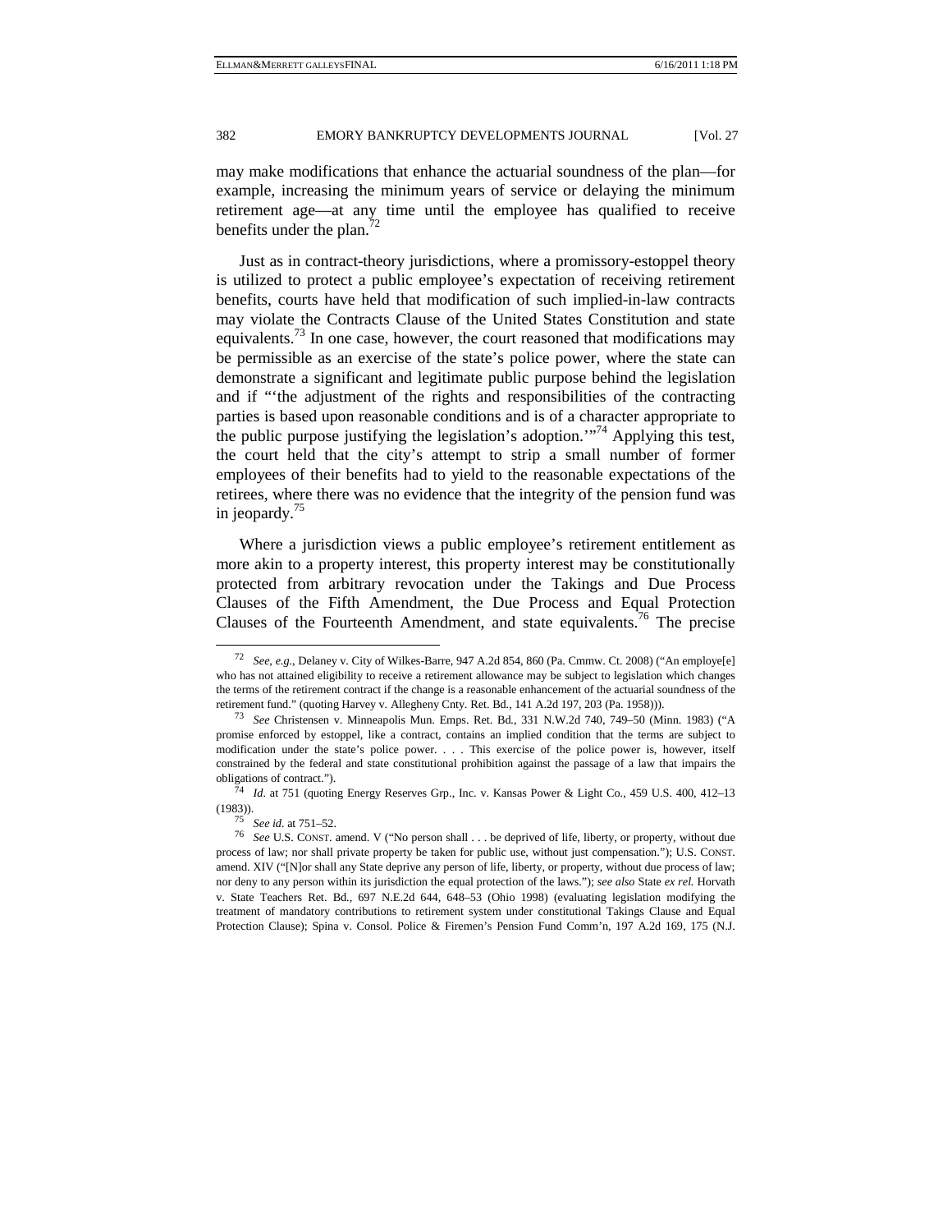may make modifications that enhance the actuarial soundness of the plan—for example, increasing the minimum years of service or delaying the minimum retirement age—at any time until the employee has qualified to receive benefits under the plan.[72]

Just as in contract-theory jurisdictions, where a promissory-estoppel theory is utilized to protect a public employee's expectation of receiving retirement benefits, courts have held that modification of such implied-in-law contracts may violate the Contracts Clause of the United States Constitution and state equivalents.[73] In one case, however, the court reasoned that modifications may be permissible as an exercise of the state's police power, where the state can demonstrate a significant and legitimate public purpose behind the legislation and if "'the adjustment of the rights and responsibilities of the contracting parties is based upon reasonable conditions and is of a character appropriate to the public purpose justifying the legislation's adoption.'"[74] Applying this test, the court held that the city's attempt to strip a small number of former employees of their benefits had to yield to the reasonable expectations of the retirees, where there was no evidence that the integrity of the pension fund was in jeopardy.[75]

Where a jurisdiction views a public employee's retirement entitlement as more akin to a property interest, this property interest may be constitutionally protected from arbitrary revocation under the Takings and Due Process Clauses of the Fifth Amendment, the Due Process and Equal Protection Clauses of the Fourteenth Amendment, and state equivalents.[76] The precise

---

[72] *See, e.g.*, Delaney v. City of Wilkes-Barre, 947 A.2d 854, 860 (Pa. Cmmw. Ct. 2008) ("An employe[e] who has not attained eligibility to receive a retirement allowance may be subject to legislation which changes the terms of the retirement contract if the change is a reasonable enhancement of the actuarial soundness of the retirement fund." (quoting Harvey v. Allegheny Cnty. Ret. Bd., 141 A.2d 197, 203 (Pa. 1958))).

[73] *See* Christensen v. Minneapolis Mun. Emps. Ret. Bd., 331 N.W.2d 740, 749–50 (Minn. 1983) ("A promise enforced by estoppel, like a contract, contains an implied condition that the terms are subject to modification under the state's police power. . . . This exercise of the police power is, however, itself constrained by the federal and state constitutional prohibition against the passage of a law that impairs the obligations of contract.").

[74] *Id.* at 751 (quoting Energy Reserves Grp., Inc. v. Kansas Power & Light Co., 459 U.S. 400, 412–13 (1983)).

[75] *See id.* at 751–52.

[76] *See* U.S. CONST. amend. V ("No person shall . . . be deprived of life, liberty, or property, without due process of law; nor shall private property be taken for public use, without just compensation."); U.S. CONST. amend. XIV ("[N]or shall any State deprive any person of life, liberty, or property, without due process of law; nor deny to any person within its jurisdiction the equal protection of the laws."); *see also* State *ex rel.* Horvath v. State Teachers Ret. Bd., 697 N.E.2d 644, 648–53 (Ohio 1998) (evaluating legislation modifying the treatment of mandatory contributions to retirement system under constitutional Takings Clause and Equal Protection Clause); Spina v. Consol. Police & Firemen's Pension Fund Comm'n, 197 A.2d 169, 175 (N.J.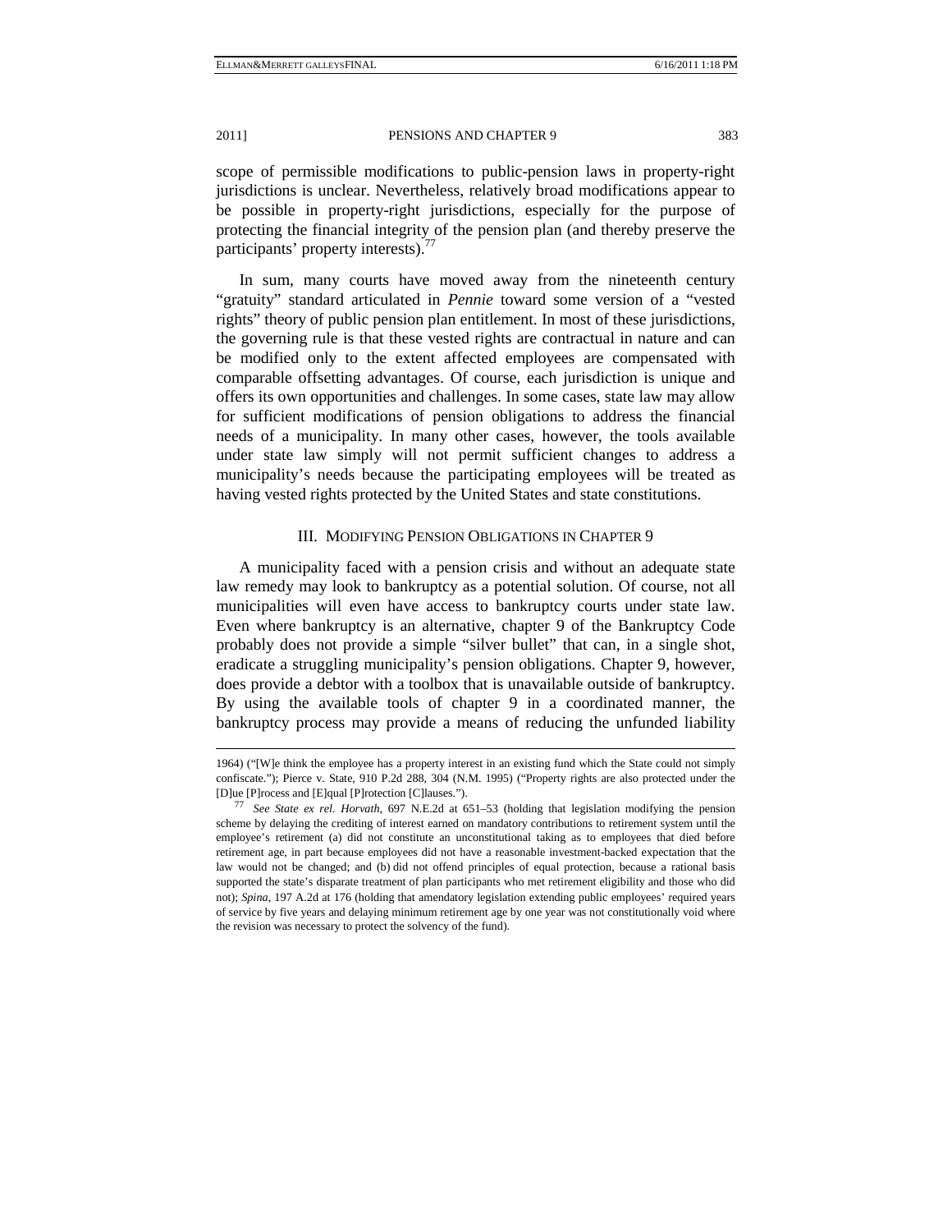scope of permissible modifications to public-pension laws in property-right jurisdictions is unclear. Nevertheless, relatively broad modifications appear to be possible in property-right jurisdictions, especially for the purpose of protecting the financial integrity of the pension plan (and thereby preserve the participants' property interests).[77]

In sum, many courts have moved away from the nineteenth century "gratuity" standard articulated in *Pennie* toward some version of a "vested rights" theory of public pension plan entitlement. In most of these jurisdictions, the governing rule is that these vested rights are contractual in nature and can be modified only to the extent affected employees are compensated with comparable offsetting advantages. Of course, each jurisdiction is unique and offers its own opportunities and challenges. In some cases, state law may allow for sufficient modifications of pension obligations to address the financial needs of a municipality. In many other cases, however, the tools available under state law simply will not permit sufficient changes to address a municipality's needs because the participating employees will be treated as having vested rights protected by the United States and state constitutions.

## III. Modifying Pension Obligations in Chapter 9

A municipality faced with a pension crisis and without an adequate state law remedy may look to bankruptcy as a potential solution. Of course, not all municipalities will even have access to bankruptcy courts under state law. Even where bankruptcy is an alternative, chapter 9 of the Bankruptcy Code probably does not provide a simple "silver bullet" that can, in a single shot, eradicate a struggling municipality's pension obligations. Chapter 9, however, does provide a debtor with a toolbox that is unavailable outside of bankruptcy. By using the available tools of chapter 9 in a coordinated manner, the bankruptcy process may provide a means of reducing the unfunded liability

---

1964) ("[W]e think the employee has a property interest in an existing fund which the State could not simply confiscate."); Pierce v. State, 910 P.2d 288, 304 (N.M. 1995) ("Property rights are also protected under the [D]ue [P]rocess and [E]qual [P]rotection [C]lauses.").

[77] *See State ex rel. Horvath*, 697 N.E.2d at 651–53 (holding that legislation modifying the pension scheme by delaying the crediting of interest earned on mandatory contributions to retirement system until the employee's retirement (a) did not constitute an unconstitutional taking as to employees that died before retirement age, in part because employees did not have a reasonable investment-backed expectation that the law would not be changed; and (b) did not offend principles of equal protection, because a rational basis supported the state's disparate treatment of plan participants who met retirement eligibility and those who did not); *Spina*, 197 A.2d at 176 (holding that amendatory legislation extending public employees' required years of service by five years and delaying minimum retirement age by one year was not constitutionally void where the revision was necessary to protect the solvency of the fund).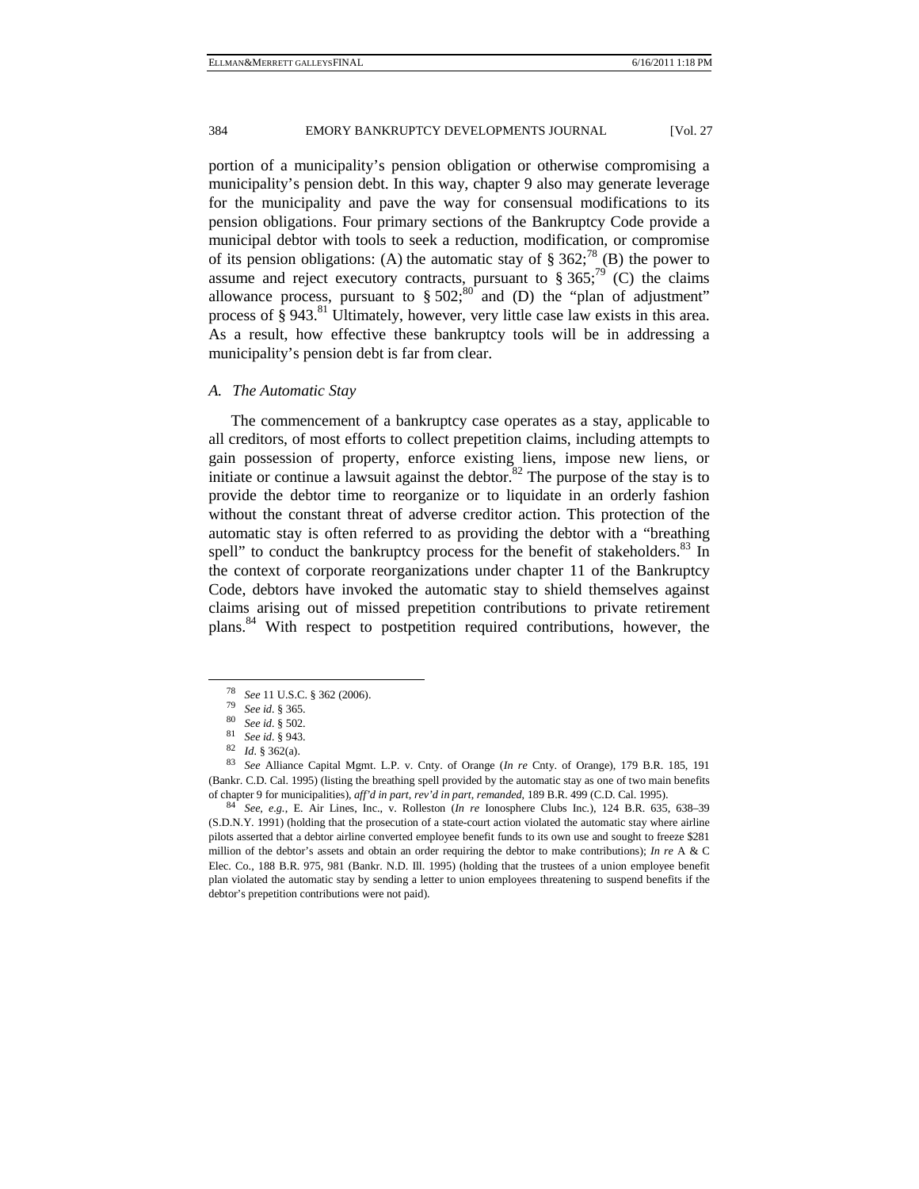portion of a municipality's pension obligation or otherwise compromising a municipality's pension debt. In this way, chapter 9 also may generate leverage for the municipality and pave the way for consensual modifications to its pension obligations. Four primary sections of the Bankruptcy Code provide a municipal debtor with tools to seek a reduction, modification, or compromise of its pension obligations: (A) the automatic stay of § 362;[78] (B) the power to assume and reject executory contracts, pursuant to § 365;[79] (C) the claims allowance process, pursuant to § 502;[80] and (D) the "plan of adjustment" process of § 943.[81] Ultimately, however, very little case law exists in this area. As a result, how effective these bankruptcy tools will be in addressing a municipality's pension debt is far from clear.

### *A. The Automatic Stay*

The commencement of a bankruptcy case operates as a stay, applicable to all creditors, of most efforts to collect prepetition claims, including attempts to gain possession of property, enforce existing liens, impose new liens, or initiate or continue a lawsuit against the debtor.[82] The purpose of the stay is to provide the debtor time to reorganize or to liquidate in an orderly fashion without the constant threat of adverse creditor action. This protection of the automatic stay is often referred to as providing the debtor with a "breathing spell" to conduct the bankruptcy process for the benefit of stakeholders.[83] In the context of corporate reorganizations under chapter 11 of the Bankruptcy Code, debtors have invoked the automatic stay to shield themselves against claims arising out of missed prepetition contributions to private retirement plans.[84] With respect to postpetition required contributions, however, the

---

[78] *See* 11 U.S.C. § 362 (2006).

[79] *See id*. § 365.

[80] *See id*. § 502.

[81] *See id*. § 943.

[82] *Id*. § 362(a).

[83] *See* Alliance Capital Mgmt. L.P. v. Cnty. of Orange (*In re* Cnty. of Orange), 179 B.R. 185, 191 (Bankr. C.D. Cal. 1995) (listing the breathing spell provided by the automatic stay as one of two main benefits of chapter 9 for municipalities), *aff'd in part, rev'd in part, remanded*, 189 B.R. 499 (C.D. Cal. 1995).

[84] *See, e.g.*, E. Air Lines, Inc., v. Rolleston (*In re* Ionosphere Clubs Inc.), 124 B.R. 635, 638–39 (S.D.N.Y. 1991) (holding that the prosecution of a state-court action violated the automatic stay where airline pilots asserted that a debtor airline converted employee benefit funds to its own use and sought to freeze $281 million of the debtor's assets and obtain an order requiring the debtor to make contributions); *In re* A & C Elec. Co., 188 B.R. 975, 981 (Bankr. N.D. Ill. 1995) (holding that the trustees of a union employee benefit plan violated the automatic stay by sending a letter to union employees threatening to suspend benefits if the debtor's prepetition contributions were not paid).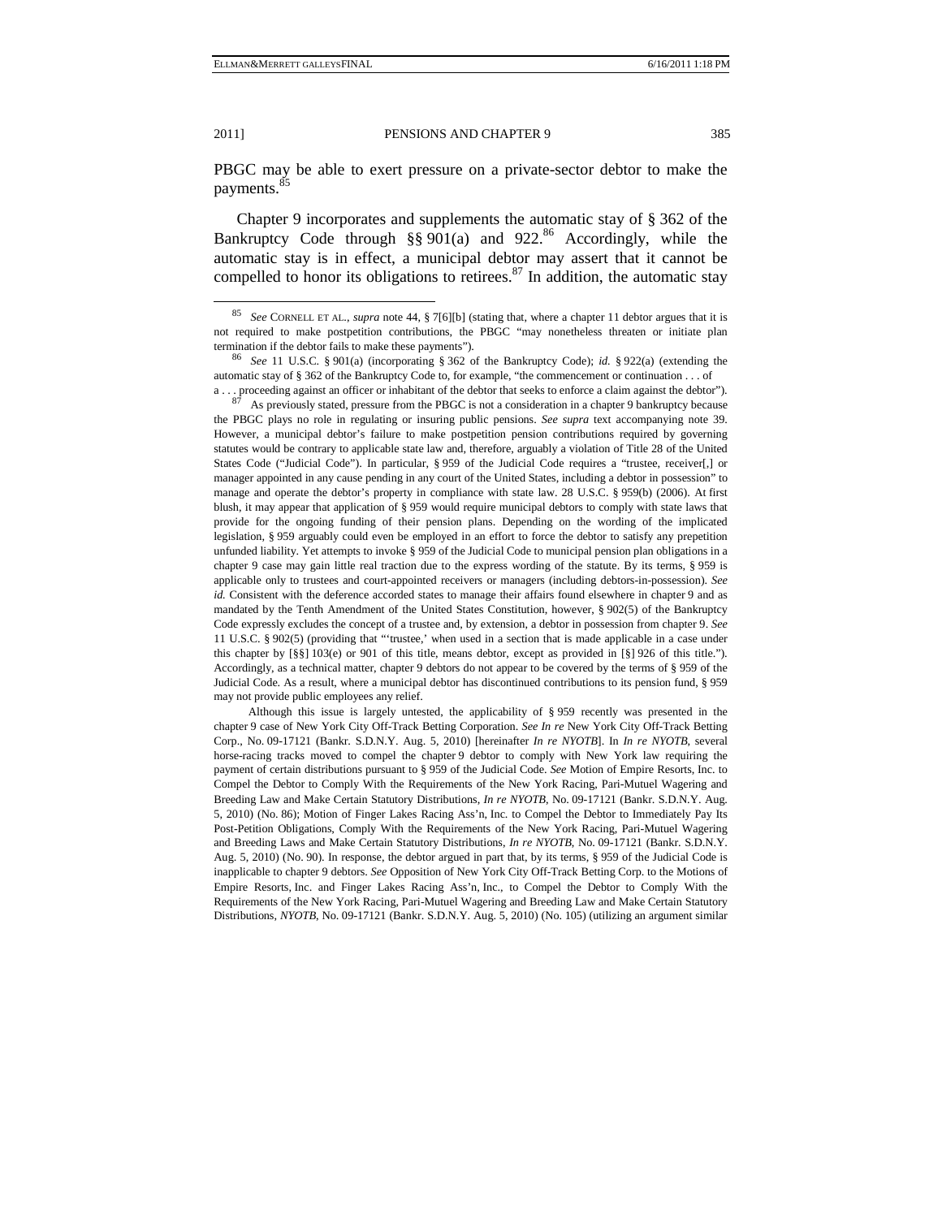PBGC may be able to exert pressure on a private-sector debtor to make the payments.[85]

Chapter 9 incorporates and supplements the automatic stay of § 362 of the Bankruptcy Code through §§ 901(a) and 922.[86] Accordingly, while the automatic stay is in effect, a municipal debtor may assert that it cannot be compelled to honor its obligations to retirees.[87] In addition, the automatic stay

---

[85] *See* CORNELL ET AL., *supra* note 44, § 7[6][b] (stating that, where a chapter 11 debtor argues that it is not required to make postpetition contributions, the PBGC "may nonetheless threaten or initiate plan termination if the debtor fails to make these payments").

[86] *See* 11 U.S.C. § 901(a) (incorporating § 362 of the Bankruptcy Code); *id.* § 922(a) (extending the automatic stay of § 362 of the Bankruptcy Code to, for example, "the commencement or continuation . . . of a . . . proceeding against an officer or inhabitant of the debtor that seeks to enforce a claim against the debtor").

[87] As previously stated, pressure from the PBGC is not a consideration in a chapter 9 bankruptcy because the PBGC plays no role in regulating or insuring public pensions. *See supra* text accompanying note 39. However, a municipal debtor's failure to make postpetition pension contributions required by governing statutes would be contrary to applicable state law and, therefore, arguably a violation of Title 28 of the United States Code ("Judicial Code"). In particular, § 959 of the Judicial Code requires a "trustee, receiver[,] or manager appointed in any cause pending in any court of the United States, including a debtor in possession" to manage and operate the debtor's property in compliance with state law. 28 U.S.C. § 959(b) (2006). At first blush, it may appear that application of § 959 would require municipal debtors to comply with state laws that provide for the ongoing funding of their pension plans. Depending on the wording of the implicated legislation, § 959 arguably could even be employed in an effort to force the debtor to satisfy any prepetition unfunded liability. Yet attempts to invoke § 959 of the Judicial Code to municipal pension plan obligations in a chapter 9 case may gain little real traction due to the express wording of the statute. By its terms, § 959 is applicable only to trustees and court-appointed receivers or managers (including debtors-in-possession). *See id.* Consistent with the deference accorded states to manage their affairs found elsewhere in chapter 9 and as mandated by the Tenth Amendment of the United States Constitution, however, § 902(5) of the Bankruptcy Code expressly excludes the concept of a trustee and, by extension, a debtor in possession from chapter 9. *See* 11 U.S.C. § 902(5) (providing that "'trustee,' when used in a section that is made applicable in a case under this chapter by [§§] 103(e) or 901 of this title, means debtor, except as provided in [§] 926 of this title."). Accordingly, as a technical matter, chapter 9 debtors do not appear to be covered by the terms of § 959 of the Judicial Code. As a result, where a municipal debtor has discontinued contributions to its pension fund, § 959 may not provide public employees any relief.

Although this issue is largely untested, the applicability of § 959 recently was presented in the chapter 9 case of New York City Off-Track Betting Corporation. *See In re* New York City Off-Track Betting Corp., No. 09-17121 (Bankr. S.D.N.Y. Aug. 5, 2010) [hereinafter *In re NYOTB*]. In *In re NYOTB*, several horse-racing tracks moved to compel the chapter 9 debtor to comply with New York law requiring the payment of certain distributions pursuant to § 959 of the Judicial Code. *See* Motion of Empire Resorts, Inc. to Compel the Debtor to Comply With the Requirements of the New York Racing, Pari-Mutuel Wagering and Breeding Law and Make Certain Statutory Distributions, *In re NYOTB*, No. 09-17121 (Bankr. S.D.N.Y. Aug. 5, 2010) (No. 86); Motion of Finger Lakes Racing Ass'n, Inc. to Compel the Debtor to Immediately Pay Its Post-Petition Obligations, Comply With the Requirements of the New York Racing, Pari-Mutuel Wagering and Breeding Laws and Make Certain Statutory Distributions, *In re NYOTB*, No. 09-17121 (Bankr. S.D.N.Y. Aug. 5, 2010) (No. 90). In response, the debtor argued in part that, by its terms, § 959 of the Judicial Code is inapplicable to chapter 9 debtors. *See* Opposition of New York City Off-Track Betting Corp. to the Motions of Empire Resorts, Inc. and Finger Lakes Racing Ass'n, Inc., to Compel the Debtor to Comply With the Requirements of the New York Racing, Pari-Mutuel Wagering and Breeding Law and Make Certain Statutory Distributions, *NYOTB*, No. 09-17121 (Bankr. S.D.N.Y. Aug. 5, 2010) (No. 105) (utilizing an argument similar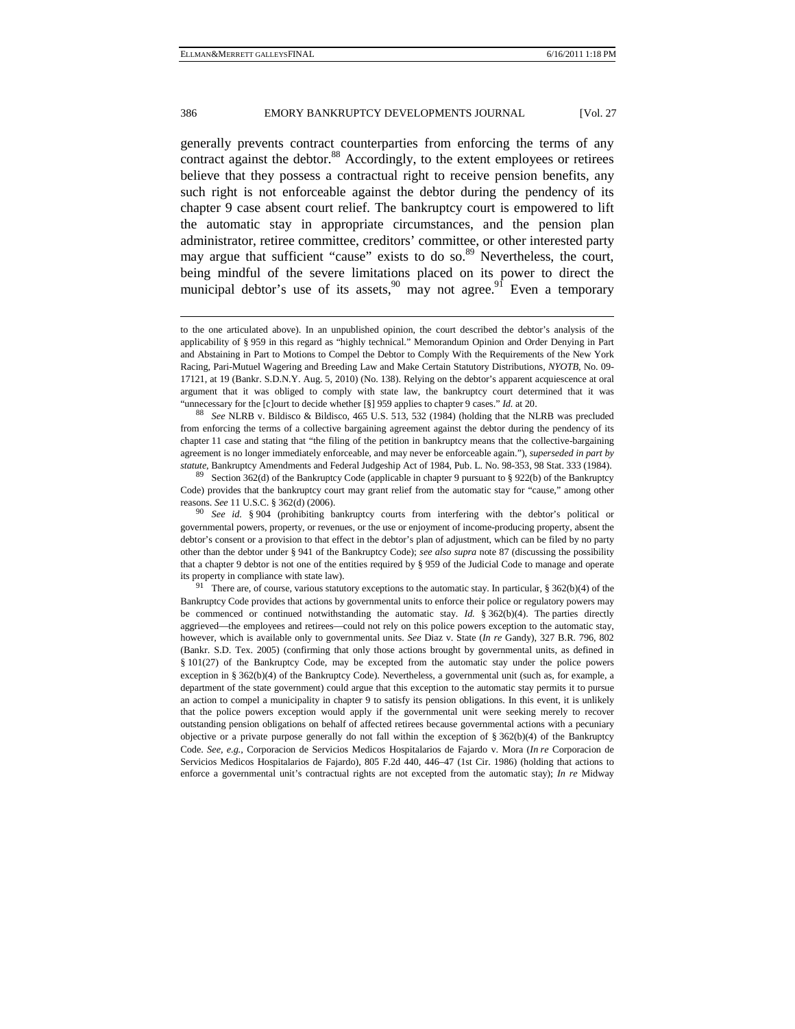generally prevents contract counterparties from enforcing the terms of any contract against the debtor.[88] Accordingly, to the extent employees or retirees believe that they possess a contractual right to receive pension benefits, any such right is not enforceable against the debtor during the pendency of its chapter 9 case absent court relief. The bankruptcy court is empowered to lift the automatic stay in appropriate circumstances, and the pension plan administrator, retiree committee, creditors' committee, or other interested party may argue that sufficient "cause" exists to do so.[89] Nevertheless, the court, being mindful of the severe limitations placed on its power to direct the municipal debtor's use of its assets,[90] may not agree.[91] Even a temporary

---

to the one articulated above). In an unpublished opinion, the court described the debtor's analysis of the applicability of § 959 in this regard as "highly technical." Memorandum Opinion and Order Denying in Part and Abstaining in Part to Motions to Compel the Debtor to Comply With the Requirements of the New York Racing, Pari-Mutuel Wagering and Breeding Law and Make Certain Statutory Distributions, *NYOTB*, No. 09-17121, at 19 (Bankr. S.D.N.Y. Aug. 5, 2010) (No. 138). Relying on the debtor's apparent acquiescence at oral argument that it was obliged to comply with state law, the bankruptcy court determined that it was "unnecessary for the [c]ourt to decide whether [§] 959 applies to chapter 9 cases." *Id.* at 20.

[88] *See* NLRB v. Bildisco & Bildisco, 465 U.S. 513, 532 (1984) (holding that the NLRB was precluded from enforcing the terms of a collective bargaining agreement against the debtor during the pendency of its chapter 11 case and stating that "the filing of the petition in bankruptcy means that the collective-bargaining agreement is no longer immediately enforceable, and may never be enforceable again."), *superseded in part by statute*, Bankruptcy Amendments and Federal Judgeship Act of 1984, Pub. L. No. 98-353, 98 Stat. 333 (1984).

[89] Section 362(d) of the Bankruptcy Code (applicable in chapter 9 pursuant to § 922(b) of the Bankruptcy Code) provides that the bankruptcy court may grant relief from the automatic stay for "cause," among other reasons. *See* 11 U.S.C. § 362(d) (2006).

[90] *See id.* § 904 (prohibiting bankruptcy courts from interfering with the debtor's political or governmental powers, property, or revenues, or the use or enjoyment of income-producing property, absent the debtor's consent or a provision to that effect in the debtor's plan of adjustment, which can be filed by no party other than the debtor under § 941 of the Bankruptcy Code); *see also supra* note 87 (discussing the possibility that a chapter 9 debtor is not one of the entities required by § 959 of the Judicial Code to manage and operate its property in compliance with state law).

[91] There are, of course, various statutory exceptions to the automatic stay. In particular, § 362(b)(4) of the Bankruptcy Code provides that actions by governmental units to enforce their police or regulatory powers may be commenced or continued notwithstanding the automatic stay. *Id.* § 362(b)(4). The parties directly aggrieved—the employees and retirees—could not rely on this police powers exception to the automatic stay, however, which is available only to governmental units. *See* Diaz v. State (*In re* Gandy), 327 B.R. 796, 802 (Bankr. S.D. Tex. 2005) (confirming that only those actions brought by governmental units, as defined in § 101(27) of the Bankruptcy Code, may be excepted from the automatic stay under the police powers exception in § 362(b)(4) of the Bankruptcy Code). Nevertheless, a governmental unit (such as, for example, a department of the state government) could argue that this exception to the automatic stay permits it to pursue an action to compel a municipality in chapter 9 to satisfy its pension obligations. In this event, it is unlikely that the police powers exception would apply if the governmental unit were seeking merely to recover outstanding pension obligations on behalf of affected retirees because governmental actions with a pecuniary objective or a private purpose generally do not fall within the exception of § 362(b)(4) of the Bankruptcy Code. *See, e.g.*, Corporacion de Servicios Medicos Hospitalarios de Fajardo v. Mora (*In re* Corporacion de Servicios Medicos Hospitalarios de Fajardo), 805 F.2d 440, 446–47 (1st Cir. 1986) (holding that actions to enforce a governmental unit's contractual rights are not excepted from the automatic stay); *In re* Midway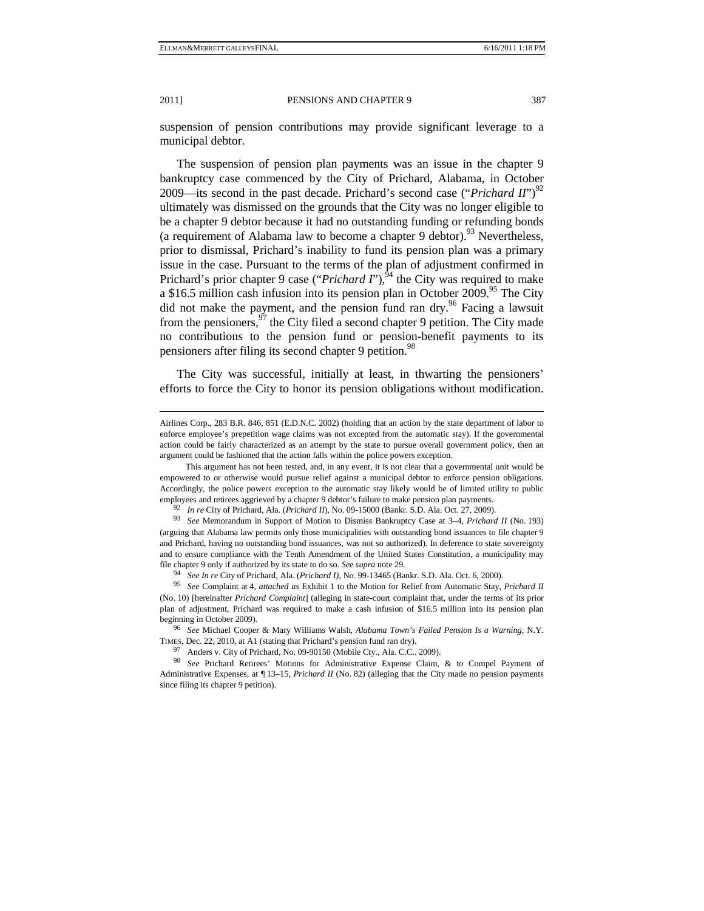suspension of pension contributions may provide significant leverage to a municipal debtor.

The suspension of pension plan payments was an issue in the chapter 9 bankruptcy case commenced by the City of Prichard, Alabama, in October 2009—its second in the past decade. Prichard's second case ("*Prichard II*")[92] ultimately was dismissed on the grounds that the City was no longer eligible to be a chapter 9 debtor because it had no outstanding funding or refunding bonds (a requirement of Alabama law to become a chapter 9 debtor).[93] Nevertheless, prior to dismissal, Prichard's inability to fund its pension plan was a primary issue in the case. Pursuant to the terms of the plan of adjustment confirmed in Prichard's prior chapter 9 case ("*Prichard I*"),[94] the City was required to make a $16.5 million cash infusion into its pension plan in October 2009.[95] The City did not make the payment, and the pension fund ran dry.[96] Facing a lawsuit from the pensioners,[97] the City filed a second chapter 9 petition. The City made no contributions to the pension fund or pension-benefit payments to its pensioners after filing its second chapter 9 petition.[98]

The City was successful, initially at least, in thwarting the pensioners' efforts to force the City to honor its pension obligations without modification.

---

Airlines Corp., 283 B.R. 846, 851 (E.D.N.C. 2002) (holding that an action by the state department of labor to enforce employee's prepetition wage claims was not excepted from the automatic stay). If the governmental action could be fairly characterized as an attempt by the state to pursue overall government policy, then an argument could be fashioned that the action falls within the police powers exception.

This argument has not been tested, and, in any event, it is not clear that a governmental unit would be empowered to or otherwise would pursue relief against a municipal debtor to enforce pension obligations. Accordingly, the police powers exception to the automatic stay likely would be of limited utility to public employees and retirees aggrieved by a chapter 9 debtor's failure to make pension plan payments.

[92] *In re* City of Prichard, Ala. (*Prichard II*), No. 09-15000 (Bankr. S.D. Ala. Oct. 27, 2009).

[93] *See* Memorandum in Support of Motion to Dismiss Bankruptcy Case at 3–4, *Prichard II* (No. 193) (arguing that Alabama law permits only those municipalities with outstanding bond issuances to file chapter 9 and Prichard, having no outstanding bond issuances, was not so authorized). In deference to state sovereignty and to ensure compliance with the Tenth Amendment of the United States Constitution, a municipality may file chapter 9 only if authorized by its state to do so. *See supra* note 29.

[94] *See In re* City of Prichard, Ala. (*Prichard I*), No. 99-13465 (Bankr. S.D. Ala. Oct. 6, 2000).

[95] *See* Complaint at 4, *attached as* Exhibit 1 to the Motion for Relief from Automatic Stay, *Prichard II* (No. 10) [hereinafter *Prichard Complaint*] (alleging in state-court complaint that, under the terms of its prior plan of adjustment, Prichard was required to make a cash infusion of $16.5 million into its pension plan beginning in October 2009).

[96] *See* Michael Cooper & Mary Williams Walsh, *Alabama Town's Failed Pension Is a Warning*, N.Y. TIMES, Dec. 22, 2010, at A1 (stating that Prichard's pension fund ran dry).

[97] Anders v. City of Prichard, No. 09-90150 (Mobile Cty., Ala. C.C.. 2009).

[98] *See* Prichard Retirees' Motions for Administrative Expense Claim, & to Compel Payment of Administrative Expenses, at ¶ 13–15, *Prichard II* (No. 82) (alleging that the City made no pension payments since filing its chapter 9 petition).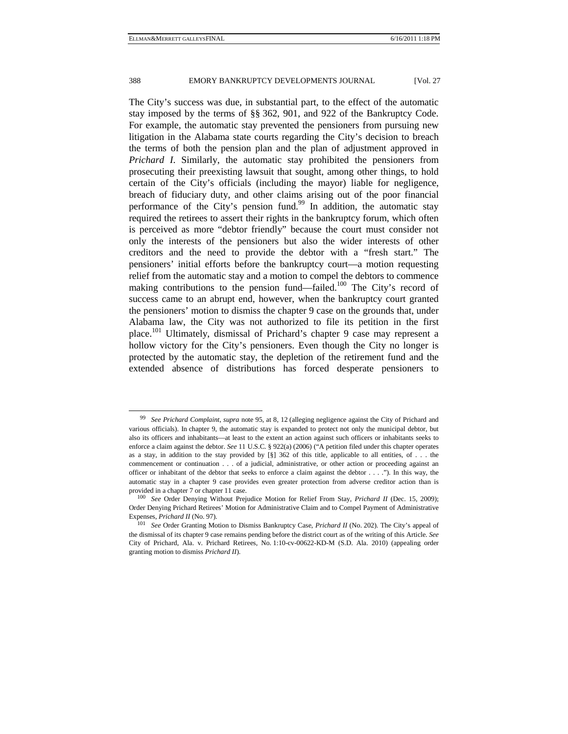The City's success was due, in substantial part, to the effect of the automatic stay imposed by the terms of §§ 362, 901, and 922 of the Bankruptcy Code. For example, the automatic stay prevented the pensioners from pursuing new litigation in the Alabama state courts regarding the City's decision to breach the terms of both the pension plan and the plan of adjustment approved in *Prichard I*. Similarly, the automatic stay prohibited the pensioners from prosecuting their preexisting lawsuit that sought, among other things, to hold certain of the City's officials (including the mayor) liable for negligence, breach of fiduciary duty, and other claims arising out of the poor financial performance of the City's pension fund.[99] In addition, the automatic stay required the retirees to assert their rights in the bankruptcy forum, which often is perceived as more "debtor friendly" because the court must consider not only the interests of the pensioners but also the wider interests of other creditors and the need to provide the debtor with a "fresh start." The pensioners' initial efforts before the bankruptcy court—a motion requesting relief from the automatic stay and a motion to compel the debtors to commence making contributions to the pension fund—failed.[100] The City's record of success came to an abrupt end, however, when the bankruptcy court granted the pensioners' motion to dismiss the chapter 9 case on the grounds that, under Alabama law, the City was not authorized to file its petition in the first place.[101] Ultimately, dismissal of Prichard's chapter 9 case may represent a hollow victory for the City's pensioners. Even though the City no longer is protected by the automatic stay, the depletion of the retirement fund and the extended absence of distributions has forced desperate pensioners to

---

[99] *See Prichard Complaint*, *supra* note 95, at 8, 12 (alleging negligence against the City of Prichard and various officials). In chapter 9, the automatic stay is expanded to protect not only the municipal debtor, but also its officers and inhabitants—at least to the extent an action against such officers or inhabitants seeks to enforce a claim against the debtor. *See* 11 U.S.C. § 922(a) (2006) ("A petition filed under this chapter operates as a stay, in addition to the stay provided by [§] 362 of this title, applicable to all entities, of . . . the commencement or continuation . . . of a judicial, administrative, or other action or proceeding against an officer or inhabitant of the debtor that seeks to enforce a claim against the debtor . . . ."). In this way, the automatic stay in a chapter 9 case provides even greater protection from adverse creditor action than is provided in a chapter 7 or chapter 11 case.

[100] *See* Order Denying Without Prejudice Motion for Relief From Stay, *Prichard II* (Dec. 15, 2009); Order Denying Prichard Retirees' Motion for Administrative Claim and to Compel Payment of Administrative Expenses, *Prichard II* (No. 97).

[101] *See* Order Granting Motion to Dismiss Bankruptcy Case, *Prichard II* (No. 202). The City's appeal of the dismissal of its chapter 9 case remains pending before the district court as of the writing of this Article. *See* City of Prichard, Ala. v. Prichard Retirees, No. 1:10-cv-00622-KD-M (S.D. Ala. 2010) (appealing order granting motion to dismiss *Prichard II*).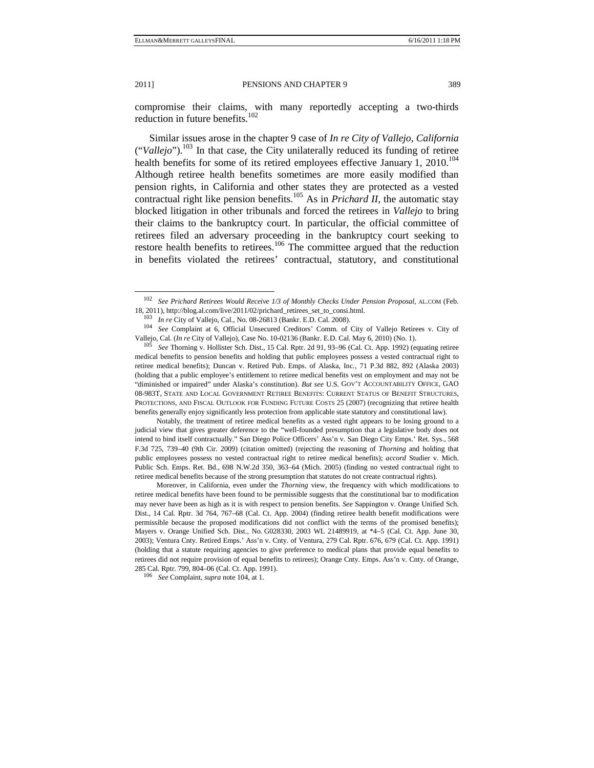compromise their claims, with many reportedly accepting a two-thirds reduction in future benefits.[102]

Similar issues arose in the chapter 9 case of *In re City of Vallejo, California* ("*Vallejo*").[103] In that case, the City unilaterally reduced its funding of retiree health benefits for some of its retired employees effective January 1, 2010.[104] Although retiree health benefits sometimes are more easily modified than pension rights, in California and other states they are protected as a vested contractual right like pension benefits.[105] As in *Prichard II*, the automatic stay blocked litigation in other tribunals and forced the retirees in *Vallejo* to bring their claims to the bankruptcy court. In particular, the official committee of retirees filed an adversary proceeding in the bankruptcy court seeking to restore health benefits to retirees.[106] The committee argued that the reduction in benefits violated the retirees' contractual, statutory, and constitutional

---

[102] *See Prichard Retirees Would Receive 1/3 of Monthly Checks Under Pension Proposal*, AL.COM (Feb. 18, 2011), http://blog.al.com/live/2011/02/prichard_retirees_set_to_consi.html.

[103] *In re* City of Vallejo, Cal., No. 08-26813 (Bankr. E.D. Cal. 2008).

[104] *See* Complaint at 6, Official Unsecured Creditors' Comm. of City of Vallejo Retirees v. City of Vallejo, Cal. (*In re* City of Vallejo), Case No. 10-02136 (Bankr. E.D. Cal. May 6, 2010) (No. 1).

[105] *See* Thorning v. Hollister Sch. Dist., 15 Cal. Rptr. 2d 91, 93–96 (Cal. Ct. App. 1992) (equating retiree medical benefits to pension benefits and holding that public employees possess a vested contractual right to retiree medical benefits); Duncan v. Retired Pub. Emps. of Alaska, Inc., 71 P.3d 882, 892 (Alaska 2003) (holding that a public employee's entitlement to retiree medical benefits vest on employment and may not be "diminished or impaired" under Alaska's constitution). *But see* U.S. GOV'T ACCOUNTABILITY OFFICE, GAO 08-983T, STATE AND LOCAL GOVERNMENT RETIREE BENEFITS: CURRENT STATUS OF BENEFIT STRUCTURES, PROTECTIONS, AND FISCAL OUTLOOK FOR FUNDING FUTURE COSTS 25 (2007) (recognizing that retiree health benefits generally enjoy significantly less protection from applicable state statutory and constitutional law).

Notably, the treatment of retiree medical benefits as a vested right appears to be losing ground to a judicial view that gives greater deference to the "well-founded presumption that a legislative body does not intend to bind itself contractually." San Diego Police Officers' Ass'n v. San Diego City Emps.' Ret. Sys., 568 F.3d 725, 739–40 (9th Cir. 2009) (citation omitted) (rejecting the reasoning of *Thorning* and holding that public employees possess no vested contractual right to retiree medical benefits); *accord* Studier v. Mich. Public Sch. Emps. Ret. Bd., 698 N.W.2d 350, 363–64 (Mich. 2005) (finding no vested contractual right to retiree medical benefits because of the strong presumption that statutes do not create contractual rights).

Moreover, in California, even under the *Thorning* view, the frequency with which modifications to retiree medical benefits have been found to be permissible suggests that the constitutional bar to modification may never have been as high as it is with respect to pension benefits. *See* Sappington v. Orange Unified Sch. Dist., 14 Cal. Rptr. 3d 764, 767–68 (Cal. Ct. App. 2004) (finding retiree health benefit modifications were permissible because the proposed modifications did not conflict with the terms of the promised benefits); Mayers v. Orange Unified Sch. Dist., No. G028330, 2003 WL 21489919, at *4–5 (Cal. Ct. App. June 30, 2003); Ventura Cnty. Retired Emps.' Ass'n v. Cnty. of Ventura, 279 Cal. Rptr. 676, 679 (Cal. Ct. App. 1991) (holding that a statute requiring agencies to give preference to medical plans that provide equal benefits to retirees did not require provision of equal benefits to retirees); Orange Cnty. Emps. Ass'n v. Cnty. of Orange, 285 Cal. Rptr. 799, 804–06 (Cal. Ct. App. 1991).

[106] *See* Complaint, *supra* note 104, at 1.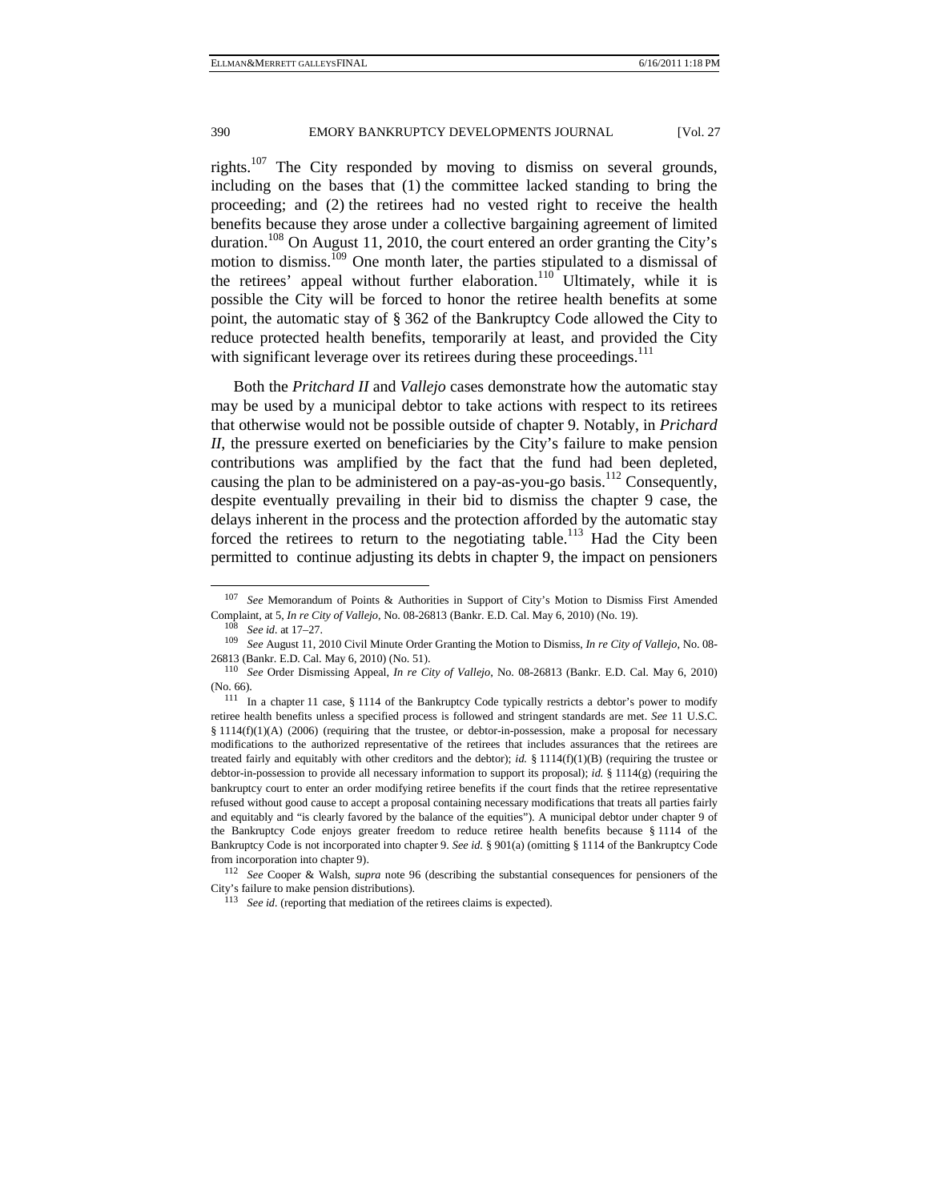rights.[107] The City responded by moving to dismiss on several grounds, including on the bases that (1) the committee lacked standing to bring the proceeding; and (2) the retirees had no vested right to receive the health benefits because they arose under a collective bargaining agreement of limited duration.[108] On August 11, 2010, the court entered an order granting the City's motion to dismiss.[109] One month later, the parties stipulated to a dismissal of the retirees' appeal without further elaboration.[110] Ultimately, while it is possible the City will be forced to honor the retiree health benefits at some point, the automatic stay of § 362 of the Bankruptcy Code allowed the City to reduce protected health benefits, temporarily at least, and provided the City with significant leverage over its retirees during these proceedings.[111]

Both the *Pritchard II* and *Vallejo* cases demonstrate how the automatic stay may be used by a municipal debtor to take actions with respect to its retirees that otherwise would not be possible outside of chapter 9. Notably, in *Prichard II*, the pressure exerted on beneficiaries by the City's failure to make pension contributions was amplified by the fact that the fund had been depleted, causing the plan to be administered on a pay-as-you-go basis.[112] Consequently, despite eventually prevailing in their bid to dismiss the chapter 9 case, the delays inherent in the process and the protection afforded by the automatic stay forced the retirees to return to the negotiating table.[113] Had the City been permitted to continue adjusting its debts in chapter 9, the impact on pensioners

---

[107] *See* Memorandum of Points & Authorities in Support of City's Motion to Dismiss First Amended Complaint, at 5, *In re City of Vallejo*, No. 08-26813 (Bankr. E.D. Cal. May 6, 2010) (No. 19).

[108] *See id.* at 17–27.

[109] *See* August 11, 2010 Civil Minute Order Granting the Motion to Dismiss, *In re City of Vallejo*, No. 08-26813 (Bankr. E.D. Cal. May 6, 2010) (No. 51).

[110] *See* Order Dismissing Appeal, *In re City of Vallejo*, No. 08-26813 (Bankr. E.D. Cal. May 6, 2010) (No. 66).

[111] In a chapter 11 case, § 1114 of the Bankruptcy Code typically restricts a debtor's power to modify retiree health benefits unless a specified process is followed and stringent standards are met. *See* 11 U.S.C. § 1114(f)(1)(A) (2006) (requiring that the trustee, or debtor-in-possession, make a proposal for necessary modifications to the authorized representative of the retirees that includes assurances that the retirees are treated fairly and equitably with other creditors and the debtor); *id.* § 1114(f)(1)(B) (requiring the trustee or debtor-in-possession to provide all necessary information to support its proposal); *id.* § 1114(g) (requiring the bankruptcy court to enter an order modifying retiree benefits if the court finds that the retiree representative refused without good cause to accept a proposal containing necessary modifications that treats all parties fairly and equitably and "is clearly favored by the balance of the equities"). A municipal debtor under chapter 9 of the Bankruptcy Code enjoys greater freedom to reduce retiree health benefits because § 1114 of the Bankruptcy Code is not incorporated into chapter 9. *See id.* § 901(a) (omitting § 1114 of the Bankruptcy Code from incorporation into chapter 9).

[112] *See* Cooper & Walsh, *supra* note 96 (describing the substantial consequences for pensioners of the City's failure to make pension distributions).

[113] *See id.* (reporting that mediation of the retirees claims is expected).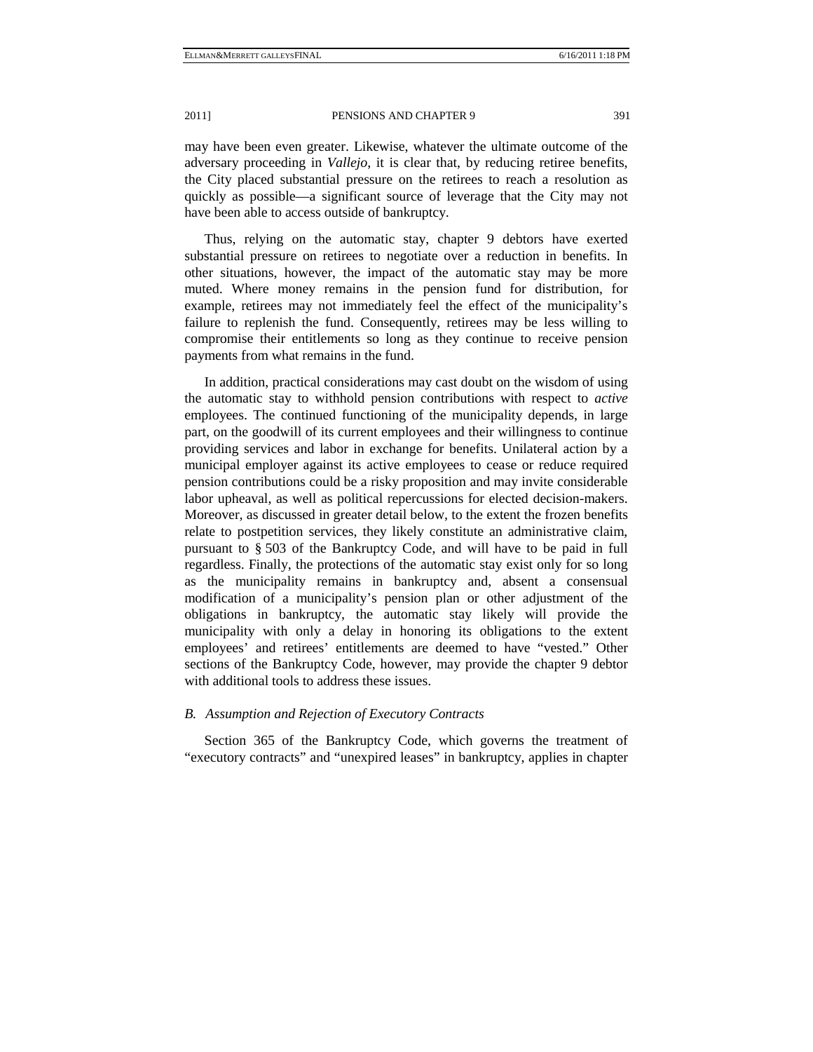may have been even greater. Likewise, whatever the ultimate outcome of the adversary proceeding in *Vallejo*, it is clear that, by reducing retiree benefits, the City placed substantial pressure on the retirees to reach a resolution as quickly as possible—a significant source of leverage that the City may not have been able to access outside of bankruptcy.

Thus, relying on the automatic stay, chapter 9 debtors have exerted substantial pressure on retirees to negotiate over a reduction in benefits. In other situations, however, the impact of the automatic stay may be more muted. Where money remains in the pension fund for distribution, for example, retirees may not immediately feel the effect of the municipality's failure to replenish the fund. Consequently, retirees may be less willing to compromise their entitlements so long as they continue to receive pension payments from what remains in the fund.

In addition, practical considerations may cast doubt on the wisdom of using the automatic stay to withhold pension contributions with respect to *active* employees. The continued functioning of the municipality depends, in large part, on the goodwill of its current employees and their willingness to continue providing services and labor in exchange for benefits. Unilateral action by a municipal employer against its active employees to cease or reduce required pension contributions could be a risky proposition and may invite considerable labor upheaval, as well as political repercussions for elected decision-makers. Moreover, as discussed in greater detail below, to the extent the frozen benefits relate to postpetition services, they likely constitute an administrative claim, pursuant to § 503 of the Bankruptcy Code, and will have to be paid in full regardless. Finally, the protections of the automatic stay exist only for so long as the municipality remains in bankruptcy and, absent a consensual modification of a municipality's pension plan or other adjustment of the obligations in bankruptcy, the automatic stay likely will provide the municipality with only a delay in honoring its obligations to the extent employees' and retirees' entitlements are deemed to have "vested." Other sections of the Bankruptcy Code, however, may provide the chapter 9 debtor with additional tools to address these issues.

### *B. Assumption and Rejection of Executory Contracts*

Section 365 of the Bankruptcy Code, which governs the treatment of "executory contracts" and "unexpired leases" in bankruptcy, applies in chapter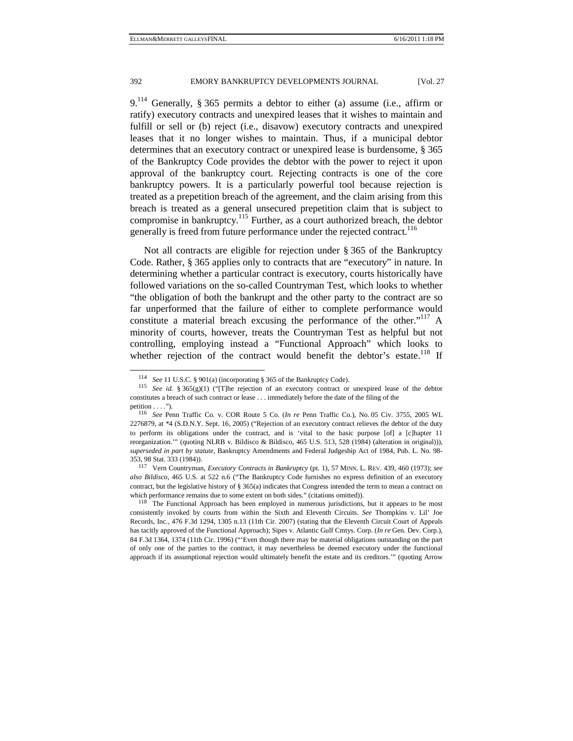9.[114] Generally, § 365 permits a debtor to either (a) assume (i.e., affirm or ratify) executory contracts and unexpired leases that it wishes to maintain and fulfill or sell or (b) reject (i.e., disavow) executory contracts and unexpired leases that it no longer wishes to maintain. Thus, if a municipal debtor determines that an executory contract or unexpired lease is burdensome, § 365 of the Bankruptcy Code provides the debtor with the power to reject it upon approval of the bankruptcy court. Rejecting contracts is one of the core bankruptcy powers. It is a particularly powerful tool because rejection is treated as a prepetition breach of the agreement, and the claim arising from this breach is treated as a general unsecured prepetition claim that is subject to compromise in bankruptcy.[115] Further, as a court authorized breach, the debtor generally is freed from future performance under the rejected contract.[116]

Not all contracts are eligible for rejection under § 365 of the Bankruptcy Code. Rather, § 365 applies only to contracts that are "executory" in nature. In determining whether a particular contract is executory, courts historically have followed variations on the so-called Countryman Test, which looks to whether "the obligation of both the bankrupt and the other party to the contract are so far unperformed that the failure of either to complete performance would constitute a material breach excusing the performance of the other."[117] A minority of courts, however, treats the Countryman Test as helpful but not controlling, employing instead a "Functional Approach" which looks to whether rejection of the contract would benefit the debtor's estate.[118] If

---

[114] *See* 11 U.S.C. § 901(a) (incorporating § 365 of the Bankruptcy Code).

[115] *See id.* § 365(g)(1) ("[T]he rejection of an executory contract or unexpired lease of the debtor constitutes a breach of such contract or lease . . . immediately before the date of the filing of the petition . . . .").

[116] *See* Penn Traffic Co. v. COR Route 5 Co. (*In re* Penn Traffic Co.), No. 05 Civ. 3755, 2005 WL 2276879, at *4 (S.D.N.Y. Sept. 16, 2005) ("Rejection of an executory contract relieves the debtor of the duty to perform its obligations under the contract, and is 'vital to the basic purpose [of] a [c]hapter 11 reorganization.'" (quoting NLRB v. Bildisco & Bildisco, 465 U.S. 513, 528 (1984) (alteration in original))), *superseded in part by statute*, Bankruptcy Amendments and Federal Judgeship Act of 1984, Pub. L. No. 98-353, 98 Stat. 333 (1984)).

[117] Vern Countryman, *Executory Contracts in Bankruptcy* (pt. 1), 57 MINN. L. REV. 439, 460 (1973); *see also Bildisco*, 465 U.S. at 522 n.6 ("The Bankruptcy Code furnishes no express definition of an executory contract, but the legislative history of § 365(a) indicates that Congress intended the term to mean a contract on which performance remains due to some extent on both sides." (citations omitted)).

[118] The Functional Approach has been employed in numerous jurisdictions, but it appears to be most consistently invoked by courts from within the Sixth and Eleventh Circuits. *See* Thompkins v. Lil' Joe Records, Inc., 476 F.3d 1294, 1305 n.13 (11th Cir. 2007) (stating that the Eleventh Circuit Court of Appeals has tacitly approved of the Functional Approach); Sipes v. Atlantic Gulf Cmtys. Corp. (*In re* Gen. Dev. Corp.), 84 F.3d 1364, 1374 (11th Cir. 1996) ("'Even though there may be material obligations outstanding on the part of only one of the parties to the contract, it may nevertheless be deemed executory under the functional approach if its assumptional rejection would ultimately benefit the estate and its creditors.'" (quoting Arrow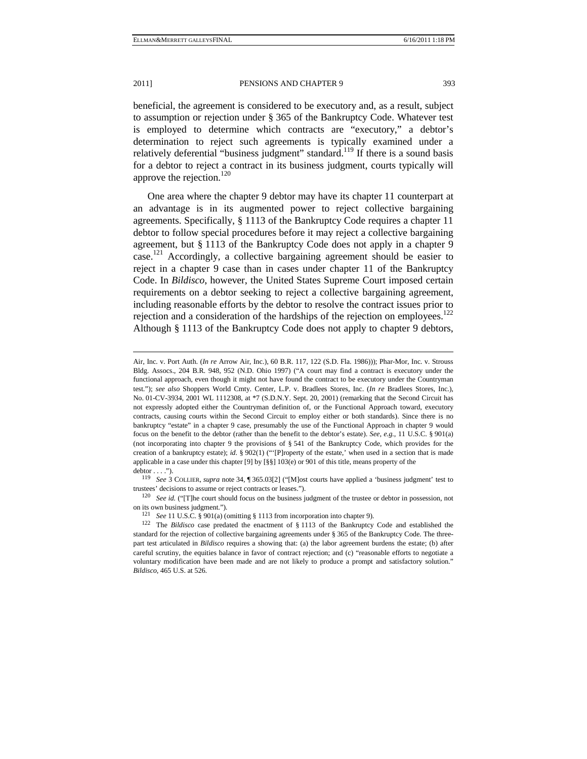beneficial, the agreement is considered to be executory and, as a result, subject to assumption or rejection under § 365 of the Bankruptcy Code. Whatever test is employed to determine which contracts are "executory," a debtor's determination to reject such agreements is typically examined under a relatively deferential "business judgment" standard.[119] If there is a sound basis for a debtor to reject a contract in its business judgment, courts typically will approve the rejection.[120]

One area where the chapter 9 debtor may have its chapter 11 counterpart at an advantage is in its augmented power to reject collective bargaining agreements. Specifically, § 1113 of the Bankruptcy Code requires a chapter 11 debtor to follow special procedures before it may reject a collective bargaining agreement, but § 1113 of the Bankruptcy Code does not apply in a chapter 9 case.[121] Accordingly, a collective bargaining agreement should be easier to reject in a chapter 9 case than in cases under chapter 11 of the Bankruptcy Code. In *Bildisco*, however, the United States Supreme Court imposed certain requirements on a debtor seeking to reject a collective bargaining agreement, including reasonable efforts by the debtor to resolve the contract issues prior to rejection and a consideration of the hardships of the rejection on employees.[122] Although § 1113 of the Bankruptcy Code does not apply to chapter 9 debtors,

---

Air, Inc. v. Port Auth. (*In re* Arrow Air, Inc.), 60 B.R. 117, 122 (S.D. Fla. 1986))); Phar-Mor, Inc. v. Strouss Bldg. Assocs., 204 B.R. 948, 952 (N.D. Ohio 1997) ("A court may find a contract is executory under the functional approach, even though it might not have found the contract to be executory under the Countryman test."); *see also* Shoppers World Cmty. Center, L.P. v. Bradlees Stores, Inc. (*In re* Bradlees Stores, Inc.), No. 01-CV-3934, 2001 WL 1112308, at *7 (S.D.N.Y. Sept. 20, 2001) (remarking that the Second Circuit has not expressly adopted either the Countryman definition of, or the Functional Approach toward, executory contracts, causing courts within the Second Circuit to employ either or both standards). Since there is no bankruptcy "estate" in a chapter 9 case, presumably the use of the Functional Approach in chapter 9 would focus on the benefit to the debtor (rather than the benefit to the debtor's estate). *See, e.g.*, 11 U.S.C. § 901(a) (not incorporating into chapter 9 the provisions of § 541 of the Bankruptcy Code, which provides for the creation of a bankruptcy estate); *id.* § 902(1) ("'[P]roperty of the estate,' when used in a section that is made applicable in a case under this chapter [9] by [§§] 103(e) or 901 of this title, means property of the debtor . . . .").

[119] *See* 3 COLLIER, *supra* note 34, ¶ 365.03[2] ("[M]ost courts have applied a 'business judgment' test to trustees' decisions to assume or reject contracts or leases.").

[120] *See id.* ("[T]he court should focus on the business judgment of the trustee or debtor in possession, not on its own business judgment.").

[121] *See* 11 U.S.C. § 901(a) (omitting § 1113 from incorporation into chapter 9).

[122] The *Bildisco* case predated the enactment of § 1113 of the Bankruptcy Code and established the standard for the rejection of collective bargaining agreements under § 365 of the Bankruptcy Code. The three-part test articulated in *Bildisco* requires a showing that: (a) the labor agreement burdens the estate; (b) after careful scrutiny, the equities balance in favor of contract rejection; and (c) "reasonable efforts to negotiate a voluntary modification have been made and are not likely to produce a prompt and satisfactory solution." *Bildisco*, 465 U.S. at 526.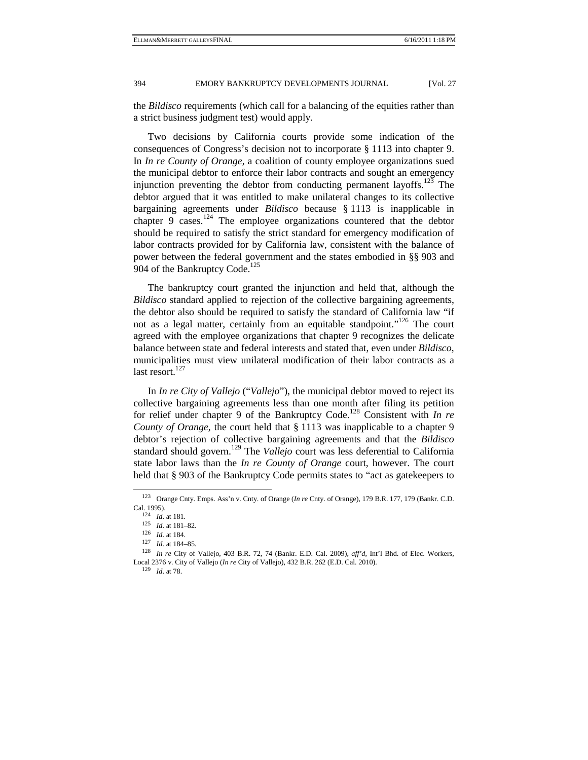the *Bildisco* requirements (which call for a balancing of the equities rather than a strict business judgment test) would apply.

Two decisions by California courts provide some indication of the consequences of Congress's decision not to incorporate § 1113 into chapter 9. In *In re County of Orange*, a coalition of county employee organizations sued the municipal debtor to enforce their labor contracts and sought an emergency injunction preventing the debtor from conducting permanent layoffs.[123] The debtor argued that it was entitled to make unilateral changes to its collective bargaining agreements under *Bildisco* because § 1113 is inapplicable in chapter 9 cases.[124] The employee organizations countered that the debtor should be required to satisfy the strict standard for emergency modification of labor contracts provided for by California law, consistent with the balance of power between the federal government and the states embodied in §§ 903 and 904 of the Bankruptcy Code.[125]

The bankruptcy court granted the injunction and held that, although the *Bildisco* standard applied to rejection of the collective bargaining agreements, the debtor also should be required to satisfy the standard of California law "if not as a legal matter, certainly from an equitable standpoint."[126] The court agreed with the employee organizations that chapter 9 recognizes the delicate balance between state and federal interests and stated that, even under *Bildisco*, municipalities must view unilateral modification of their labor contracts as a last resort.[127]

In *In re City of Vallejo* ("*Vallejo*"), the municipal debtor moved to reject its collective bargaining agreements less than one month after filing its petition for relief under chapter 9 of the Bankruptcy Code.[128] Consistent with *In re County of Orange*, the court held that § 1113 was inapplicable to a chapter 9 debtor's rejection of collective bargaining agreements and that the *Bildisco* standard should govern.[129] The *Vallejo* court was less deferential to California state labor laws than the *In re County of Orange* court, however. The court held that § 903 of the Bankruptcy Code permits states to "act as gatekeepers to

---

[123] Orange Cnty. Emps. Ass'n v. Cnty. of Orange (*In re* Cnty. of Orange), 179 B.R. 177, 179 (Bankr. C.D. Cal. 1995).

[124] *Id*. at 181.

[125] *Id*. at 181–82.

[126] *Id*. at 184.

[127] *Id*. at 184–85.

[128] *In re* City of Vallejo, 403 B.R. 72, 74 (Bankr. E.D. Cal. 2009), *aff'd*, Int'l Bhd. of Elec. Workers, Local 2376 v. City of Vallejo (*In re* City of Vallejo), 432 B.R. 262 (E.D. Cal. 2010).

[129] *Id*. at 78.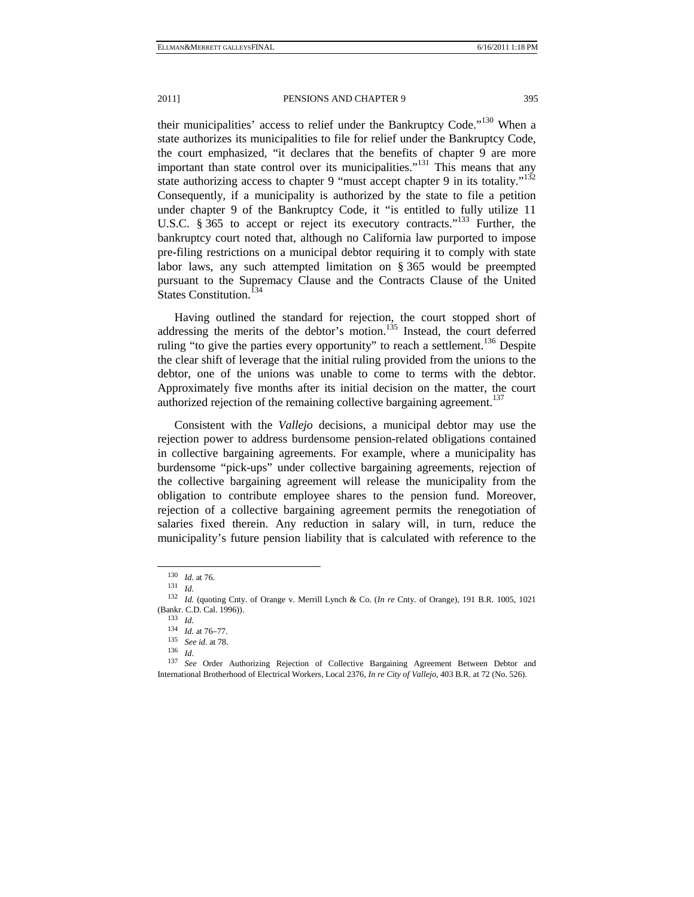their municipalities' access to relief under the Bankruptcy Code."[130] When a state authorizes its municipalities to file for relief under the Bankruptcy Code, the court emphasized, "it declares that the benefits of chapter 9 are more important than state control over its municipalities."[131] This means that any state authorizing access to chapter 9 "must accept chapter 9 in its totality."[132] Consequently, if a municipality is authorized by the state to file a petition under chapter 9 of the Bankruptcy Code, it "is entitled to fully utilize 11 U.S.C. § 365 to accept or reject its executory contracts."[133] Further, the bankruptcy court noted that, although no California law purported to impose pre-filing restrictions on a municipal debtor requiring it to comply with state labor laws, any such attempted limitation on § 365 would be preempted pursuant to the Supremacy Clause and the Contracts Clause of the United States Constitution.[134]

Having outlined the standard for rejection, the court stopped short of addressing the merits of the debtor's motion.[135] Instead, the court deferred ruling "to give the parties every opportunity" to reach a settlement.[136] Despite the clear shift of leverage that the initial ruling provided from the unions to the debtor, one of the unions was unable to come to terms with the debtor. Approximately five months after its initial decision on the matter, the court authorized rejection of the remaining collective bargaining agreement.[137]

Consistent with the *Vallejo* decisions, a municipal debtor may use the rejection power to address burdensome pension-related obligations contained in collective bargaining agreements. For example, where a municipality has burdensome "pick-ups" under collective bargaining agreements, rejection of the collective bargaining agreement will release the municipality from the obligation to contribute employee shares to the pension fund. Moreover, rejection of a collective bargaining agreement permits the renegotiation of salaries fixed therein. Any reduction in salary will, in turn, reduce the municipality's future pension liability that is calculated with reference to the

---

[130] *Id.* at 76.

[131] *Id.*

[132] *Id.* (quoting Cnty. of Orange v. Merrill Lynch & Co. (*In re* Cnty. of Orange), 191 B.R. 1005, 1021 (Bankr. C.D. Cal. 1996)).

[133] *Id.*

[134] *Id.* at 76–77.

[135] *See id.* at 78.

[136] *Id.*

[137] *See* Order Authorizing Rejection of Collective Bargaining Agreement Between Debtor and International Brotherhood of Electrical Workers, Local 2376, *In re City of Vallejo*, 403 B.R. at 72 (No. 526).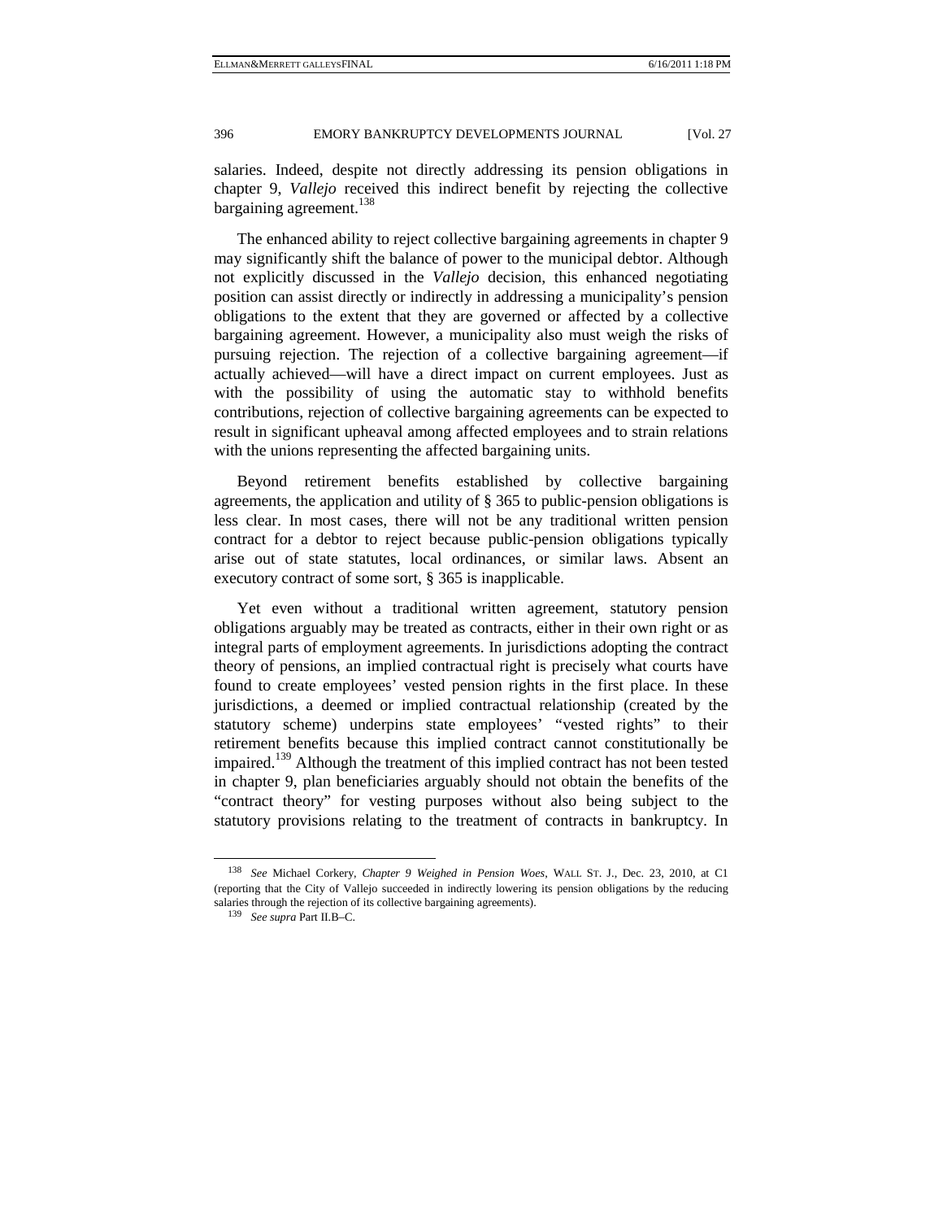salaries. Indeed, despite not directly addressing its pension obligations in chapter 9, *Vallejo* received this indirect benefit by rejecting the collective bargaining agreement.[138]

The enhanced ability to reject collective bargaining agreements in chapter 9 may significantly shift the balance of power to the municipal debtor. Although not explicitly discussed in the *Vallejo* decision, this enhanced negotiating position can assist directly or indirectly in addressing a municipality's pension obligations to the extent that they are governed or affected by a collective bargaining agreement. However, a municipality also must weigh the risks of pursuing rejection. The rejection of a collective bargaining agreement—if actually achieved—will have a direct impact on current employees. Just as with the possibility of using the automatic stay to withhold benefits contributions, rejection of collective bargaining agreements can be expected to result in significant upheaval among affected employees and to strain relations with the unions representing the affected bargaining units.

Beyond retirement benefits established by collective bargaining agreements, the application and utility of § 365 to public-pension obligations is less clear. In most cases, there will not be any traditional written pension contract for a debtor to reject because public-pension obligations typically arise out of state statutes, local ordinances, or similar laws. Absent an executory contract of some sort, § 365 is inapplicable.

Yet even without a traditional written agreement, statutory pension obligations arguably may be treated as contracts, either in their own right or as integral parts of employment agreements. In jurisdictions adopting the contract theory of pensions, an implied contractual right is precisely what courts have found to create employees' vested pension rights in the first place. In these jurisdictions, a deemed or implied contractual relationship (created by the statutory scheme) underpins state employees' "vested rights" to their retirement benefits because this implied contract cannot constitutionally be impaired.[139] Although the treatment of this implied contract has not been tested in chapter 9, plan beneficiaries arguably should not obtain the benefits of the "contract theory" for vesting purposes without also being subject to the statutory provisions relating to the treatment of contracts in bankruptcy. In

---

[138] *See* Michael Corkery, *Chapter 9 Weighed in Pension Woes*, WALL ST. J., Dec. 23, 2010, at C1 (reporting that the City of Vallejo succeeded in indirectly lowering its pension obligations by the reducing salaries through the rejection of its collective bargaining agreements).

[139] *See supra* Part II.B–C.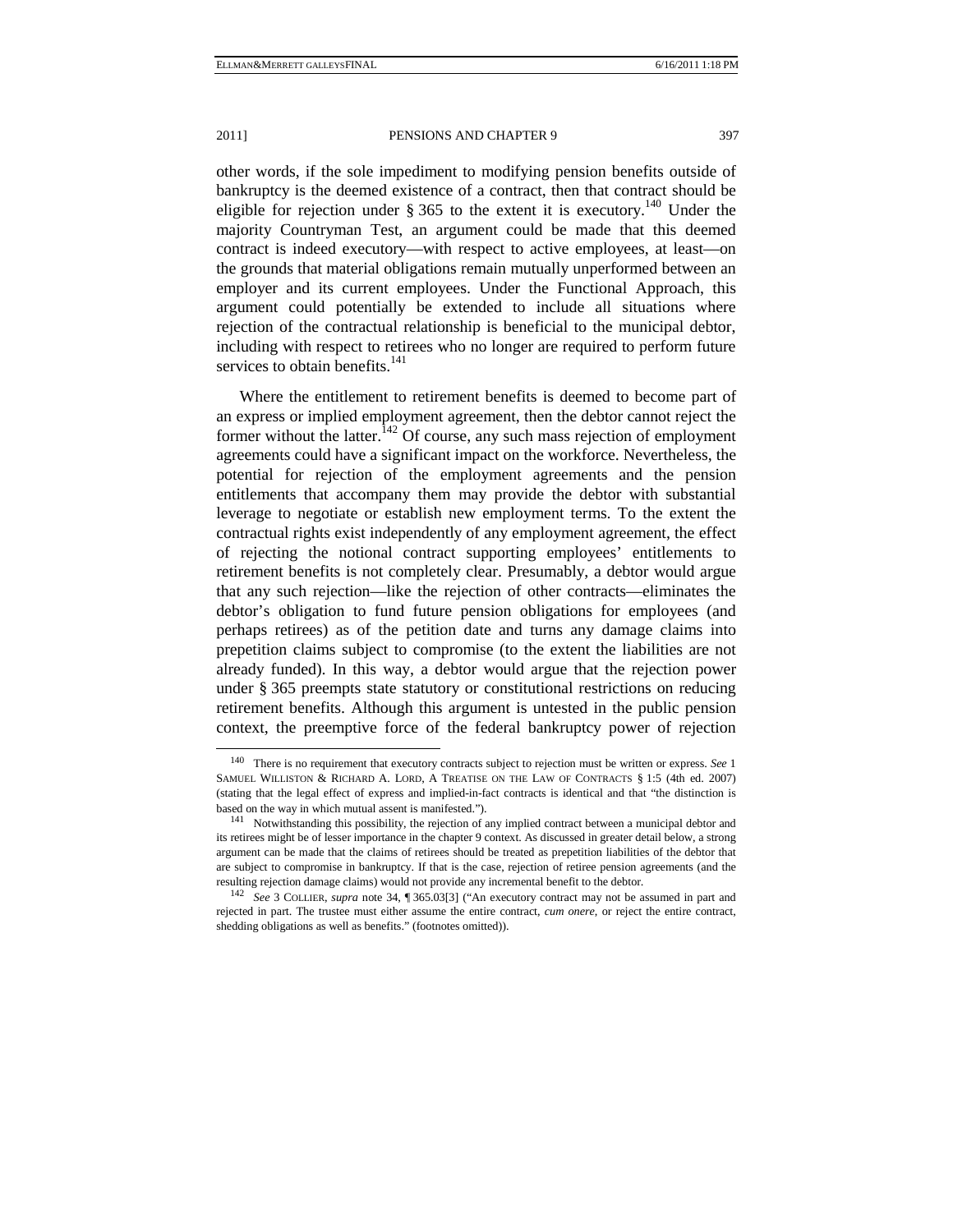other words, if the sole impediment to modifying pension benefits outside of bankruptcy is the deemed existence of a contract, then that contract should be eligible for rejection under § 365 to the extent it is executory.[140] Under the majority Countryman Test, an argument could be made that this deemed contract is indeed executory—with respect to active employees, at least—on the grounds that material obligations remain mutually unperformed between an employer and its current employees. Under the Functional Approach, this argument could potentially be extended to include all situations where rejection of the contractual relationship is beneficial to the municipal debtor, including with respect to retirees who no longer are required to perform future services to obtain benefits.[141]

Where the entitlement to retirement benefits is deemed to become part of an express or implied employment agreement, then the debtor cannot reject the former without the latter.[142] Of course, any such mass rejection of employment agreements could have a significant impact on the workforce. Nevertheless, the potential for rejection of the employment agreements and the pension entitlements that accompany them may provide the debtor with substantial leverage to negotiate or establish new employment terms. To the extent the contractual rights exist independently of any employment agreement, the effect of rejecting the notional contract supporting employees' entitlements to retirement benefits is not completely clear. Presumably, a debtor would argue that any such rejection—like the rejection of other contracts—eliminates the debtor's obligation to fund future pension obligations for employees (and perhaps retirees) as of the petition date and turns any damage claims into prepetition claims subject to compromise (to the extent the liabilities are not already funded). In this way, a debtor would argue that the rejection power under § 365 preempts state statutory or constitutional restrictions on reducing retirement benefits. Although this argument is untested in the public pension context, the preemptive force of the federal bankruptcy power of rejection

---

140 There is no requirement that executory contracts subject to rejection must be written or express. *See* 1 SAMUEL WILLISTON & RICHARD A. LORD, A TREATISE ON THE LAW OF CONTRACTS § 1:5 (4th ed. 2007) (stating that the legal effect of express and implied-in-fact contracts is identical and that "the distinction is based on the way in which mutual assent is manifested.").

141 Notwithstanding this possibility, the rejection of any implied contract between a municipal debtor and its retirees might be of lesser importance in the chapter 9 context. As discussed in greater detail below, a strong argument can be made that the claims of retirees should be treated as prepetition liabilities of the debtor that are subject to compromise in bankruptcy. If that is the case, rejection of retiree pension agreements (and the resulting rejection damage claims) would not provide any incremental benefit to the debtor.

142 *See* 3 COLLIER, *supra* note 34, ¶ 365.03[3] ("An executory contract may not be assumed in part and rejected in part. The trustee must either assume the entire contract, *cum onere*, or reject the entire contract, shedding obligations as well as benefits." (footnotes omitted)).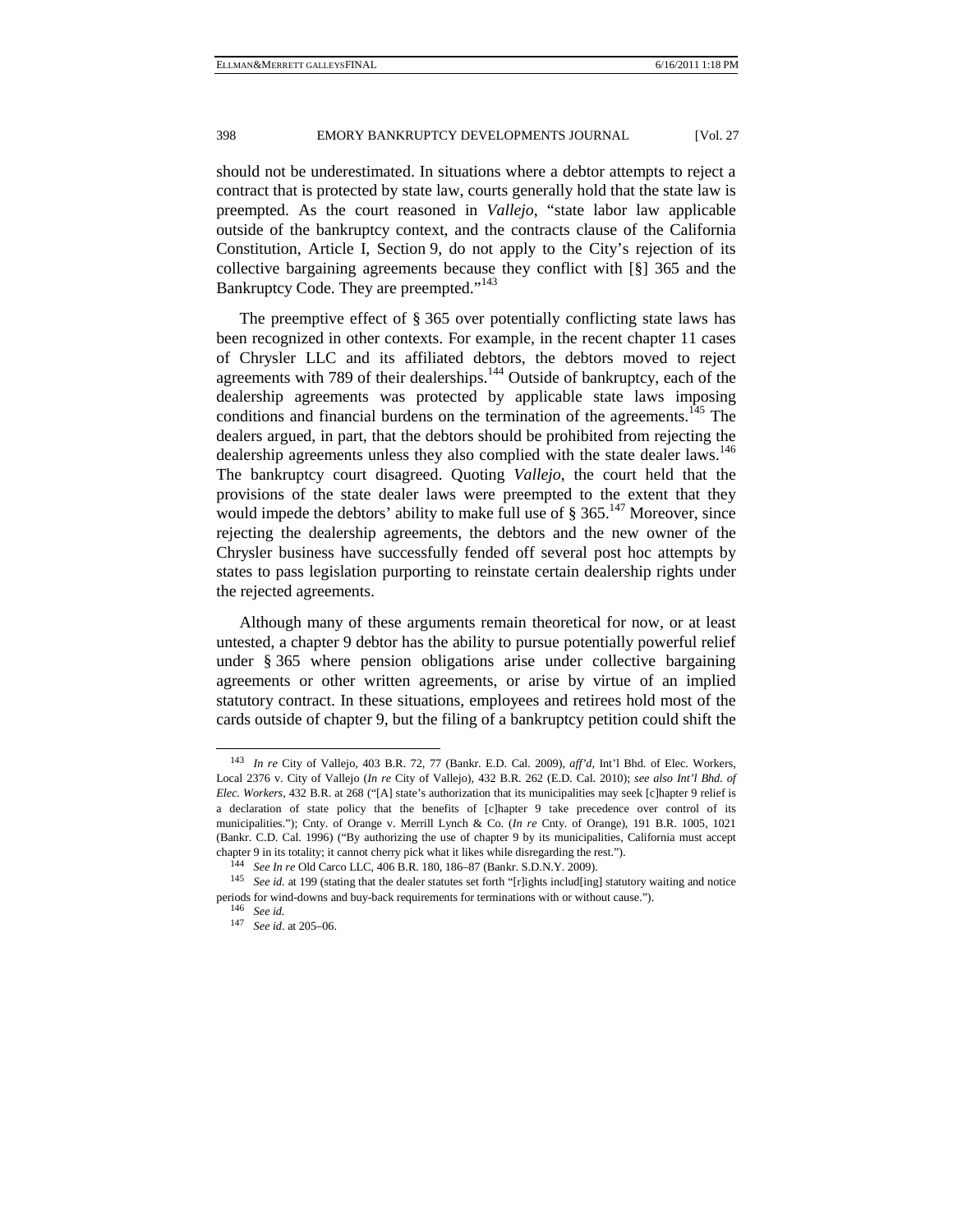should not be underestimated. In situations where a debtor attempts to reject a contract that is protected by state law, courts generally hold that the state law is preempted. As the court reasoned in *Vallejo*, "state labor law applicable outside of the bankruptcy context, and the contracts clause of the California Constitution, Article I, Section 9, do not apply to the City's rejection of its collective bargaining agreements because they conflict with [§] 365 and the Bankruptcy Code. They are preempted."[143]

The preemptive effect of § 365 over potentially conflicting state laws has been recognized in other contexts. For example, in the recent chapter 11 cases of Chrysler LLC and its affiliated debtors, the debtors moved to reject agreements with 789 of their dealerships.[144] Outside of bankruptcy, each of the dealership agreements was protected by applicable state laws imposing conditions and financial burdens on the termination of the agreements.[145] The dealers argued, in part, that the debtors should be prohibited from rejecting the dealership agreements unless they also complied with the state dealer laws.[146] The bankruptcy court disagreed. Quoting *Vallejo*, the court held that the provisions of the state dealer laws were preempted to the extent that they would impede the debtors' ability to make full use of § 365.[147] Moreover, since rejecting the dealership agreements, the debtors and the new owner of the Chrysler business have successfully fended off several post hoc attempts by states to pass legislation purporting to reinstate certain dealership rights under the rejected agreements.

Although many of these arguments remain theoretical for now, or at least untested, a chapter 9 debtor has the ability to pursue potentially powerful relief under § 365 where pension obligations arise under collective bargaining agreements or other written agreements, or arise by virtue of an implied statutory contract. In these situations, employees and retirees hold most of the cards outside of chapter 9, but the filing of a bankruptcy petition could shift the

---

[143] *In re* City of Vallejo, 403 B.R. 72, 77 (Bankr. E.D. Cal. 2009), *aff'd*, Int'l Bhd. of Elec. Workers, Local 2376 v. City of Vallejo (*In re* City of Vallejo), 432 B.R. 262 (E.D. Cal. 2010); *see also Int'l Bhd. of Elec. Workers*, 432 B.R. at 268 ("[A] state's authorization that its municipalities may seek [c]hapter 9 relief is a declaration of state policy that the benefits of [c]hapter 9 take precedence over control of its municipalities."); Cnty. of Orange v. Merrill Lynch & Co. (*In re* Cnty. of Orange), 191 B.R. 1005, 1021 (Bankr. C.D. Cal. 1996) ("By authorizing the use of chapter 9 by its municipalities, California must accept chapter 9 in its totality; it cannot cherry pick what it likes while disregarding the rest.").

[144] *See In re* Old Carco LLC, 406 B.R. 180, 186–87 (Bankr. S.D.N.Y. 2009).

[145] *See id.* at 199 (stating that the dealer statutes set forth "[r]ights includ[ing] statutory waiting and notice periods for wind-downs and buy-back requirements for terminations with or without cause.").

[146] *See id.*

[147] *See id.* at 205–06.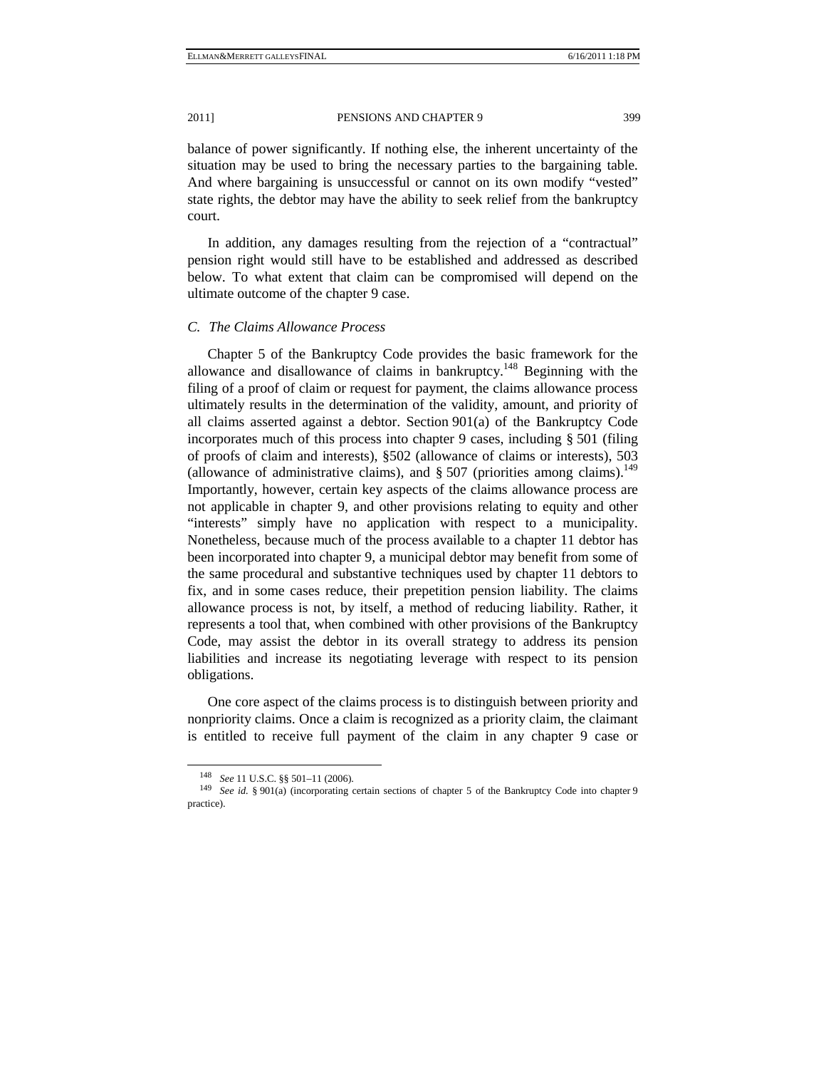balance of power significantly. If nothing else, the inherent uncertainty of the situation may be used to bring the necessary parties to the bargaining table. And where bargaining is unsuccessful or cannot on its own modify "vested" state rights, the debtor may have the ability to seek relief from the bankruptcy court.

In addition, any damages resulting from the rejection of a "contractual" pension right would still have to be established and addressed as described below. To what extent that claim can be compromised will depend on the ultimate outcome of the chapter 9 case.

### *C. The Claims Allowance Process*

Chapter 5 of the Bankruptcy Code provides the basic framework for the allowance and disallowance of claims in bankruptcy.[148] Beginning with the filing of a proof of claim or request for payment, the claims allowance process ultimately results in the determination of the validity, amount, and priority of all claims asserted against a debtor. Section 901(a) of the Bankruptcy Code incorporates much of this process into chapter 9 cases, including § 501 (filing of proofs of claim and interests), §502 (allowance of claims or interests), 503 (allowance of administrative claims), and § 507 (priorities among claims).[149] Importantly, however, certain key aspects of the claims allowance process are not applicable in chapter 9, and other provisions relating to equity and other "interests" simply have no application with respect to a municipality. Nonetheless, because much of the process available to a chapter 11 debtor has been incorporated into chapter 9, a municipal debtor may benefit from some of the same procedural and substantive techniques used by chapter 11 debtors to fix, and in some cases reduce, their prepetition pension liability. The claims allowance process is not, by itself, a method of reducing liability. Rather, it represents a tool that, when combined with other provisions of the Bankruptcy Code, may assist the debtor in its overall strategy to address its pension liabilities and increase its negotiating leverage with respect to its pension obligations.

One core aspect of the claims process is to distinguish between priority and nonpriority claims. Once a claim is recognized as a priority claim, the claimant is entitled to receive full payment of the claim in any chapter 9 case or

---

[148] *See* 11 U.S.C. §§ 501–11 (2006).

[149] *See id.* § 901(a) (incorporating certain sections of chapter 5 of the Bankruptcy Code into chapter 9 practice).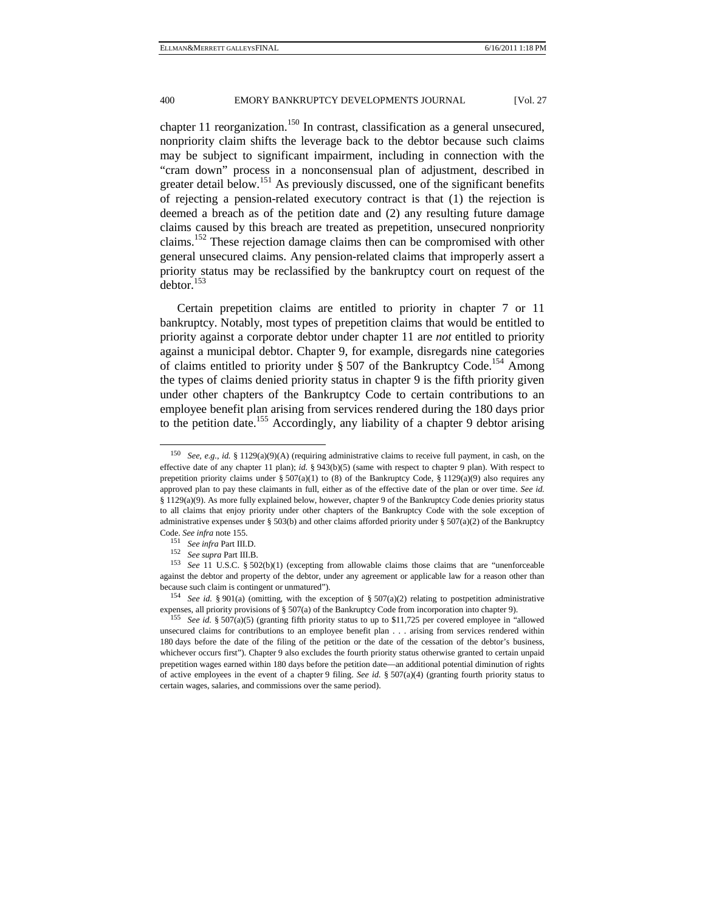chapter 11 reorganization.[150] In contrast, classification as a general unsecured, nonpriority claim shifts the leverage back to the debtor because such claims may be subject to significant impairment, including in connection with the "cram down" process in a nonconsensual plan of adjustment, described in greater detail below.[151] As previously discussed, one of the significant benefits of rejecting a pension-related executory contract is that (1) the rejection is deemed a breach as of the petition date and (2) any resulting future damage claims caused by this breach are treated as prepetition, unsecured nonpriority claims.[152] These rejection damage claims then can be compromised with other general unsecured claims. Any pension-related claims that improperly assert a priority status may be reclassified by the bankruptcy court on request of the debtor.[153]

Certain prepetition claims are entitled to priority in chapter 7 or 11 bankruptcy. Notably, most types of prepetition claims that would be entitled to priority against a corporate debtor under chapter 11 are *not* entitled to priority against a municipal debtor. Chapter 9, for example, disregards nine categories of claims entitled to priority under § 507 of the Bankruptcy Code.[154] Among the types of claims denied priority status in chapter 9 is the fifth priority given under other chapters of the Bankruptcy Code to certain contributions to an employee benefit plan arising from services rendered during the 180 days prior to the petition date.[155] Accordingly, any liability of a chapter 9 debtor arising

---

150 *See, e.g.*, *id.* § 1129(a)(9)(A) (requiring administrative claims to receive full payment, in cash, on the effective date of any chapter 11 plan); *id.* § 943(b)(5) (same with respect to chapter 9 plan). With respect to prepetition priority claims under § 507(a)(1) to (8) of the Bankruptcy Code, § 1129(a)(9) also requires any approved plan to pay these claimants in full, either as of the effective date of the plan or over time. *See id.* § 1129(a)(9). As more fully explained below, however, chapter 9 of the Bankruptcy Code denies priority status to all claims that enjoy priority under other chapters of the Bankruptcy Code with the sole exception of administrative expenses under § 503(b) and other claims afforded priority under § 507(a)(2) of the Bankruptcy Code. *See infra* note 155.

151 *See infra* Part III.D.

152 *See supra* Part III.B.

153 *See* 11 U.S.C. § 502(b)(1) (excepting from allowable claims those claims that are "unenforceable against the debtor and property of the debtor, under any agreement or applicable law for a reason other than because such claim is contingent or unmatured").

154 *See id.* § 901(a) (omitting, with the exception of § 507(a)(2) relating to postpetition administrative expenses, all priority provisions of § 507(a) of the Bankruptcy Code from incorporation into chapter 9).

155 *See id.* § 507(a)(5) (granting fifth priority status to up to $11,725 per covered employee in "allowed unsecured claims for contributions to an employee benefit plan . . . arising from services rendered within 180 days before the date of the filing of the petition or the date of the cessation of the debtor's business, whichever occurs first"). Chapter 9 also excludes the fourth priority status otherwise granted to certain unpaid prepetition wages earned within 180 days before the petition date—an additional potential diminution of rights of active employees in the event of a chapter 9 filing. *See id.* § 507(a)(4) (granting fourth priority status to certain wages, salaries, and commissions over the same period).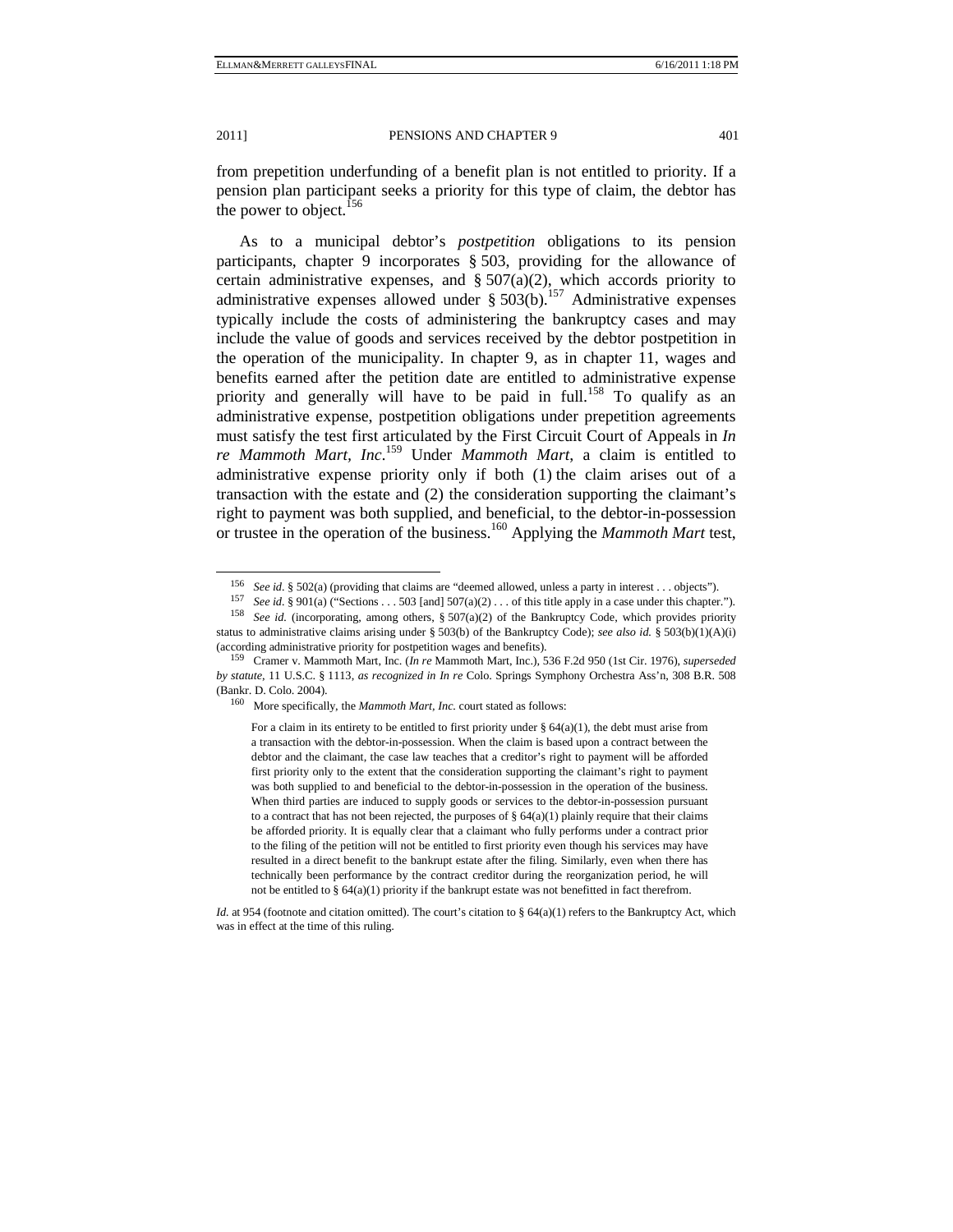from prepetition underfunding of a benefit plan is not entitled to priority. If a pension plan participant seeks a priority for this type of claim, the debtor has the power to object.[156]

As to a municipal debtor's *postpetition* obligations to its pension participants, chapter 9 incorporates § 503, providing for the allowance of certain administrative expenses, and § 507(a)(2), which accords priority to administrative expenses allowed under § 503(b).[157] Administrative expenses typically include the costs of administering the bankruptcy cases and may include the value of goods and services received by the debtor postpetition in the operation of the municipality. In chapter 9, as in chapter 11, wages and benefits earned after the petition date are entitled to administrative expense priority and generally will have to be paid in full.[158] To qualify as an administrative expense, postpetition obligations under prepetition agreements must satisfy the test first articulated by the First Circuit Court of Appeals in *In re Mammoth Mart, Inc.*[159] Under *Mammoth Mart*, a claim is entitled to administrative expense priority only if both (1) the claim arises out of a transaction with the estate and (2) the consideration supporting the claimant's right to payment was both supplied, and beneficial, to the debtor-in-possession or trustee in the operation of the business.[160] Applying the *Mammoth Mart* test,

---

[156] *See id.* § 502(a) (providing that claims are "deemed allowed, unless a party in interest . . . objects").

[157] *See id.* § 901(a) ("Sections . . . 503 [and] 507(a)(2) . . . of this title apply in a case under this chapter.").

[158] *See id.* (incorporating, among others, § 507(a)(2) of the Bankruptcy Code, which provides priority status to administrative claims arising under § 503(b) of the Bankruptcy Code); *see also id.* § 503(b)(1)(A)(i) (according administrative priority for postpetition wages and benefits).

[159] Cramer v. Mammoth Mart, Inc. (*In re* Mammoth Mart, Inc.), 536 F.2d 950 (1st Cir. 1976), *superseded by statute*, 11 U.S.C. § 1113, *as recognized in In re* Colo. Springs Symphony Orchestra Ass'n, 308 B.R. 508 (Bankr. D. Colo. 2004).

[160] More specifically, the *Mammoth Mart, Inc.* court stated as follows:

> For a claim in its entirety to be entitled to first priority under § 64(a)(1), the debt must arise from a transaction with the debtor-in-possession. When the claim is based upon a contract between the debtor and the claimant, the case law teaches that a creditor's right to payment will be afforded first priority only to the extent that the consideration supporting the claimant's right to payment was both supplied to and beneficial to the debtor-in-possession in the operation of the business. When third parties are induced to supply goods or services to the debtor-in-possession pursuant to a contract that has not been rejected, the purposes of § 64(a)(1) plainly require that their claims be afforded priority. It is equally clear that a claimant who fully performs under a contract prior to the filing of the petition will not be entitled to first priority even though his services may have resulted in a direct benefit to the bankrupt estate after the filing. Similarly, even when there has technically been performance by the contract creditor during the reorganization period, he will not be entitled to § 64(a)(1) priority if the bankrupt estate was not benefitted in fact therefrom.

*Id.* at 954 (footnote and citation omitted). The court's citation to § 64(a)(1) refers to the Bankruptcy Act, which was in effect at the time of this ruling.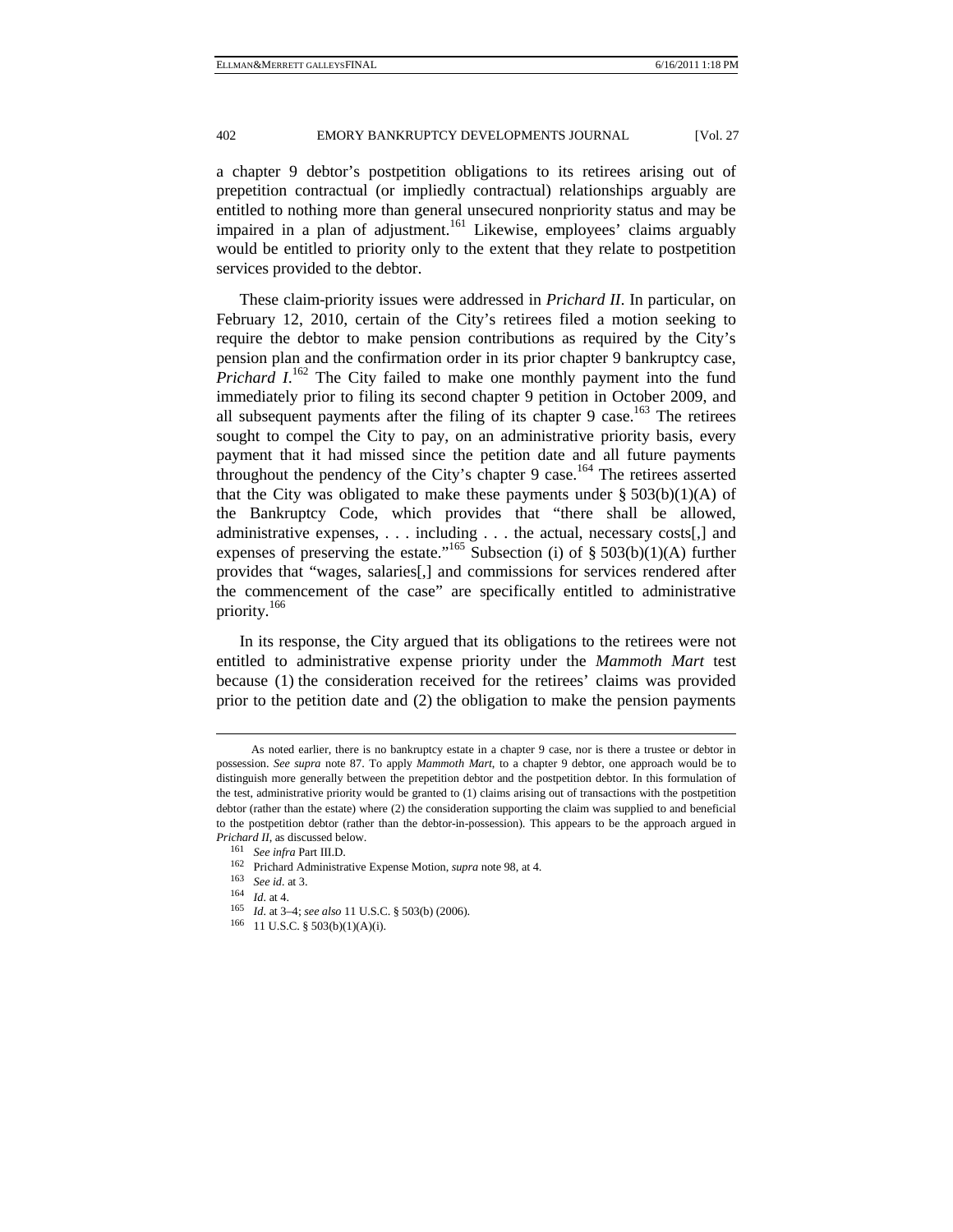a chapter 9 debtor's postpetition obligations to its retirees arising out of prepetition contractual (or impliedly contractual) relationships arguably are entitled to nothing more than general unsecured nonpriority status and may be impaired in a plan of adjustment.[161] Likewise, employees' claims arguably would be entitled to priority only to the extent that they relate to postpetition services provided to the debtor.

These claim-priority issues were addressed in *Prichard II*. In particular, on February 12, 2010, certain of the City's retirees filed a motion seeking to require the debtor to make pension contributions as required by the City's pension plan and the confirmation order in its prior chapter 9 bankruptcy case, *Prichard I*.[162] The City failed to make one monthly payment into the fund immediately prior to filing its second chapter 9 petition in October 2009, and all subsequent payments after the filing of its chapter 9 case.[163] The retirees sought to compel the City to pay, on an administrative priority basis, every payment that it had missed since the petition date and all future payments throughout the pendency of the City's chapter 9 case.[164] The retirees asserted that the City was obligated to make these payments under § 503(b)(1)(A) of the Bankruptcy Code, which provides that "there shall be allowed, administrative expenses, . . . including . . . the actual, necessary costs[,] and expenses of preserving the estate."[165] Subsection (i) of § 503(b)(1)(A) further provides that "wages, salaries[,] and commissions for services rendered after the commencement of the case" are specifically entitled to administrative priority.[166]

In its response, the City argued that its obligations to the retirees were not entitled to administrative expense priority under the *Mammoth Mart* test because (1) the consideration received for the retirees' claims was provided prior to the petition date and (2) the obligation to make the pension payments

---

As noted earlier, there is no bankruptcy estate in a chapter 9 case, nor is there a trustee or debtor in possession. *See supra* note 87. To apply *Mammoth Mart*, to a chapter 9 debtor, one approach would be to distinguish more generally between the prepetition debtor and the postpetition debtor. In this formulation of the test, administrative priority would be granted to (1) claims arising out of transactions with the postpetition debtor (rather than the estate) where (2) the consideration supporting the claim was supplied to and beneficial to the postpetition debtor (rather than the debtor-in-possession). This appears to be the approach argued in *Prichard II*, as discussed below.

[161] *See infra* Part III.D.

[162] Prichard Administrative Expense Motion, *supra* note 98, at 4.

[163] *See id.* at 3.

[164] *Id.* at 4.

[165] *Id.* at 3–4; *see also* 11 U.S.C. § 503(b) (2006).

[166] 11 U.S.C. § 503(b)(1)(A)(i).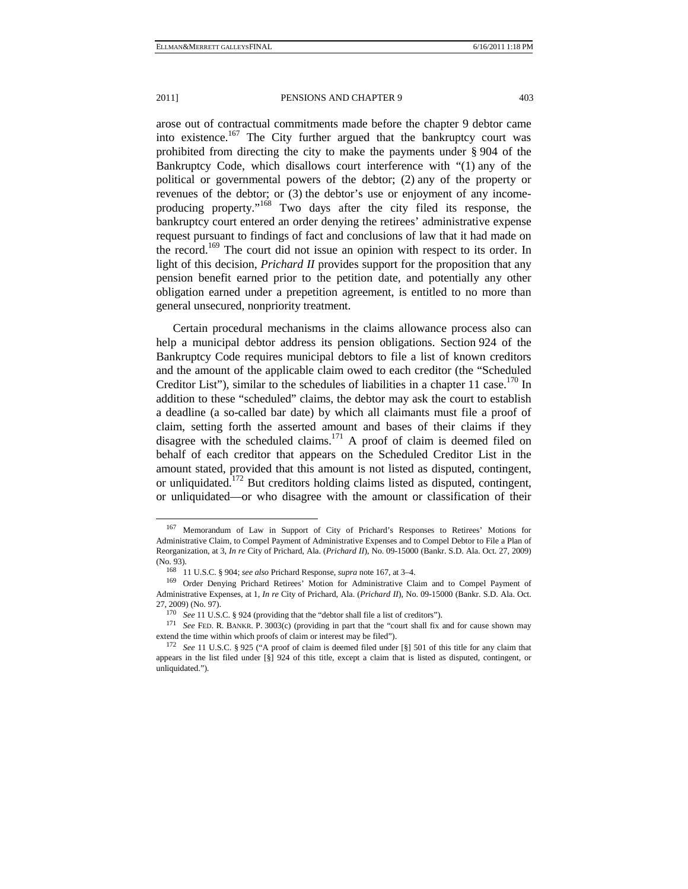arose out of contractual commitments made before the chapter 9 debtor came into existence.[167] The City further argued that the bankruptcy court was prohibited from directing the city to make the payments under § 904 of the Bankruptcy Code, which disallows court interference with "(1) any of the political or governmental powers of the debtor; (2) any of the property or revenues of the debtor; or (3) the debtor's use or enjoyment of any income-producing property."[168] Two days after the city filed its response, the bankruptcy court entered an order denying the retirees' administrative expense request pursuant to findings of fact and conclusions of law that it had made on the record.[169] The court did not issue an opinion with respect to its order. In light of this decision, *Prichard II* provides support for the proposition that any pension benefit earned prior to the petition date, and potentially any other obligation earned under a prepetition agreement, is entitled to no more than general unsecured, nonpriority treatment.

Certain procedural mechanisms in the claims allowance process also can help a municipal debtor address its pension obligations. Section 924 of the Bankruptcy Code requires municipal debtors to file a list of known creditors and the amount of the applicable claim owed to each creditor (the "Scheduled Creditor List"), similar to the schedules of liabilities in a chapter 11 case.[170] In addition to these "scheduled" claims, the debtor may ask the court to establish a deadline (a so-called bar date) by which all claimants must file a proof of claim, setting forth the asserted amount and bases of their claims if they disagree with the scheduled claims.[171] A proof of claim is deemed filed on behalf of each creditor that appears on the Scheduled Creditor List in the amount stated, provided that this amount is not listed as disputed, contingent, or unliquidated.[172] But creditors holding claims listed as disputed, contingent, or unliquidated—or who disagree with the amount or classification of their

---

[167] Memorandum of Law in Support of City of Prichard's Responses to Retirees' Motions for Administrative Claim, to Compel Payment of Administrative Expenses and to Compel Debtor to File a Plan of Reorganization, at 3, *In re* City of Prichard, Ala. (*Prichard II*), No. 09-15000 (Bankr. S.D. Ala. Oct. 27, 2009) (No. 93).

[168] 11 U.S.C. § 904; *see also* Prichard Response, *supra* note 167, at 3–4.

[169] Order Denying Prichard Retirees' Motion for Administrative Claim and to Compel Payment of Administrative Expenses, at 1, *In re* City of Prichard, Ala. (*Prichard II*), No. 09-15000 (Bankr. S.D. Ala. Oct. 27, 2009) (No. 97).

[170] *See* 11 U.S.C. § 924 (providing that the "debtor shall file a list of creditors").

[171] *See* FED. R. BANKR. P. 3003(c) (providing in part that the "court shall fix and for cause shown may extend the time within which proofs of claim or interest may be filed").

[172] *See* 11 U.S.C. § 925 ("A proof of claim is deemed filed under [§] 501 of this title for any claim that appears in the list filed under [§] 924 of this title, except a claim that is listed as disputed, contingent, or unliquidated.").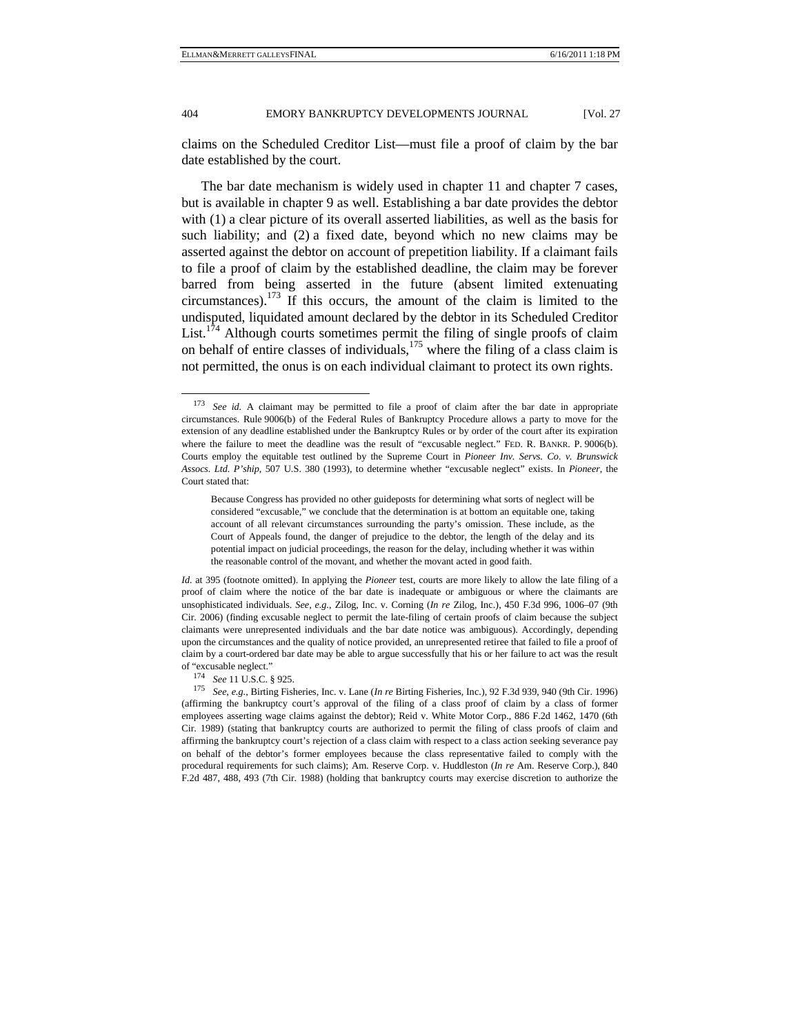claims on the Scheduled Creditor List—must file a proof of claim by the bar date established by the court.

The bar date mechanism is widely used in chapter 11 and chapter 7 cases, but is available in chapter 9 as well. Establishing a bar date provides the debtor with (1) a clear picture of its overall asserted liabilities, as well as the basis for such liability; and (2) a fixed date, beyond which no new claims may be asserted against the debtor on account of prepetition liability. If a claimant fails to file a proof of claim by the established deadline, the claim may be forever barred from being asserted in the future (absent limited extenuating circumstances).[173] If this occurs, the amount of the claim is limited to the undisputed, liquidated amount declared by the debtor in its Scheduled Creditor List.[174] Although courts sometimes permit the filing of single proofs of claim on behalf of entire classes of individuals,[175] where the filing of a class claim is not permitted, the onus is on each individual claimant to protect its own rights.

---

[173] *See id.* A claimant may be permitted to file a proof of claim after the bar date in appropriate circumstances. Rule 9006(b) of the Federal Rules of Bankruptcy Procedure allows a party to move for the extension of any deadline established under the Bankruptcy Rules or by order of the court after its expiration where the failure to meet the deadline was the result of "excusable neglect." FED. R. BANKR. P. 9006(b). Courts employ the equitable test outlined by the Supreme Court in *Pioneer Inv. Servs. Co. v. Brunswick Assocs. Ltd. P'ship*, 507 U.S. 380 (1993), to determine whether "excusable neglect" exists. In *Pioneer*, the Court stated that:

> Because Congress has provided no other guideposts for determining what sorts of neglect will be considered "excusable," we conclude that the determination is at bottom an equitable one, taking account of all relevant circumstances surrounding the party's omission. These include, as the Court of Appeals found, the danger of prejudice to the debtor, the length of the delay and its potential impact on judicial proceedings, the reason for the delay, including whether it was within the reasonable control of the movant, and whether the movant acted in good faith.

*Id.* at 395 (footnote omitted). In applying the *Pioneer* test, courts are more likely to allow the late filing of a proof of claim where the notice of the bar date is inadequate or ambiguous or where the claimants are unsophisticated individuals. *See, e.g.*, Zilog, Inc. v. Corning (*In re* Zilog, Inc.), 450 F.3d 996, 1006–07 (9th Cir. 2006) (finding excusable neglect to permit the late-filing of certain proofs of claim because the subject claimants were unrepresented individuals and the bar date notice was ambiguous). Accordingly, depending upon the circumstances and the quality of notice provided, an unrepresented retiree that failed to file a proof of claim by a court-ordered bar date may be able to argue successfully that his or her failure to act was the result of "excusable neglect."

[174] *See* 11 U.S.C. § 925.

[175] *See, e.g.*, Birting Fisheries, Inc. v. Lane (*In re* Birting Fisheries, Inc.), 92 F.3d 939, 940 (9th Cir. 1996) (affirming the bankruptcy court's approval of the filing of a class proof of claim by a class of former employees asserting wage claims against the debtor); Reid v. White Motor Corp., 886 F.2d 1462, 1470 (6th Cir. 1989) (stating that bankruptcy courts are authorized to permit the filing of class proofs of claim and affirming the bankruptcy court's rejection of a class claim with respect to a class action seeking severance pay on behalf of the debtor's former employees because the class representative failed to comply with the procedural requirements for such claims); Am. Reserve Corp. v. Huddleston (*In re* Am. Reserve Corp.), 840 F.2d 487, 488, 493 (7th Cir. 1988) (holding that bankruptcy courts may exercise discretion to authorize the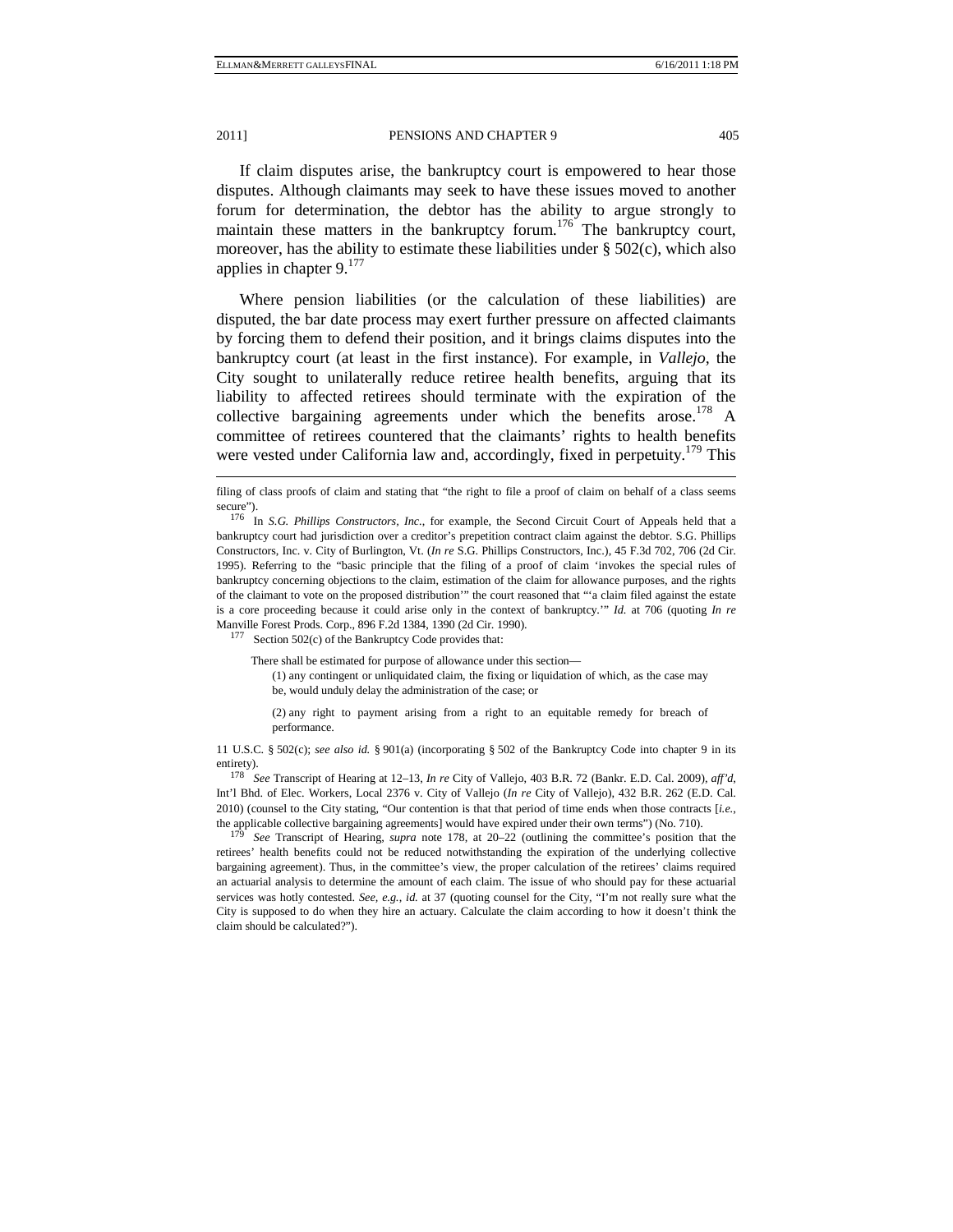If claim disputes arise, the bankruptcy court is empowered to hear those disputes. Although claimants may seek to have these issues moved to another forum for determination, the debtor has the ability to argue strongly to maintain these matters in the bankruptcy forum.[176] The bankruptcy court, moreover, has the ability to estimate these liabilities under § 502(c), which also applies in chapter 9.[177]

Where pension liabilities (or the calculation of these liabilities) are disputed, the bar date process may exert further pressure on affected claimants by forcing them to defend their position, and it brings claims disputes into the bankruptcy court (at least in the first instance). For example, in *Vallejo*, the City sought to unilaterally reduce retiree health benefits, arguing that its liability to affected retirees should terminate with the expiration of the collective bargaining agreements under which the benefits arose.[178] A committee of retirees countered that the claimants' rights to health benefits were vested under California law and, accordingly, fixed in perpetuity.[179] This

---

filing of class proofs of claim and stating that "the right to file a proof of claim on behalf of a class seems secure").

[176] In *S.G. Phillips Constructors, Inc.*, for example, the Second Circuit Court of Appeals held that a bankruptcy court had jurisdiction over a creditor's prepetition contract claim against the debtor. S.G. Phillips Constructors, Inc. v. City of Burlington, Vt. (*In re* S.G. Phillips Constructors, Inc.), 45 F.3d 702, 706 (2d Cir. 1995). Referring to the "basic principle that the filing of a proof of claim 'invokes the special rules of bankruptcy concerning objections to the claim, estimation of the claim for allowance purposes, and the rights of the claimant to vote on the proposed distribution'" the court reasoned that "'a claim filed against the estate is a core proceeding because it could arise only in the context of bankruptcy.'" *Id.* at 706 (quoting *In re* Manville Forest Prods. Corp., 896 F.2d 1384, 1390 (2d Cir. 1990).

[177] Section 502(c) of the Bankruptcy Code provides that:

> There shall be estimated for purpose of allowance under this section—
>
> (1) any contingent or unliquidated claim, the fixing or liquidation of which, as the case may be, would unduly delay the administration of the case; or
>
> (2) any right to payment arising from a right to an equitable remedy for breach of performance.

11 U.S.C. § 502(c); *see also id.* § 901(a) (incorporating § 502 of the Bankruptcy Code into chapter 9 in its entirety).

[178] *See* Transcript of Hearing at 12–13, *In re* City of Vallejo, 403 B.R. 72 (Bankr. E.D. Cal. 2009), *aff'd*, Int'l Bhd. of Elec. Workers, Local 2376 v. City of Vallejo (*In re* City of Vallejo), 432 B.R. 262 (E.D. Cal. 2010) (counsel to the City stating, "Our contention is that that period of time ends when those contracts [*i.e.*, the applicable collective bargaining agreements] would have expired under their own terms") (No. 710).

[179] *See* Transcript of Hearing, *supra* note 178, at 20–22 (outlining the committee's position that the retirees' health benefits could not be reduced notwithstanding the expiration of the underlying collective bargaining agreement). Thus, in the committee's view, the proper calculation of the retirees' claims required an actuarial analysis to determine the amount of each claim. The issue of who should pay for these actuarial services was hotly contested. *See, e.g.*, *id.* at 37 (quoting counsel for the City, "I'm not really sure what the City is supposed to do when they hire an actuary. Calculate the claim according to how it doesn't think the claim should be calculated?").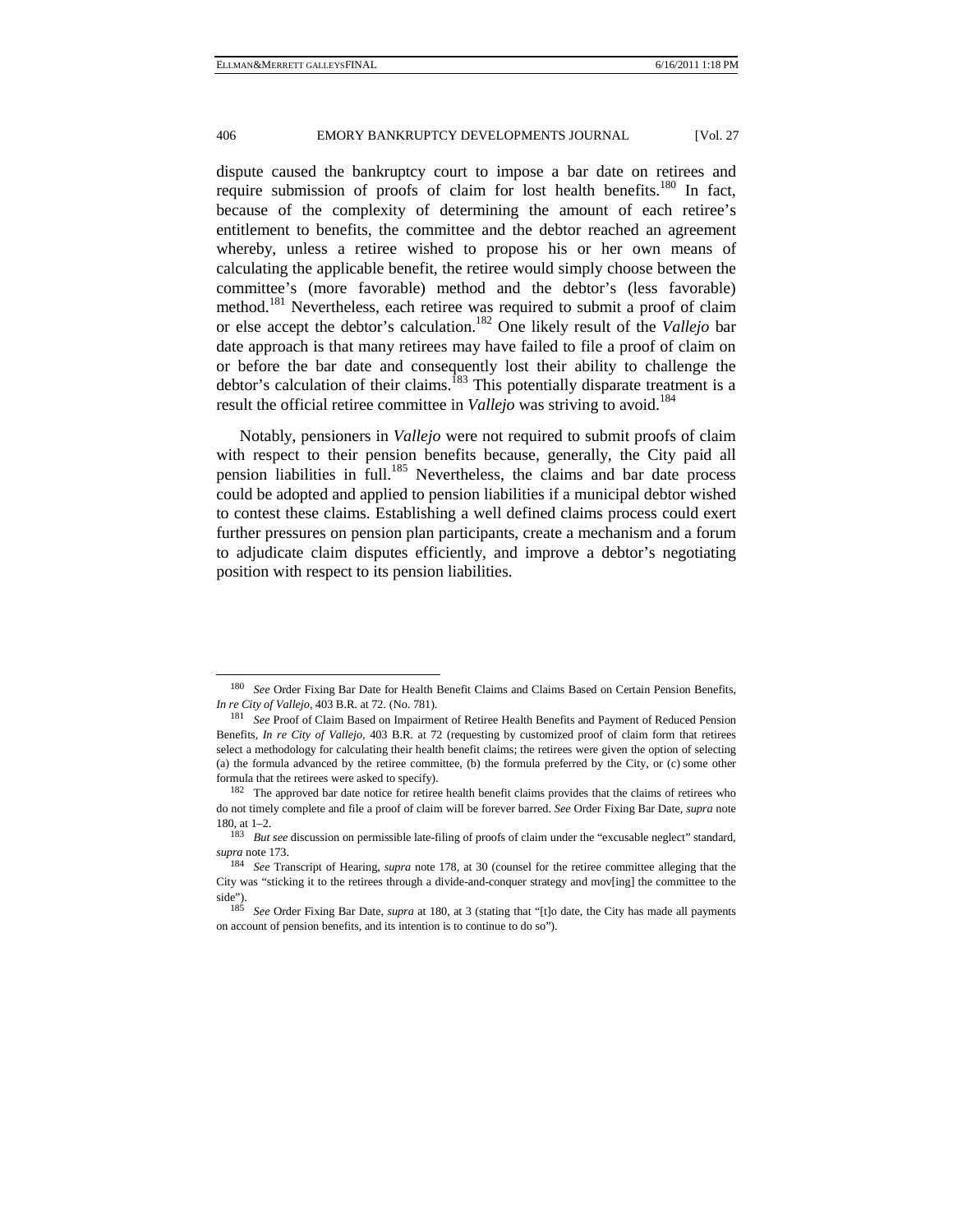dispute caused the bankruptcy court to impose a bar date on retirees and require submission of proofs of claim for lost health benefits.[180] In fact, because of the complexity of determining the amount of each retiree's entitlement to benefits, the committee and the debtor reached an agreement whereby, unless a retiree wished to propose his or her own means of calculating the applicable benefit, the retiree would simply choose between the committee's (more favorable) method and the debtor's (less favorable) method.[181] Nevertheless, each retiree was required to submit a proof of claim or else accept the debtor's calculation.[182] One likely result of the *Vallejo* bar date approach is that many retirees may have failed to file a proof of claim on or before the bar date and consequently lost their ability to challenge the debtor's calculation of their claims.[183] This potentially disparate treatment is a result the official retiree committee in *Vallejo* was striving to avoid.[184]

Notably, pensioners in *Vallejo* were not required to submit proofs of claim with respect to their pension benefits because, generally, the City paid all pension liabilities in full.[185] Nevertheless, the claims and bar date process could be adopted and applied to pension liabilities if a municipal debtor wished to contest these claims. Establishing a well defined claims process could exert further pressures on pension plan participants, create a mechanism and a forum to adjudicate claim disputes efficiently, and improve a debtor's negotiating position with respect to its pension liabilities.

---

180 *See* Order Fixing Bar Date for Health Benefit Claims and Claims Based on Certain Pension Benefits, *In re City of Vallejo*, 403 B.R. at 72. (No. 781).

181 *See* Proof of Claim Based on Impairment of Retiree Health Benefits and Payment of Reduced Pension Benefits, *In re City of Vallejo*, 403 B.R. at 72 (requesting by customized proof of claim form that retirees select a methodology for calculating their health benefit claims; the retirees were given the option of selecting (a) the formula advanced by the retiree committee, (b) the formula preferred by the City, or (c) some other formula that the retirees were asked to specify).

182 The approved bar date notice for retiree health benefit claims provides that the claims of retirees who do not timely complete and file a proof of claim will be forever barred. *See* Order Fixing Bar Date, *supra* note 180, at 1–2.

183 *But see* discussion on permissible late-filing of proofs of claim under the "excusable neglect" standard, *supra* note 173.

184 *See* Transcript of Hearing, *supra* note 178, at 30 (counsel for the retiree committee alleging that the City was "sticking it to the retirees through a divide-and-conquer strategy and mov[ing] the committee to the side").

185 *See* Order Fixing Bar Date, *supra* at 180, at 3 (stating that "[t]o date, the City has made all payments on account of pension benefits, and its intention is to continue to do so").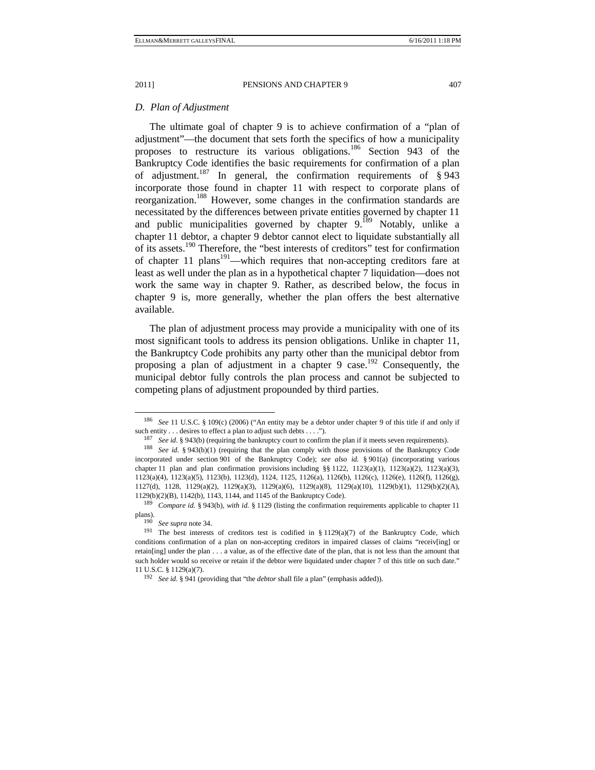### D. Plan of Adjustment

The ultimate goal of chapter 9 is to achieve confirmation of a "plan of adjustment"—the document that sets forth the specifics of how a municipality proposes to restructure its various obligations.[186] Section 943 of the Bankruptcy Code identifies the basic requirements for confirmation of a plan of adjustment.[187] In general, the confirmation requirements of § 943 incorporate those found in chapter 11 with respect to corporate plans of reorganization.[188] However, some changes in the confirmation standards are necessitated by the differences between private entities governed by chapter 11 and public municipalities governed by chapter 9.[189] Notably, unlike a chapter 11 debtor, a chapter 9 debtor cannot elect to liquidate substantially all of its assets.[190] Therefore, the "best interests of creditors" test for confirmation of chapter 11 plans[191]—which requires that non-accepting creditors fare at least as well under the plan as in a hypothetical chapter 7 liquidation—does not work the same way in chapter 9. Rather, as described below, the focus in chapter 9 is, more generally, whether the plan offers the best alternative available.

The plan of adjustment process may provide a municipality with one of its most significant tools to address its pension obligations. Unlike in chapter 11, the Bankruptcy Code prohibits any party other than the municipal debtor from proposing a plan of adjustment in a chapter 9 case.[192] Consequently, the municipal debtor fully controls the plan process and cannot be subjected to competing plans of adjustment propounded by third parties.

---

[186] *See* 11 U.S.C. § 109(c) (2006) ("An entity may be a debtor under chapter 9 of this title if and only if such entity . . . desires to effect a plan to adjust such debts . . . .").

[187] *See id*. § 943(b) (requiring the bankruptcy court to confirm the plan if it meets seven requirements).

[188] *See id*. § 943(b)(1) (requiring that the plan comply with those provisions of the Bankruptcy Code incorporated under section 901 of the Bankruptcy Code); *see also id.* § 901(a) (incorporating various chapter 11 plan and plan confirmation provisions including §§ 1122, 1123(a)(1), 1123(a)(2), 1123(a)(3), 1123(a)(4), 1123(a)(5), 1123(b), 1123(d), 1124, 1125, 1126(a), 1126(b), 1126(c), 1126(e), 1126(f), 1126(g), 1127(d), 1128, 1129(a)(2), 1129(a)(3), 1129(a)(6), 1129(a)(8), 1129(a)(10), 1129(b)(1), 1129(b)(2)(A), 1129(b)(2)(B), 1142(b), 1143, 1144, and 1145 of the Bankruptcy Code).

[189] *Compare id.* § 943(b), *with id.* § 1129 (listing the confirmation requirements applicable to chapter 11 plans).

[190] *See supra* note 34.

[191] The best interests of creditors test is codified in § 1129(a)(7) of the Bankruptcy Code, which conditions confirmation of a plan on non-accepting creditors in impaired classes of claims "receiv[ing] or retain[ing] under the plan . . . a value, as of the effective date of the plan, that is not less than the amount that such holder would so receive or retain if the debtor were liquidated under chapter 7 of this title on such date." 11 U.S.C. § 1129(a)(7).

[192] *See id*. § 941 (providing that "the *debtor* shall file a plan" (emphasis added)).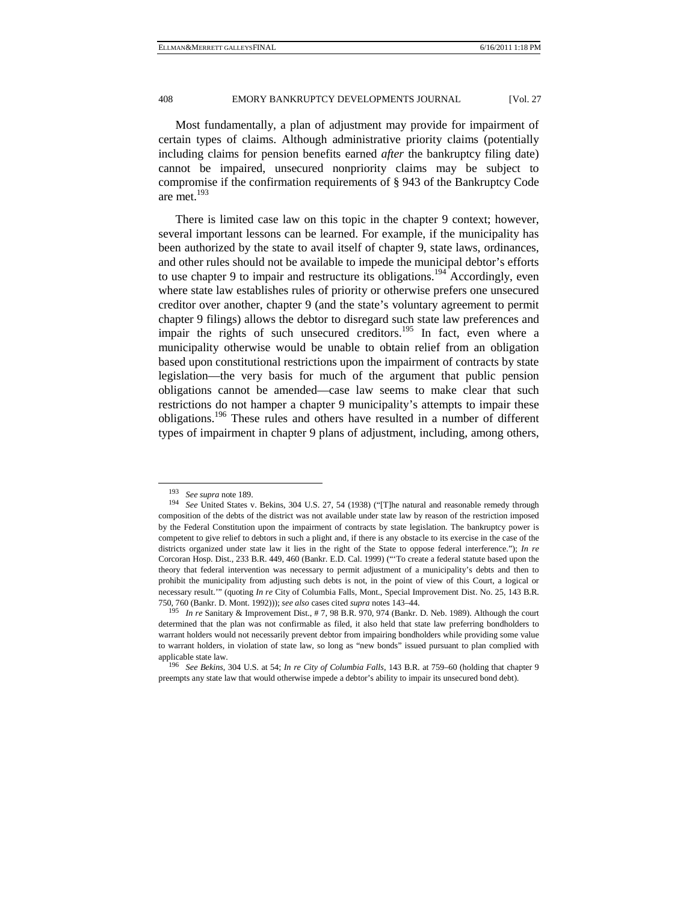Most fundamentally, a plan of adjustment may provide for impairment of certain types of claims. Although administrative priority claims (potentially including claims for pension benefits earned *after* the bankruptcy filing date) cannot be impaired, unsecured nonpriority claims may be subject to compromise if the confirmation requirements of § 943 of the Bankruptcy Code are met.[193]

There is limited case law on this topic in the chapter 9 context; however, several important lessons can be learned. For example, if the municipality has been authorized by the state to avail itself of chapter 9, state laws, ordinances, and other rules should not be available to impede the municipal debtor's efforts to use chapter 9 to impair and restructure its obligations.[194] Accordingly, even where state law establishes rules of priority or otherwise prefers one unsecured creditor over another, chapter 9 (and the state's voluntary agreement to permit chapter 9 filings) allows the debtor to disregard such state law preferences and impair the rights of such unsecured creditors.[195] In fact, even where a municipality otherwise would be unable to obtain relief from an obligation based upon constitutional restrictions upon the impairment of contracts by state legislation—the very basis for much of the argument that public pension obligations cannot be amended—case law seems to make clear that such restrictions do not hamper a chapter 9 municipality's attempts to impair these obligations.[196] These rules and others have resulted in a number of different types of impairment in chapter 9 plans of adjustment, including, among others,

---

[193] *See supra* note 189.

[194] *See* United States v. Bekins, 304 U.S. 27, 54 (1938) ("[T]he natural and reasonable remedy through composition of the debts of the district was not available under state law by reason of the restriction imposed by the Federal Constitution upon the impairment of contracts by state legislation. The bankruptcy power is competent to give relief to debtors in such a plight and, if there is any obstacle to its exercise in the case of the districts organized under state law it lies in the right of the State to oppose federal interference."); *In re* Corcoran Hosp. Dist., 233 B.R. 449, 460 (Bankr. E.D. Cal. 1999) ("'To create a federal statute based upon the theory that federal intervention was necessary to permit adjustment of a municipality's debts and then to prohibit the municipality from adjusting such debts is not, in the point of view of this Court, a logical or necessary result.'" (quoting *In re* City of Columbia Falls, Mont., Special Improvement Dist. No. 25, 143 B.R. 750, 760 (Bankr. D. Mont. 1992))); *see also* cases cited *supra* notes 143–44.

[195] *In re* Sanitary & Improvement Dist., # 7, 98 B.R. 970, 974 (Bankr. D. Neb. 1989). Although the court determined that the plan was not confirmable as filed, it also held that state law preferring bondholders to warrant holders would not necessarily prevent debtor from impairing bondholders while providing some value to warrant holders, in violation of state law, so long as "new bonds" issued pursuant to plan complied with applicable state law.

[196] *See Bekins*, 304 U.S. at 54; *In re City of Columbia Falls*, 143 B.R. at 759–60 (holding that chapter 9 preempts any state law that would otherwise impede a debtor's ability to impair its unsecured bond debt).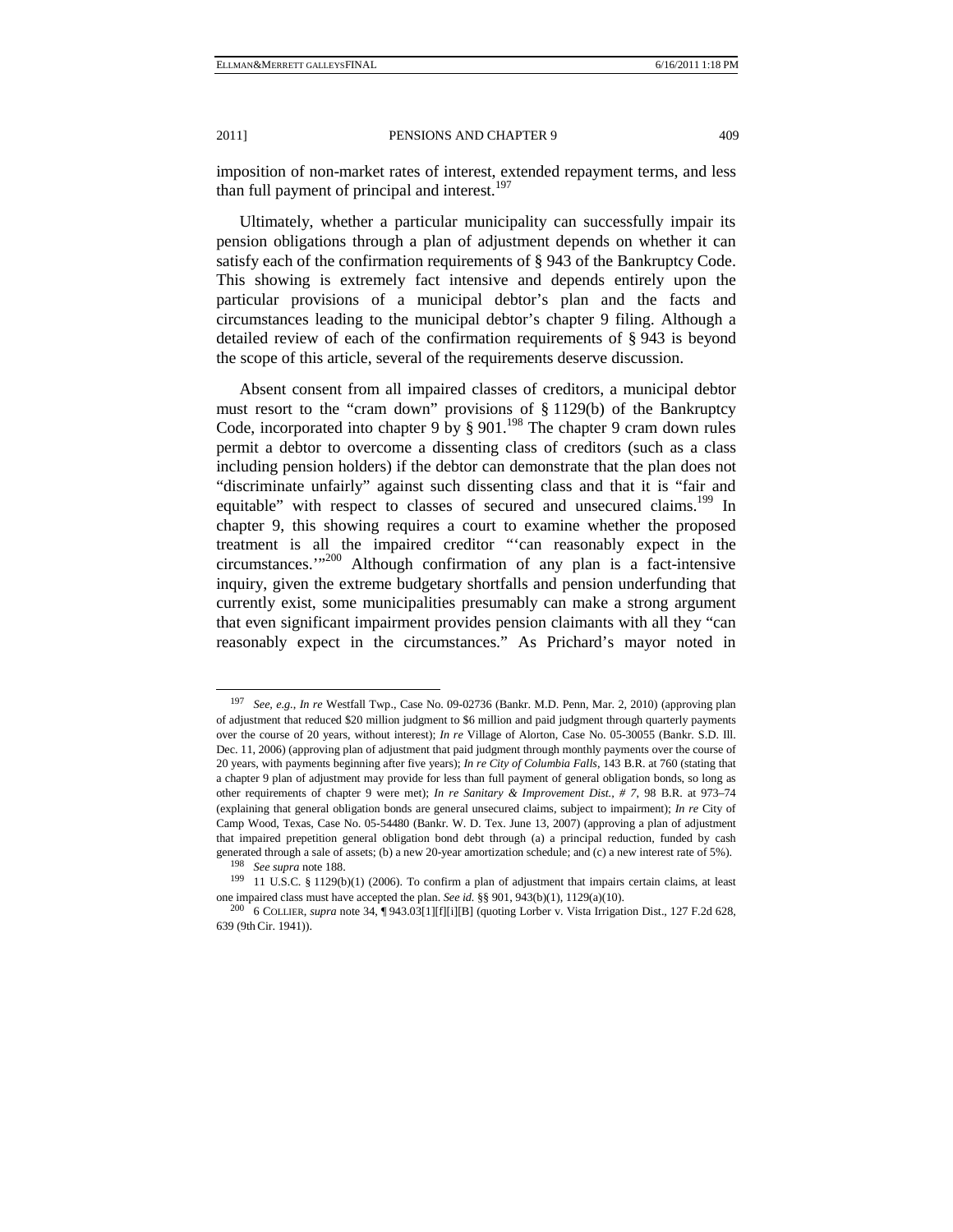imposition of non-market rates of interest, extended repayment terms, and less than full payment of principal and interest.[197]

Ultimately, whether a particular municipality can successfully impair its pension obligations through a plan of adjustment depends on whether it can satisfy each of the confirmation requirements of § 943 of the Bankruptcy Code. This showing is extremely fact intensive and depends entirely upon the particular provisions of a municipal debtor's plan and the facts and circumstances leading to the municipal debtor's chapter 9 filing. Although a detailed review of each of the confirmation requirements of § 943 is beyond the scope of this article, several of the requirements deserve discussion.

Absent consent from all impaired classes of creditors, a municipal debtor must resort to the "cram down" provisions of § 1129(b) of the Bankruptcy Code, incorporated into chapter 9 by § 901.[198] The chapter 9 cram down rules permit a debtor to overcome a dissenting class of creditors (such as a class including pension holders) if the debtor can demonstrate that the plan does not "discriminate unfairly" against such dissenting class and that it is "fair and equitable" with respect to classes of secured and unsecured claims.[199] In chapter 9, this showing requires a court to examine whether the proposed treatment is all the impaired creditor "'can reasonably expect in the circumstances.'"[200] Although confirmation of any plan is a fact-intensive inquiry, given the extreme budgetary shortfalls and pension underfunding that currently exist, some municipalities presumably can make a strong argument that even significant impairment provides pension claimants with all they "can reasonably expect in the circumstances." As Prichard's mayor noted in

---

[197] *See, e.g.*, *In re* Westfall Twp., Case No. 09-02736 (Bankr. M.D. Penn, Mar. 2, 2010) (approving plan of adjustment that reduced $20 million judgment to $6 million and paid judgment through quarterly payments over the course of 20 years, without interest); *In re* Village of Alorton, Case No. 05-30055 (Bankr. S.D. Ill. Dec. 11, 2006) (approving plan of adjustment that paid judgment through monthly payments over the course of 20 years, with payments beginning after five years); *In re City of Columbia Falls*, 143 B.R. at 760 (stating that a chapter 9 plan of adjustment may provide for less than full payment of general obligation bonds, so long as other requirements of chapter 9 were met); *In re Sanitary & Improvement Dist., # 7*, 98 B.R. at 973–74 (explaining that general obligation bonds are general unsecured claims, subject to impairment); *In re* City of Camp Wood, Texas, Case No. 05-54480 (Bankr. W. D. Tex. June 13, 2007) (approving a plan of adjustment that impaired prepetition general obligation bond debt through (a) a principal reduction, funded by cash generated through a sale of assets; (b) a new 20-year amortization schedule; and (c) a new interest rate of 5%).

[198] *See supra* note 188.

[199] 11 U.S.C. § 1129(b)(1) (2006). To confirm a plan of adjustment that impairs certain claims, at least one impaired class must have accepted the plan. *See id.* §§ 901, 943(b)(1), 1129(a)(10).

[200] 6 COLLIER, *supra* note 34, ¶ 943.03[1][f][i][B] (quoting Lorber v. Vista Irrigation Dist., 127 F.2d 628, 639 (9th Cir. 1941)).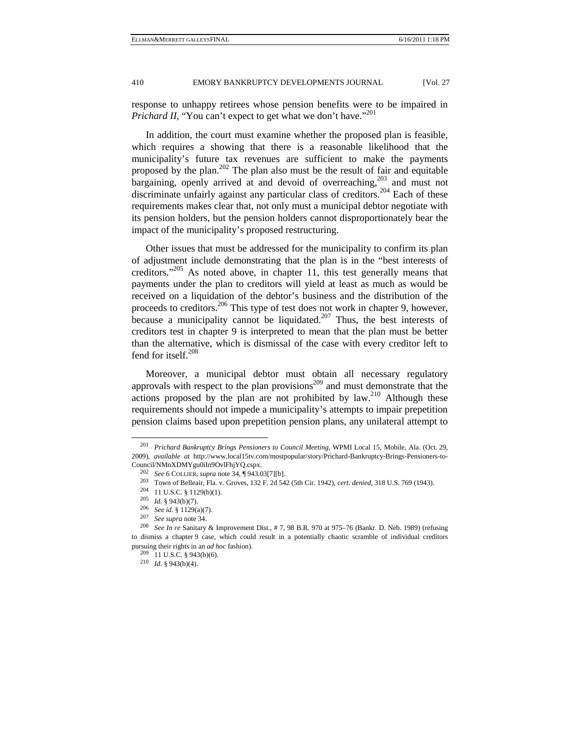response to unhappy retirees whose pension benefits were to be impaired in *Prichard II*, "You can't expect to get what we don't have."[201]

In addition, the court must examine whether the proposed plan is feasible, which requires a showing that there is a reasonable likelihood that the municipality's future tax revenues are sufficient to make the payments proposed by the plan.[202] The plan also must be the result of fair and equitable bargaining, openly arrived at and devoid of overreaching,[203] and must not discriminate unfairly against any particular class of creditors.[204] Each of these requirements makes clear that, not only must a municipal debtor negotiate with its pension holders, but the pension holders cannot disproportionately bear the impact of the municipality's proposed restructuring.

Other issues that must be addressed for the municipality to confirm its plan of adjustment include demonstrating that the plan is in the "best interests of creditors."[205] As noted above, in chapter 11, this test generally means that payments under the plan to creditors will yield at least as much as would be received on a liquidation of the debtor's business and the distribution of the proceeds to creditors.[206] This type of test does not work in chapter 9, however, because a municipality cannot be liquidated.[207] Thus, the best interests of creditors test in chapter 9 is interpreted to mean that the plan must be better than the alternative, which is dismissal of the case with every creditor left to fend for itself.[208]

Moreover, a municipal debtor must obtain all necessary regulatory approvals with respect to the plan provisions[209] and must demonstrate that the actions proposed by the plan are not prohibited by law.[210] Although these requirements should not impede a municipality's attempts to impair prepetition pension claims based upon prepetition pension plans, any unilateral attempt to

---

[201] *Prichard Bankruptcy Brings Pensioners to Council Meeting*, WPMI Local 15, Mobile, Ala. (Oct. 29, 2009), *available at* http://www.local15tv.com/mostpopular/story/Prichard-Bankruptcy-Brings-Pensioners-to-Council/NMnXDMYgu0iIn9OvlFhjYQ.cspx.

[202] *See* 6 COLLIER, *supra* note 34, ¶ 943.03[7][b].

[203] Town of Belleair, Fla. v. Groves, 132 F. 2d 542 (5th Cir. 1942), *cert. denied*, 318 U.S. 769 (1943).

[204] 11 U.S.C. § 1129(b)(1).

[205] *Id*. § 943(b)(7).

[206] *See id*. § 1129(a)(7).

[207] *See supra* note 34.

[208] *See In re* Sanitary & Improvement Dist., # 7, 98 B.R. 970 at 975–76 (Bankr. D. Neb. 1989) (refusing to dismiss a chapter 9 case, which could result in a potentially chaotic scramble of individual creditors pursuing their rights in an *ad hoc* fashion).

[209] 11 U.S.C. § 943(b)(6).

[210] *Id*. § 943(b)(4).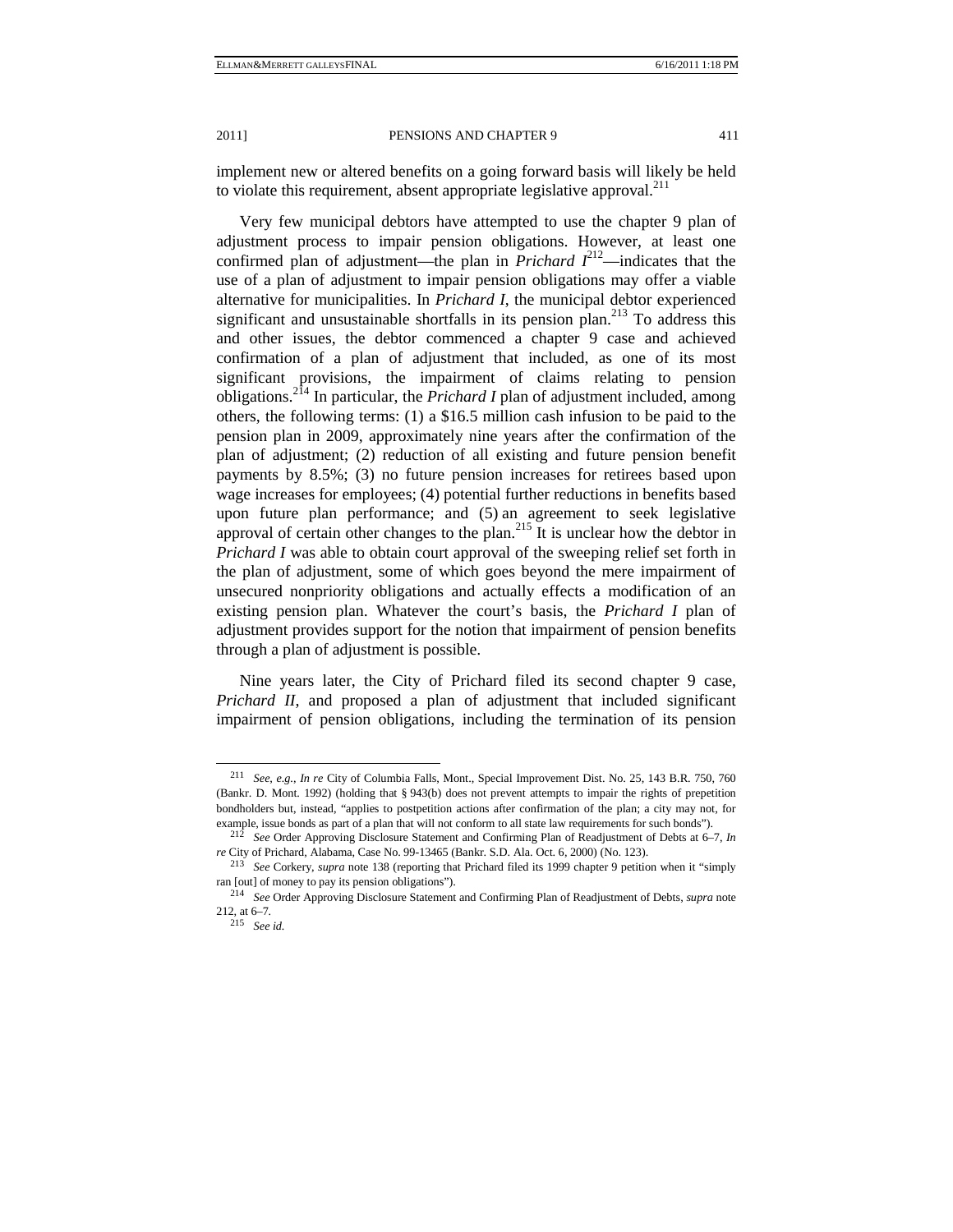implement new or altered benefits on a going forward basis will likely be held to violate this requirement, absent appropriate legislative approval.[211]

Very few municipal debtors have attempted to use the chapter 9 plan of adjustment process to impair pension obligations. However, at least one confirmed plan of adjustment—the plan in *Prichard I*[212]—indicates that the use of a plan of adjustment to impair pension obligations may offer a viable alternative for municipalities. In *Prichard I*, the municipal debtor experienced significant and unsustainable shortfalls in its pension plan.[213] To address this and other issues, the debtor commenced a chapter 9 case and achieved confirmation of a plan of adjustment that included, as one of its most significant provisions, the impairment of claims relating to pension obligations.[214] In particular, the *Prichard I* plan of adjustment included, among others, the following terms: (1) a $16.5 million cash infusion to be paid to the pension plan in 2009, approximately nine years after the confirmation of the plan of adjustment; (2) reduction of all existing and future pension benefit payments by 8.5%; (3) no future pension increases for retirees based upon wage increases for employees; (4) potential further reductions in benefits based upon future plan performance; and (5) an agreement to seek legislative approval of certain other changes to the plan.[215] It is unclear how the debtor in *Prichard I* was able to obtain court approval of the sweeping relief set forth in the plan of adjustment, some of which goes beyond the mere impairment of unsecured nonpriority obligations and actually effects a modification of an existing pension plan. Whatever the court's basis, the *Prichard I* plan of adjustment provides support for the notion that impairment of pension benefits through a plan of adjustment is possible.

Nine years later, the City of Prichard filed its second chapter 9 case, *Prichard II*, and proposed a plan of adjustment that included significant impairment of pension obligations, including the termination of its pension

---

[211] *See, e.g.*, *In re* City of Columbia Falls, Mont., Special Improvement Dist. No. 25, 143 B.R. 750, 760 (Bankr. D. Mont. 1992) (holding that § 943(b) does not prevent attempts to impair the rights of prepetition bondholders but, instead, "applies to postpetition actions after confirmation of the plan; a city may not, for example, issue bonds as part of a plan that will not conform to all state law requirements for such bonds").

[212] *See* Order Approving Disclosure Statement and Confirming Plan of Readjustment of Debts at 6–7, *In re* City of Prichard, Alabama, Case No. 99-13465 (Bankr. S.D. Ala. Oct. 6, 2000) (No. 123).

[213] *See* Corkery, *supra* note 138 (reporting that Prichard filed its 1999 chapter 9 petition when it "simply ran [out] of money to pay its pension obligations").

[214] *See* Order Approving Disclosure Statement and Confirming Plan of Readjustment of Debts, *supra* note 212, at 6–7.

[215] *See id.*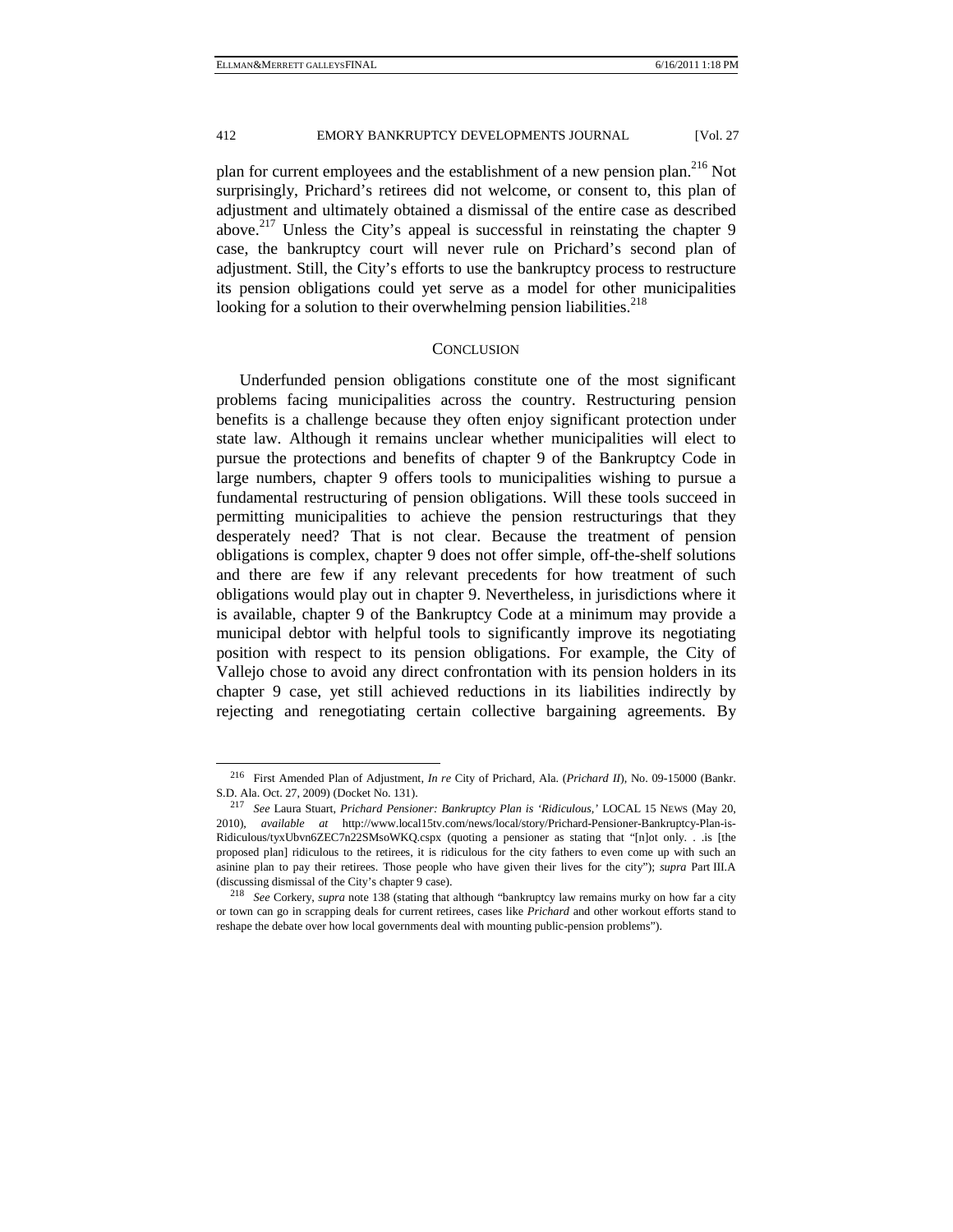plan for current employees and the establishment of a new pension plan.[216] Not surprisingly, Prichard's retirees did not welcome, or consent to, this plan of adjustment and ultimately obtained a dismissal of the entire case as described above.[217] Unless the City's appeal is successful in reinstating the chapter 9 case, the bankruptcy court will never rule on Prichard's second plan of adjustment. Still, the City's efforts to use the bankruptcy process to restructure its pension obligations could yet serve as a model for other municipalities looking for a solution to their overwhelming pension liabilities.[218]

## CONCLUSION

Underfunded pension obligations constitute one of the most significant problems facing municipalities across the country. Restructuring pension benefits is a challenge because they often enjoy significant protection under state law. Although it remains unclear whether municipalities will elect to pursue the protections and benefits of chapter 9 of the Bankruptcy Code in large numbers, chapter 9 offers tools to municipalities wishing to pursue a fundamental restructuring of pension obligations. Will these tools succeed in permitting municipalities to achieve the pension restructurings that they desperately need? That is not clear. Because the treatment of pension obligations is complex, chapter 9 does not offer simple, off-the-shelf solutions and there are few if any relevant precedents for how treatment of such obligations would play out in chapter 9. Nevertheless, in jurisdictions where it is available, chapter 9 of the Bankruptcy Code at a minimum may provide a municipal debtor with helpful tools to significantly improve its negotiating position with respect to its pension obligations. For example, the City of Vallejo chose to avoid any direct confrontation with its pension holders in its chapter 9 case, yet still achieved reductions in its liabilities indirectly by rejecting and renegotiating certain collective bargaining agreements. By

---

[216] First Amended Plan of Adjustment, *In re* City of Prichard, Ala. (*Prichard II*), No. 09-15000 (Bankr. S.D. Ala. Oct. 27, 2009) (Docket No. 131).

[217] *See* Laura Stuart, *Prichard Pensioner: Bankruptcy Plan is 'Ridiculous,'* LOCAL 15 NEWS (May 20, 2010), *available at* http://www.local15tv.com/news/local/story/Prichard-Pensioner-Bankruptcy-Plan-is-Ridiculous/tyxUbvn6ZEC7n22SMsoWKQ.cspx (quoting a pensioner as stating that "[n]ot only. . .is [the proposed plan] ridiculous to the retirees, it is ridiculous for the city fathers to even come up with such an asinine plan to pay their retirees. Those people who have given their lives for the city"); *supra* Part III.A (discussing dismissal of the City's chapter 9 case).

[218] *See* Corkery, *supra* note 138 (stating that although "bankruptcy law remains murky on how far a city or town can go in scrapping deals for current retirees, cases like *Prichard* and other workout efforts stand to reshape the debate over how local governments deal with mounting public-pension problems").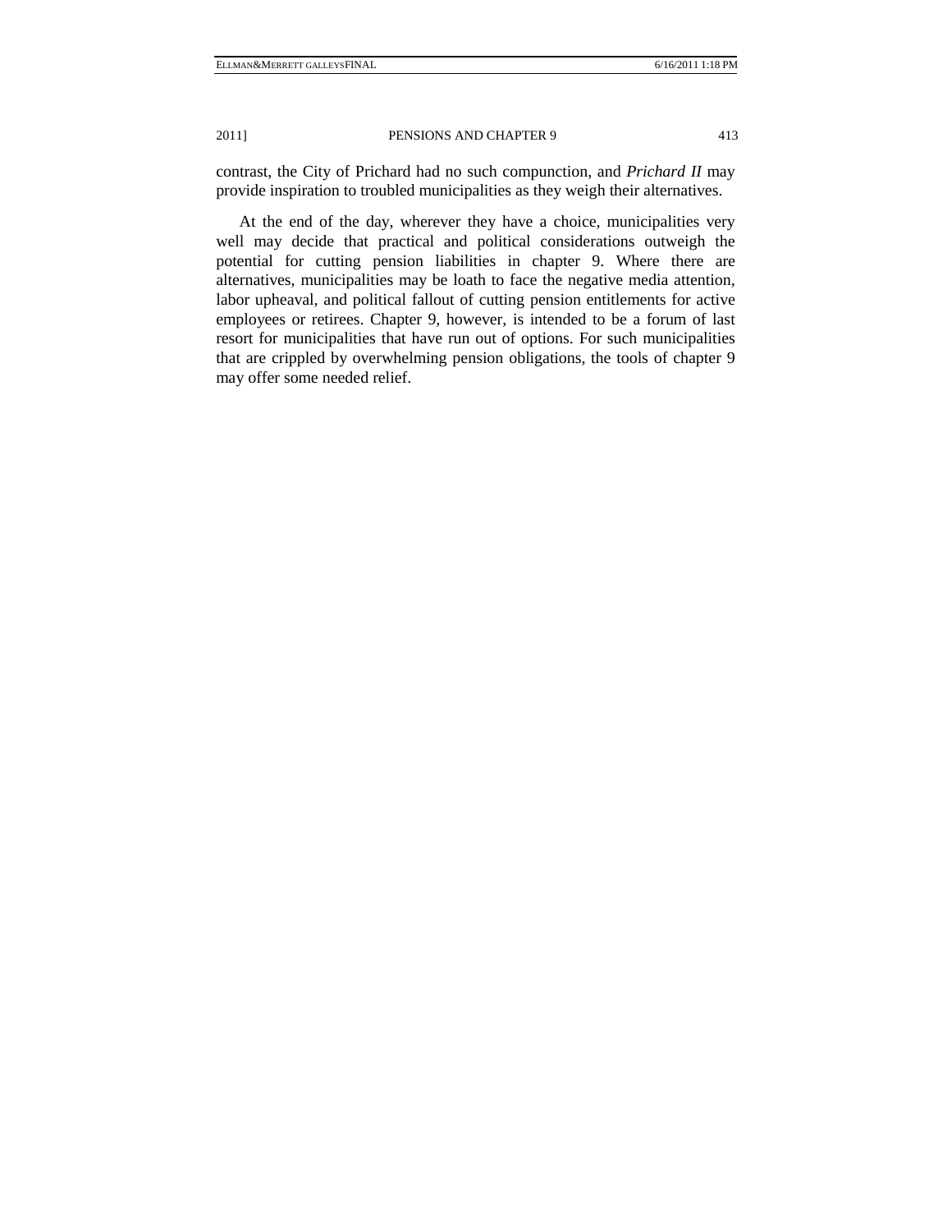contrast, the City of Prichard had no such compunction, and *Prichard II* may provide inspiration to troubled municipalities as they weigh their alternatives.

At the end of the day, wherever they have a choice, municipalities very well may decide that practical and political considerations outweigh the potential for cutting pension liabilities in chapter 9. Where there are alternatives, municipalities may be loath to face the negative media attention, labor upheaval, and political fallout of cutting pension entitlements for active employees or retirees. Chapter 9, however, is intended to be a forum of last resort for municipalities that have run out of options. For such municipalities that are crippled by overwhelming pension obligations, the tools of chapter 9 may offer some needed relief.